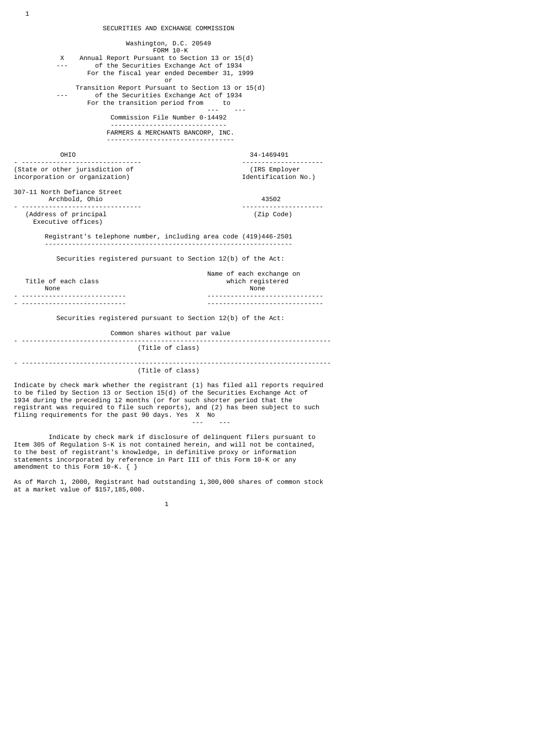SECURITIES AND EXCHANGE COMMISSION

Washington, D.C. 20549

FORM 10-K

X Annual Report Pursuant to Section 13 or 15(d) of the Securities Exchange Act of 1934
For the fiscal year ended December 31, 1999

or

Transition Report Pursuant to Section 13 or 15(d) of the Securities Exchange Act of 1934
For the transition period from ___ to ___

Commission File Number 0-14492

FARMERS & MERCHANTS BANCORP, INC.

| | |
|---|---|
| OHIO | 34-1469491 |
| (State or other jurisdiction of incorporation or organization) | (IRS Employer Identification No.) |
| 307-11 North Defiance Street Archbold, Ohio | 43502 |
| (Address of principal Executive offices) | (Zip Code) |

Registrant's telephone number, including area code (419)446-2501

Securities registered pursuant to Section 12(b) of the Act:

| Title of each class | Name of each exchange on which registered |
|---|---|
| None | None |

Securities registered pursuant to Section 12(b) of the Act:

Common shares without par value

(Title of class)

(Title of class)

Indicate by check mark whether the registrant (1) has filed all reports required to be filed by Section 13 or Section 15(d) of the Securities Exchange Act of 1934 during the preceding 12 months (or for such shorter period that the registrant was required to file such reports), and (2) has been subject to such filing requirements for the past 90 days. Yes X No ___

Indicate by check mark if disclosure of delinquent filers pursuant to Item 305 of Regulation S-K is not contained herein, and will not be contained, to the best of registrant's knowledge, in definitive proxy or information statements incorporated by reference in Part III of this Form 10-K or any amendment to this Form 10-K. { }

As of March 1, 2000, Registrant had outstanding 1,300,000 shares of common stock at a market value of $157,185,000.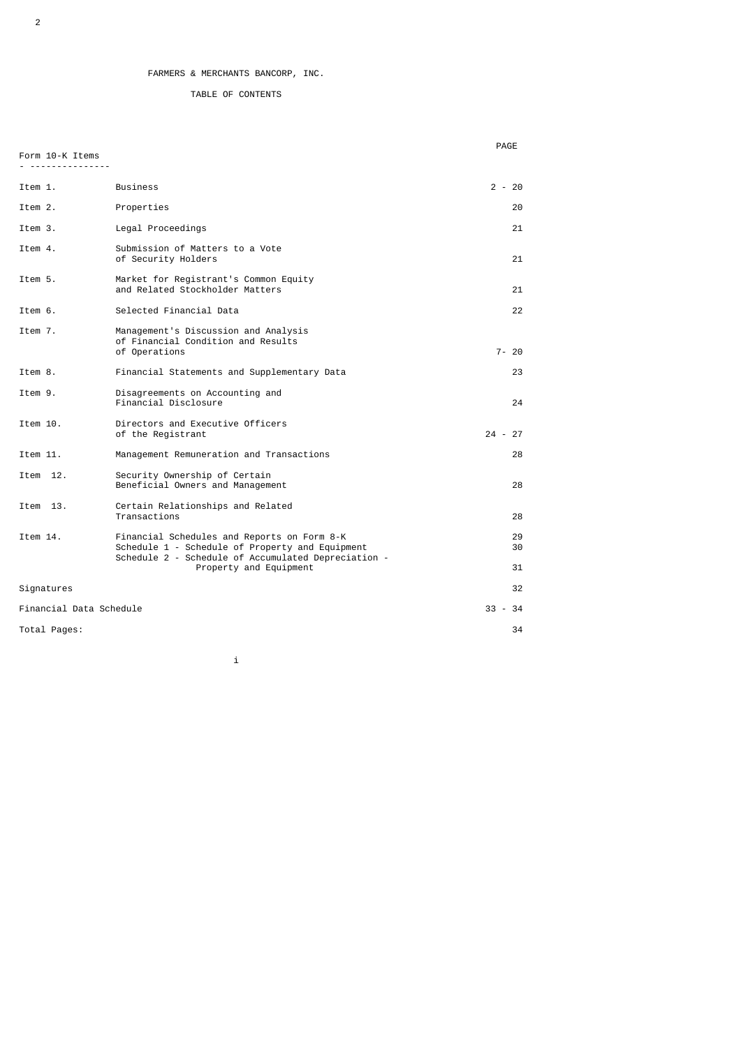FARMERS & MERCHANTS BANCORP, INC.

TABLE OF CONTENTS

| Form 10-K Items | | PAGE |
|---|---|---|
| Item 1. | Business | 2 - 20 |
| Item 2. | Properties | 20 |
| Item 3. | Legal Proceedings | 21 |
| Item 4. | Submission of Matters to a Vote of Security Holders | 21 |
| Item 5. | Market for Registrant's Common Equity and Related Stockholder Matters | 21 |
| Item 6. | Selected Financial Data | 22 |
| Item 7. | Management's Discussion and Analysis of Financial Condition and Results of Operations | 7- 20 |
| Item 8. | Financial Statements and Supplementary Data | 23 |
| Item 9. | Disagreements on Accounting and Financial Disclosure | 24 |
| Item 10. | Directors and Executive Officers of the Registrant | 24 - 27 |
| Item 11. | Management Remuneration and Transactions | 28 |
| Item 12. | Security Ownership of Certain Beneficial Owners and Management | 28 |
| Item 13. | Certain Relationships and Related Transactions | 28 |
| Item 14. | Financial Schedules and Reports on Form 8-K | 29 |
| | Schedule 1 - Schedule of Property and Equipment | 30 |
| | Schedule 2 - Schedule of Accumulated Depreciation - Property and Equipment | 31 |
| Signatures | | 32 |
| Financial Data Schedule | | 33 - 34 |
| Total Pages: | | 34 |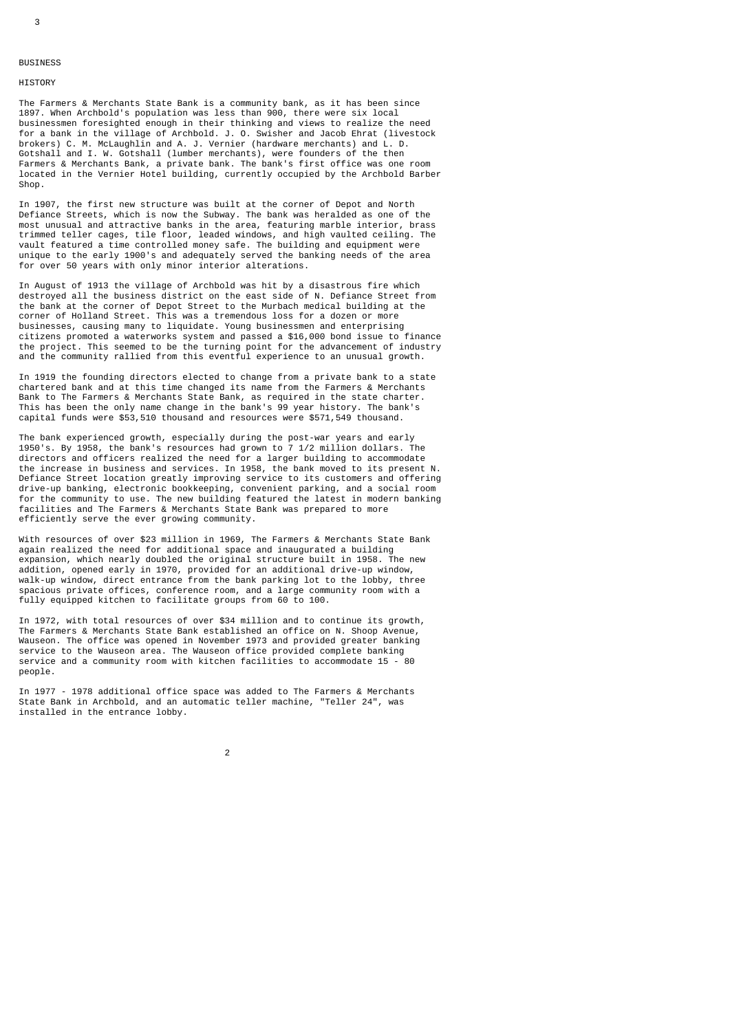# BUSINESS

## HISTORY

The Farmers & Merchants State Bank is a community bank, as it has been since 1897. When Archbold's population was less than 900, there were six local businessmen foresighted enough in their thinking and views to realize the need for a bank in the village of Archbold. J. O. Swisher and Jacob Ehrat (livestock brokers) C. M. McLaughlin and A. J. Vernier (hardware merchants) and L. D. Gotshall and I. W. Gotshall (lumber merchants), were founders of the then Farmers & Merchants Bank, a private bank. The bank's first office was one room located in the Vernier Hotel building, currently occupied by the Archbold Barber Shop.

In 1907, the first new structure was built at the corner of Depot and North Defiance Streets, which is now the Subway. The bank was heralded as one of the most unusual and attractive banks in the area, featuring marble interior, brass trimmed teller cages, tile floor, leaded windows, and high vaulted ceiling. The vault featured a time controlled money safe. The building and equipment were unique to the early 1900's and adequately served the banking needs of the area for over 50 years with only minor interior alterations.

In August of 1913 the village of Archbold was hit by a disastrous fire which destroyed all the business district on the east side of N. Defiance Street from the bank at the corner of Depot Street to the Murbach medical building at the corner of Holland Street. This was a tremendous loss for a dozen or more businesses, causing many to liquidate. Young businessmen and enterprising citizens promoted a waterworks system and passed a $16,000 bond issue to finance the project. This seemed to be the turning point for the advancement of industry and the community rallied from this eventful experience to an unusual growth.

In 1919 the founding directors elected to change from a private bank to a state chartered bank and at this time changed its name from the Farmers & Merchants Bank to The Farmers & Merchants State Bank, as required in the state charter. This has been the only name change in the bank's 99 year history. The bank's capital funds were $53,510 thousand and resources were $571,549 thousand.

The bank experienced growth, especially during the post-war years and early 1950's. By 1958, the bank's resources had grown to 7 1/2 million dollars. The directors and officers realized the need for a larger building to accommodate the increase in business and services. In 1958, the bank moved to its present N. Defiance Street location greatly improving service to its customers and offering drive-up banking, electronic bookkeeping, convenient parking, and a social room for the community to use. The new building featured the latest in modern banking facilities and The Farmers & Merchants State Bank was prepared to more efficiently serve the ever growing community.

With resources of over $23 million in 1969, The Farmers & Merchants State Bank again realized the need for additional space and inaugurated a building expansion, which nearly doubled the original structure built in 1958. The new addition, opened early in 1970, provided for an additional drive-up window, walk-up window, direct entrance from the bank parking lot to the lobby, three spacious private offices, conference room, and a large community room with a fully equipped kitchen to facilitate groups from 60 to 100.

In 1972, with total resources of over $34 million and to continue its growth, The Farmers & Merchants State Bank established an office on N. Shoop Avenue, Wauseon. The office was opened in November 1973 and provided greater banking service to the Wauseon area. The Wauseon office provided complete banking service and a community room with kitchen facilities to accommodate 15 - 80 people.

In 1977 - 1978 additional office space was added to The Farmers & Merchants State Bank in Archbold, and an automatic teller machine, "Teller 24", was installed in the entrance lobby.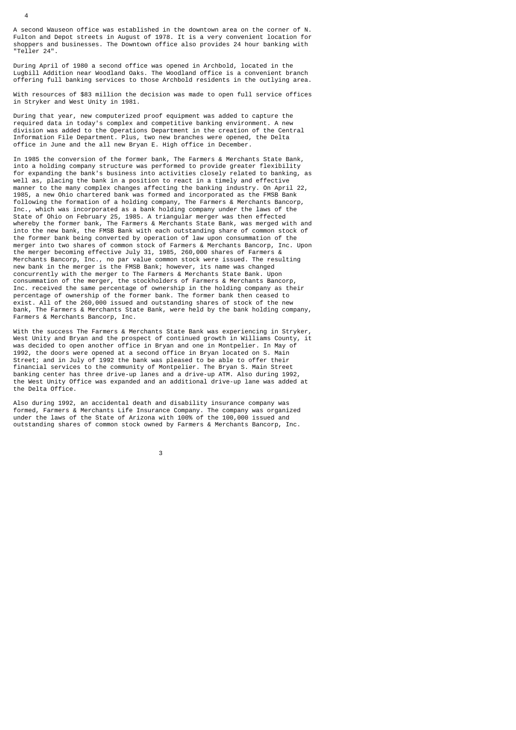A second Wauseon office was established in the downtown area on the corner of N. Fulton and Depot streets in August of 1978. It is a very convenient location for shoppers and businesses. The Downtown office also provides 24 hour banking with "Teller 24".

During April of 1980 a second office was opened in Archbold, located in the Lugbill Addition near Woodland Oaks. The Woodland office is a convenient branch offering full banking services to those Archbold residents in the outlying area.

With resources of $83 million the decision was made to open full service offices in Stryker and West Unity in 1981.

During that year, new computerized proof equipment was added to capture the required data in today's complex and competitive banking environment. A new division was added to the Operations Department in the creation of the Central Information File Department. Plus, two new branches were opened, the Delta office in June and the all new Bryan E. High office in December.

In 1985 the conversion of the former bank, The Farmers & Merchants State Bank, into a holding company structure was performed to provide greater flexibility for expanding the bank's business into activities closely related to banking, as well as, placing the bank in a position to react in a timely and effective manner to the many complex changes affecting the banking industry. On April 22, 1985, a new Ohio chartered bank was formed and incorporated as the FMSB Bank following the formation of a holding company, The Farmers & Merchants Bancorp, Inc., which was incorporated as a bank holding company under the laws of the State of Ohio on February 25, 1985. A triangular merger was then effected whereby the former bank, The Farmers & Merchants State Bank, was merged with and into the new bank, the FMSB Bank with each outstanding share of common stock of the former bank being converted by operation of law upon consummation of the merger into two shares of common stock of Farmers & Merchants Bancorp, Inc. Upon the merger becoming effective July 31, 1985, 260,000 shares of Farmers & Merchants Bancorp, Inc., no par value common stock were issued. The resulting new bank in the merger is the FMSB Bank; however, its name was changed concurrently with the merger to The Farmers & Merchants State Bank. Upon consummation of the merger, the stockholders of Farmers & Merchants Bancorp, Inc. received the same percentage of ownership in the holding company as their percentage of ownership of the former bank. The former bank then ceased to exist. All of the 260,000 issued and outstanding shares of stock of the new bank, The Farmers & Merchants State Bank, were held by the bank holding company, Farmers & Merchants Bancorp, Inc.

With the success The Farmers & Merchants State Bank was experiencing in Stryker, West Unity and Bryan and the prospect of continued growth in Williams County, it was decided to open another office in Bryan and one in Montpelier. In May of 1992, the doors were opened at a second office in Bryan located on S. Main Street; and in July of 1992 the bank was pleased to be able to offer their financial services to the community of Montpelier. The Bryan S. Main Street banking center has three drive-up lanes and a drive-up ATM. Also during 1992, the West Unity Office was expanded and an additional drive-up lane was added at the Delta Office.

Also during 1992, an accidental death and disability insurance company was formed, Farmers & Merchants Life Insurance Company. The company was organized under the laws of the State of Arizona with 100% of the 100,000 issued and outstanding shares of common stock owned by Farmers & Merchants Bancorp, Inc.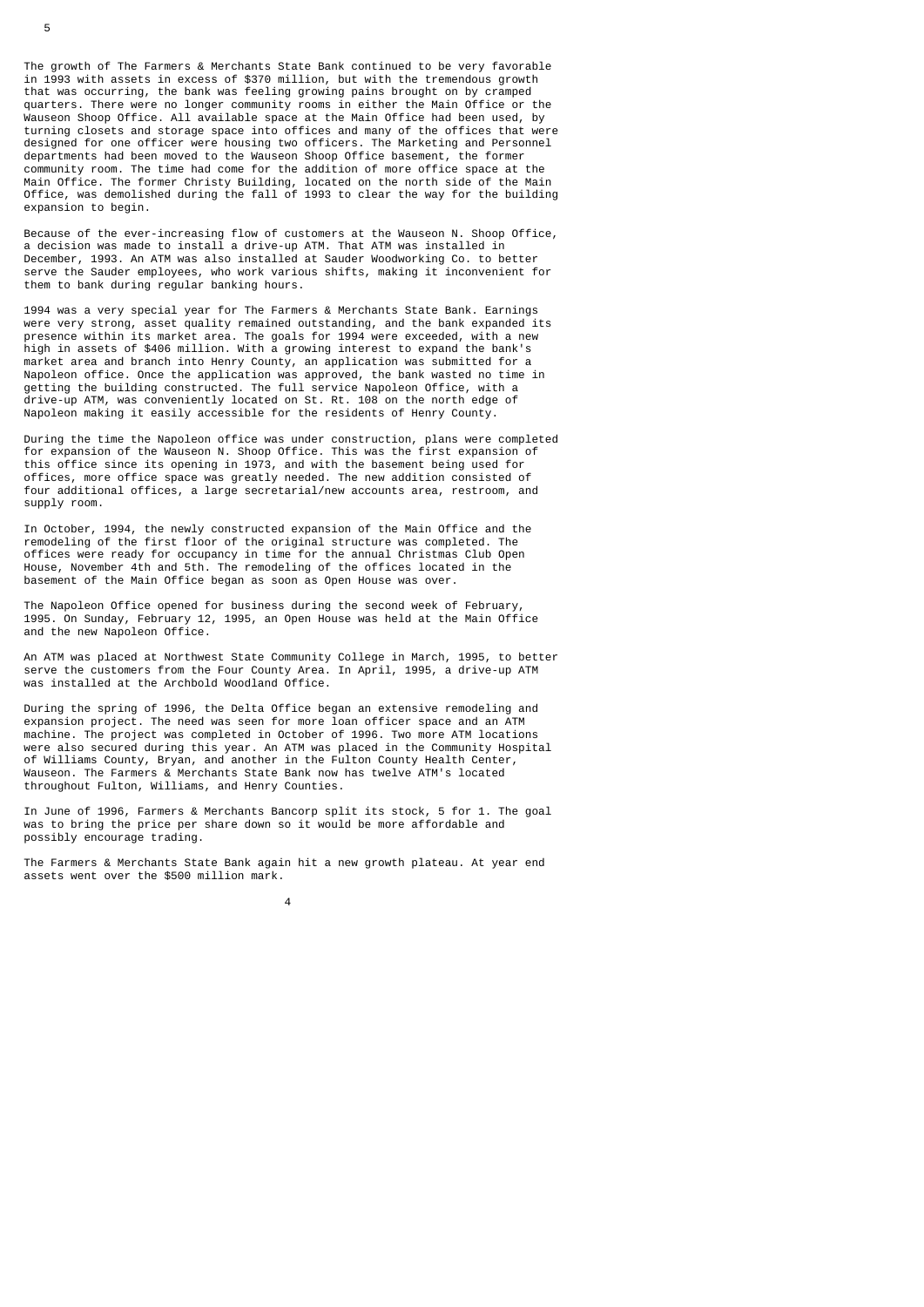The growth of The Farmers & Merchants State Bank continued to be very favorable in 1993 with assets in excess of $370 million, but with the tremendous growth that was occurring, the bank was feeling growing pains brought on by cramped quarters. There were no longer community rooms in either the Main Office or the Wauseon Shoop Office. All available space at the Main Office had been used, by turning closets and storage space into offices and many of the offices that were designed for one officer were housing two officers. The Marketing and Personnel departments had been moved to the Wauseon Shoop Office basement, the former community room. The time had come for the addition of more office space at the Main Office. The former Christy Building, located on the north side of the Main Office, was demolished during the fall of 1993 to clear the way for the building expansion to begin.

Because of the ever-increasing flow of customers at the Wauseon N. Shoop Office, a decision was made to install a drive-up ATM. That ATM was installed in December, 1993. An ATM was also installed at Sauder Woodworking Co. to better serve the Sauder employees, who work various shifts, making it inconvenient for them to bank during regular banking hours.

1994 was a very special year for The Farmers & Merchants State Bank. Earnings were very strong, asset quality remained outstanding, and the bank expanded its presence within its market area. The goals for 1994 were exceeded, with a new high in assets of $406 million. With a growing interest to expand the bank's market area and branch into Henry County, an application was submitted for a Napoleon office. Once the application was approved, the bank wasted no time in getting the building constructed. The full service Napoleon Office, with a drive-up ATM, was conveniently located on St. Rt. 108 on the north edge of Napoleon making it easily accessible for the residents of Henry County.

During the time the Napoleon office was under construction, plans were completed for expansion of the Wauseon N. Shoop Office. This was the first expansion of this office since its opening in 1973, and with the basement being used for offices, more office space was greatly needed. The new addition consisted of four additional offices, a large secretarial/new accounts area, restroom, and supply room.

In October, 1994, the newly constructed expansion of the Main Office and the remodeling of the first floor of the original structure was completed. The offices were ready for occupancy in time for the annual Christmas Club Open House, November 4th and 5th. The remodeling of the offices located in the basement of the Main Office began as soon as Open House was over.

The Napoleon Office opened for business during the second week of February, 1995. On Sunday, February 12, 1995, an Open House was held at the Main Office and the new Napoleon Office.

An ATM was placed at Northwest State Community College in March, 1995, to better serve the customers from the Four County Area. In April, 1995, a drive-up ATM was installed at the Archbold Woodland Office.

During the spring of 1996, the Delta Office began an extensive remodeling and expansion project. The need was seen for more loan officer space and an ATM machine. The project was completed in October of 1996. Two more ATM locations were also secured during this year. An ATM was placed in the Community Hospital of Williams County, Bryan, and another in the Fulton County Health Center, Wauseon. The Farmers & Merchants State Bank now has twelve ATM's located throughout Fulton, Williams, and Henry Counties.

In June of 1996, Farmers & Merchants Bancorp split its stock, 5 for 1. The goal was to bring the price per share down so it would be more affordable and possibly encourage trading.

The Farmers & Merchants State Bank again hit a new growth plateau. At year end assets went over the $500 million mark.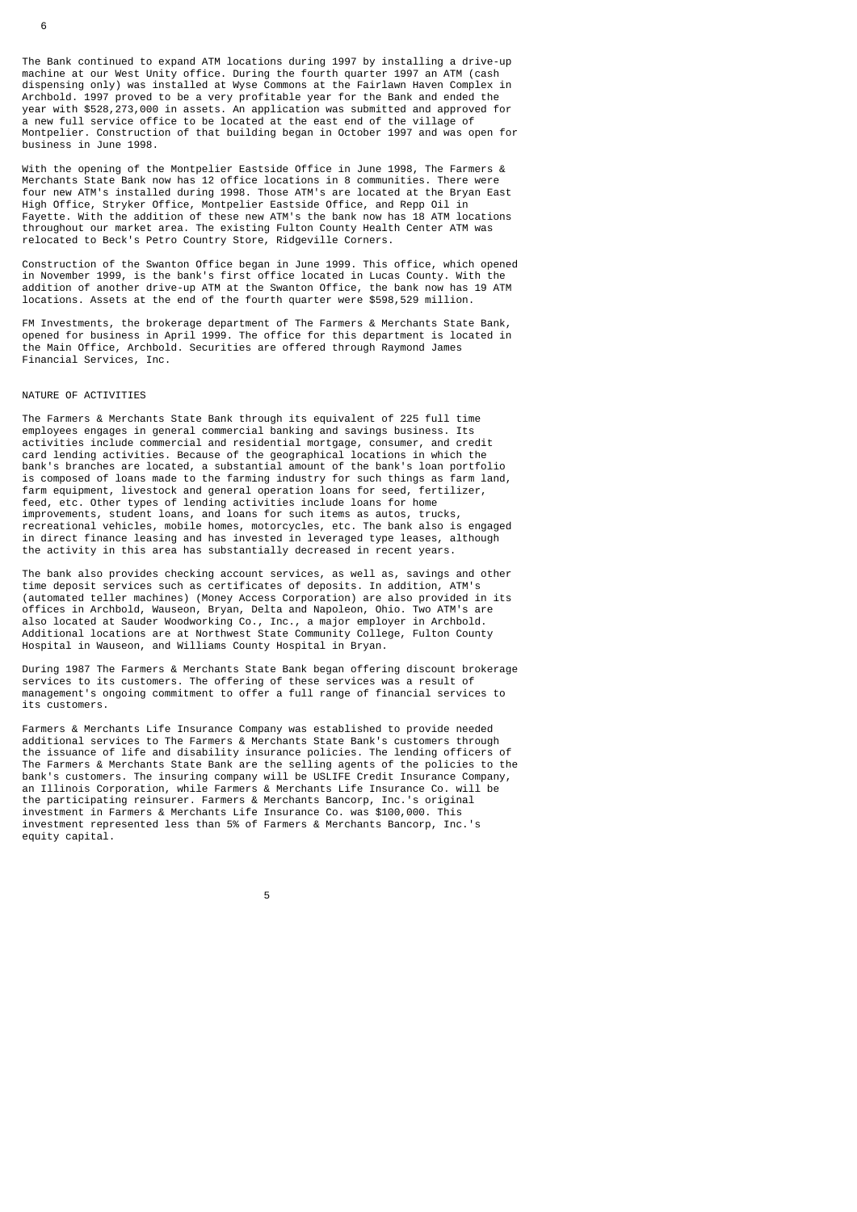The Bank continued to expand ATM locations during 1997 by installing a drive-up machine at our West Unity office. During the fourth quarter 1997 an ATM (cash dispensing only) was installed at Wyse Commons at the Fairlawn Haven Complex in Archbold. 1997 proved to be a very profitable year for the Bank and ended the year with $528,273,000 in assets. An application was submitted and approved for a new full service office to be located at the east end of the village of Montpelier. Construction of that building began in October 1997 and was open for business in June 1998.

With the opening of the Montpelier Eastside Office in June 1998, The Farmers & Merchants State Bank now has 12 office locations in 8 communities. There were four new ATM's installed during 1998. Those ATM's are located at the Bryan East High Office, Stryker Office, Montpelier Eastside Office, and Repp Oil in Fayette. With the addition of these new ATM's the bank now has 18 ATM locations throughout our market area. The existing Fulton County Health Center ATM was relocated to Beck's Petro Country Store, Ridgeville Corners.

Construction of the Swanton Office began in June 1999. This office, which opened in November 1999, is the bank's first office located in Lucas County. With the addition of another drive-up ATM at the Swanton Office, the bank now has 19 ATM locations. Assets at the end of the fourth quarter were $598,529 million.

FM Investments, the brokerage department of The Farmers & Merchants State Bank, opened for business in April 1999. The office for this department is located in the Main Office, Archbold. Securities are offered through Raymond James Financial Services, Inc.

## NATURE OF ACTIVITIES

The Farmers & Merchants State Bank through its equivalent of 225 full time employees engages in general commercial banking and savings business. Its activities include commercial and residential mortgage, consumer, and credit card lending activities. Because of the geographical locations in which the bank's branches are located, a substantial amount of the bank's loan portfolio is composed of loans made to the farming industry for such things as farm land, farm equipment, livestock and general operation loans for seed, fertilizer, feed, etc. Other types of lending activities include loans for home improvements, student loans, and loans for such items as autos, trucks, recreational vehicles, mobile homes, motorcycles, etc. The bank also is engaged in direct finance leasing and has invested in leveraged type leases, although the activity in this area has substantially decreased in recent years.

The bank also provides checking account services, as well as, savings and other time deposit services such as certificates of deposits. In addition, ATM's (automated teller machines) (Money Access Corporation) are also provided in its offices in Archbold, Wauseon, Bryan, Delta and Napoleon, Ohio. Two ATM's are also located at Sauder Woodworking Co., Inc., a major employer in Archbold. Additional locations are at Northwest State Community College, Fulton County Hospital in Wauseon, and Williams County Hospital in Bryan.

During 1987 The Farmers & Merchants State Bank began offering discount brokerage services to its customers. The offering of these services was a result of management's ongoing commitment to offer a full range of financial services to its customers.

Farmers & Merchants Life Insurance Company was established to provide needed additional services to The Farmers & Merchants State Bank's customers through the issuance of life and disability insurance policies. The lending officers of The Farmers & Merchants State Bank are the selling agents of the policies to the bank's customers. The insuring company will be USLIFE Credit Insurance Company, an Illinois Corporation, while Farmers & Merchants Life Insurance Co. will be the participating reinsurer. Farmers & Merchants Bancorp, Inc.'s original investment in Farmers & Merchants Life Insurance Co. was $100,000. This investment represented less than 5% of Farmers & Merchants Bancorp, Inc.'s equity capital.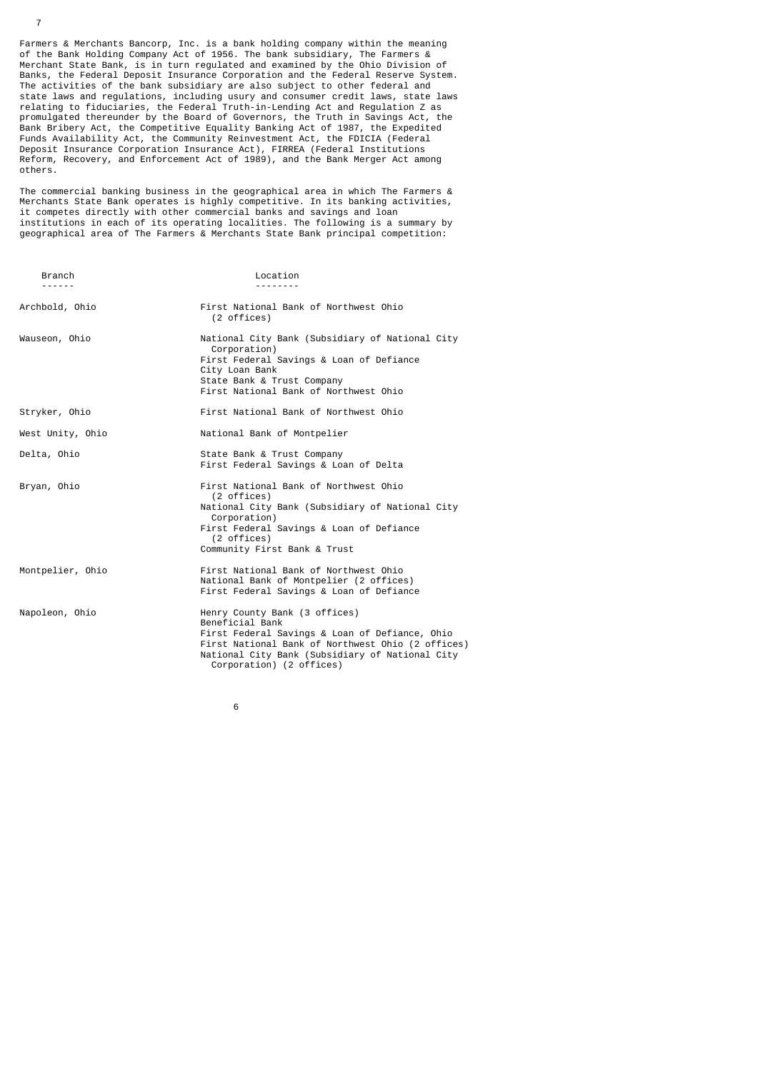Farmers & Merchants Bancorp, Inc. is a bank holding company within the meaning of the Bank Holding Company Act of 1956. The bank subsidiary, The Farmers & Merchant State Bank, is in turn regulated and examined by the Ohio Division of Banks, the Federal Deposit Insurance Corporation and the Federal Reserve System. The activities of the bank subsidiary are also subject to other federal and state laws and regulations, including usury and consumer credit laws, state laws relating to fiduciaries, the Federal Truth-in-Lending Act and Regulation Z as promulgated thereunder by the Board of Governors, the Truth in Savings Act, the Bank Bribery Act, the Competitive Equality Banking Act of 1987, the Expedited Funds Availability Act, the Community Reinvestment Act, the FDICIA (Federal Deposit Insurance Corporation Insurance Act), FIRREA (Federal Institutions Reform, Recovery, and Enforcement Act of 1989), and the Bank Merger Act among others.

The commercial banking business in the geographical area in which The Farmers & Merchants State Bank operates is highly competitive. In its banking activities, it competes directly with other commercial banks and savings and loan institutions in each of its operating localities. The following is a summary by geographical area of The Farmers & Merchants State Bank principal competition:

| Branch | Location |
|---|---|
| Archbold, Ohio | First National Bank of Northwest Ohio (2 offices) |
| Wauseon, Ohio | National City Bank (Subsidiary of National City Corporation)<br>First Federal Savings & Loan of Defiance<br>City Loan Bank<br>State Bank & Trust Company<br>First National Bank of Northwest Ohio |
| Stryker, Ohio | First National Bank of Northwest Ohio |
| West Unity, Ohio | National Bank of Montpelier |
| Delta, Ohio | State Bank & Trust Company<br>First Federal Savings & Loan of Delta |
| Bryan, Ohio | First National Bank of Northwest Ohio (2 offices)<br>National City Bank (Subsidiary of National City Corporation)<br>First Federal Savings & Loan of Defiance (2 offices)<br>Community First Bank & Trust |
| Montpelier, Ohio | First National Bank of Northwest Ohio<br>National Bank of Montpelier (2 offices)<br>First Federal Savings & Loan of Defiance |
| Napoleon, Ohio | Henry County Bank (3 offices)<br>Beneficial Bank<br>First Federal Savings & Loan of Defiance, Ohio<br>First National Bank of Northwest Ohio (2 offices)<br>National City Bank (Subsidiary of National City Corporation) (2 offices) |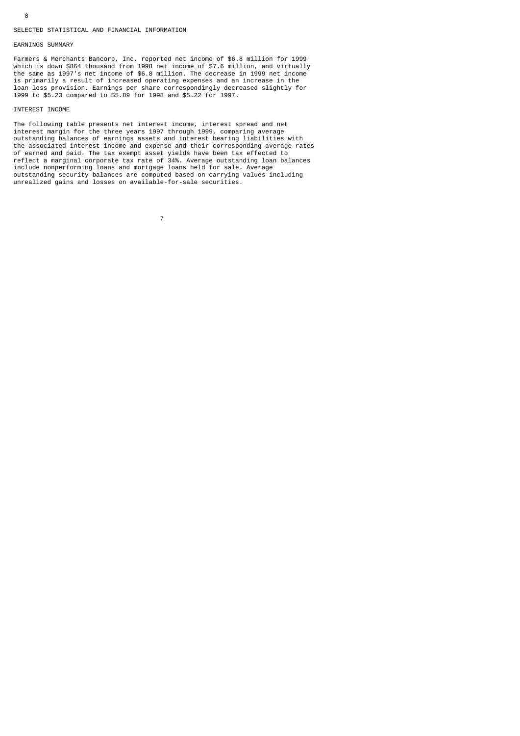## SELECTED STATISTICAL AND FINANCIAL INFORMATION

### EARNINGS SUMMARY

Farmers & Merchants Bancorp, Inc. reported net income of $6.8 million for 1999 which is down $864 thousand from 1998 net income of $7.6 million, and virtually the same as 1997's net income of $6.8 million. The decrease in 1999 net income is primarily a result of increased operating expenses and an increase in the loan loss provision. Earnings per share correspondingly decreased slightly for 1999 to $5.23 compared to $5.89 for 1998 and $5.22 for 1997.

### INTEREST INCOME

The following table presents net interest income, interest spread and net interest margin for the three years 1997 through 1999, comparing average outstanding balances of earnings assets and interest bearing liabilities with the associated interest income and expense and their corresponding average rates of earned and paid. The tax exempt asset yields have been tax effected to reflect a marginal corporate tax rate of 34%. Average outstanding loan balances include nonperforming loans and mortgage loans held for sale. Average outstanding security balances are computed based on carrying values including unrealized gains and losses on available-for-sale securities.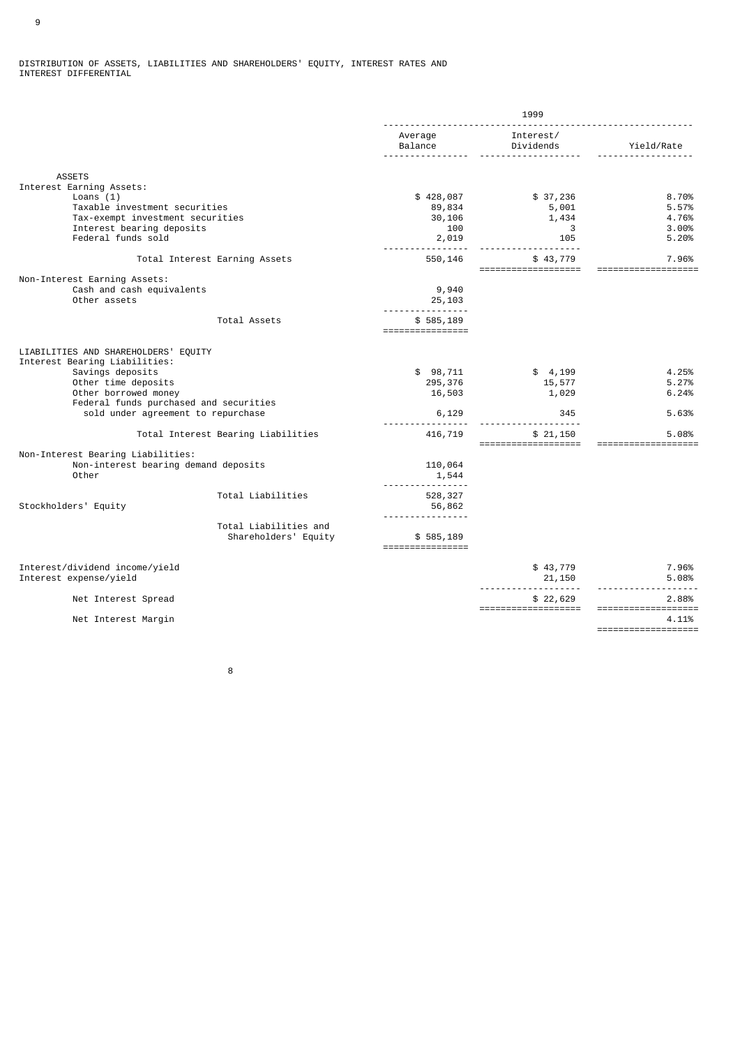DISTRIBUTION OF ASSETS, LIABILITIES AND SHAREHOLDERS' EQUITY, INTEREST RATES AND INTEREST DIFFERENTIAL

| | 1999 | | |
|---|---|---|---|
| | Average Balance | Interest/ Dividends | Yield/Rate |
| **ASSETS** | | | |
| Interest Earning Assets: | | | |
| Loans (1) | $ 428,087 | $ 37,236 | 8.70% |
| Taxable investment securities | 89,834 | 5,001 | 5.57% |
| Tax-exempt investment securities | 30,106 | 1,434 | 4.76% |
| Interest bearing deposits | 100 | 3 | 3.00% |
| Federal funds sold | 2,019 | 105 | 5.20% |
| Total Interest Earning Assets | 550,146 | $ 43,779 | 7.96% |
| Non-Interest Earning Assets: | | | |
| Cash and cash equivalents | 9,940 | | |
| Other assets | 25,103 | | |
| Total Assets | $ 585,189 | | |
| **LIABILITIES AND SHAREHOLDERS' EQUITY** | | | |
| Interest Bearing Liabilities: | | | |
| Savings deposits | $ 98,711 | $ 4,199 | 4.25% |
| Other time deposits | 295,376 | 15,577 | 5.27% |
| Other borrowed money | 16,503 | 1,029 | 6.24% |
| Federal funds purchased and securities sold under agreement to repurchase | 6,129 | 345 | 5.63% |
| Total Interest Bearing Liabilities | 416,719 | $ 21,150 | 5.08% |
| Non-Interest Bearing Liabilities: | | | |
| Non-interest bearing demand deposits | 110,064 | | |
| Other | 1,544 | | |
| Total Liabilities | 528,327 | | |
| Stockholders' Equity | 56,862 | | |
| Total Liabilities and Shareholders' Equity | $ 585,189 | | |
| Interest/dividend income/yield | | $ 43,779 | 7.96% |
| Interest expense/yield | | 21,150 | 5.08% |
| Net Interest Spread | | $ 22,629 | 2.88% |
| Net Interest Margin | | | 4.11% |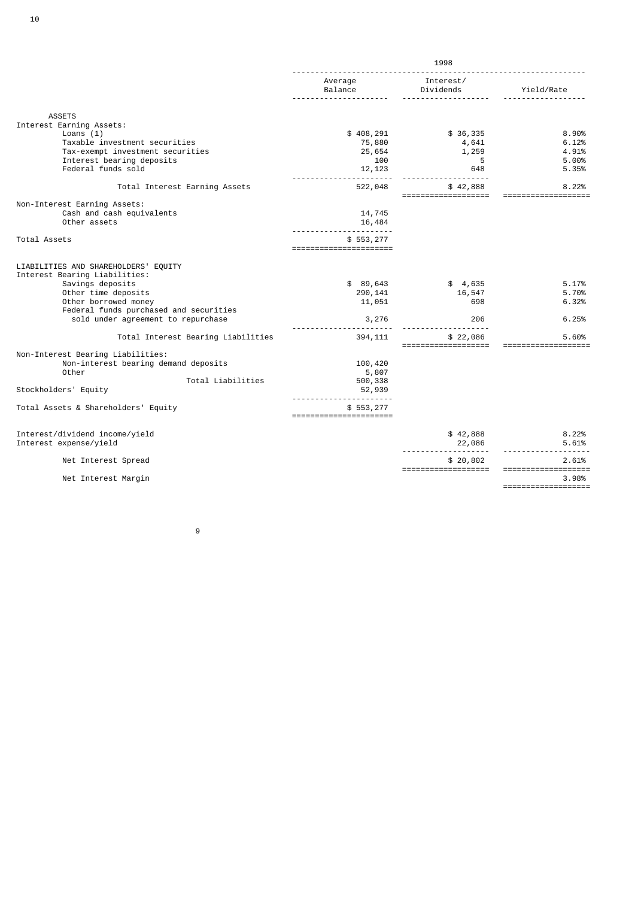| | 1998 | | |
|---|---|---|---|
| | Average Balance | Interest/ Dividends | Yield/Rate |
| **ASSETS** | | | |
| Interest Earning Assets: | | | |
| Loans (1) | $ 408,291 | $ 36,335 | 8.90% |
| Taxable investment securities | 75,880 | 4,641 | 6.12% |
| Tax-exempt investment securities | 25,654 | 1,259 | 4.91% |
| Interest bearing deposits | 100 | 5 | 5.00% |
| Federal funds sold | 12,123 | 648 | 5.35% |
| Total Interest Earning Assets | 522,048 | $ 42,888 | 8.22% |
| Non-Interest Earning Assets: | | | |
| Cash and cash equivalents | 14,745 | | |
| Other assets | 16,484 | | |
| Total Assets | $ 553,277 | | |
| LIABILITIES AND SHAREHOLDERS' EQUITY | | | |
| Interest Bearing Liabilities: | | | |
| Savings deposits | $ 89,643 | $ 4,635 | 5.17% |
| Other time deposits | 290,141 | 16,547 | 5.70% |
| Other borrowed money | 11,051 | 698 | 6.32% |
| Federal funds purchased and securities sold under agreement to repurchase | 3,276 | 206 | 6.25% |
| Total Interest Bearing Liabilities | 394,111 | $ 22,086 | 5.60% |
| Non-Interest Bearing Liabilities: | | | |
| Non-interest bearing demand deposits | 100,420 | | |
| Other | 5,807 | | |
| Total Liabilities | 500,338 | | |
| Stockholders' Equity | 52,939 | | |
| Total Assets & Shareholders' Equity | $ 553,277 | | |
| Interest/dividend income/yield | | $ 42,888 | 8.22% |
| Interest expense/yield | | 22,086 | 5.61% |
| Net Interest Spread | | $ 20,802 | 2.61% |
| Net Interest Margin | | | 3.98% |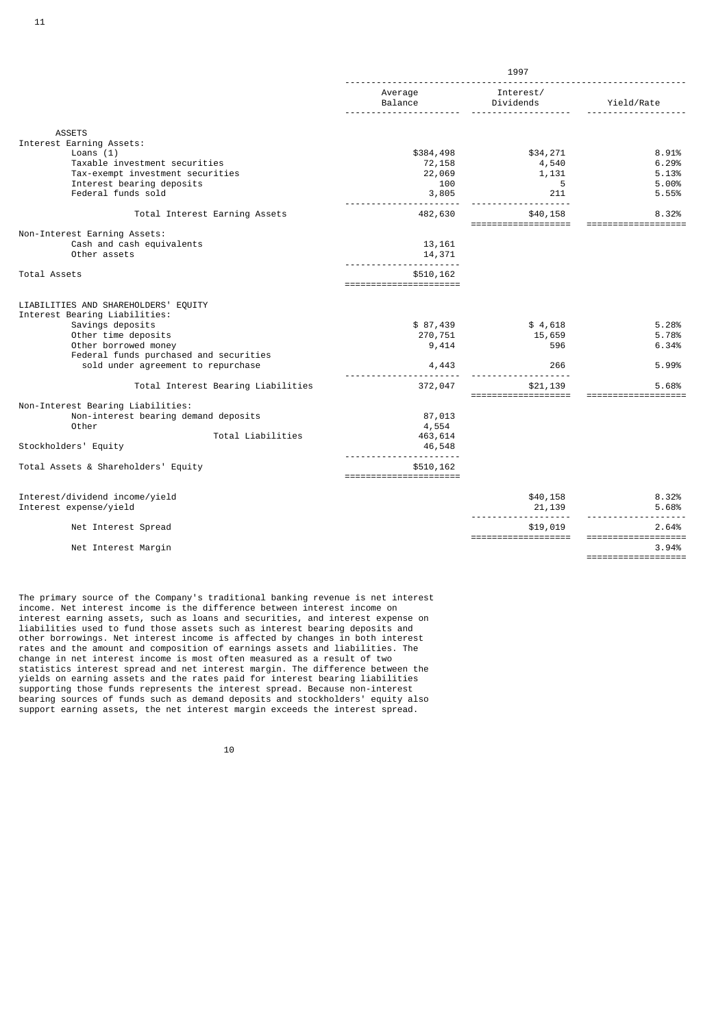| | 1997 | | |
|---|---|---|---|
| | Average Balance | Interest/ Dividends | Yield/Rate |
| **ASSETS** | | | |
| Interest Earning Assets: | | | |
| Loans (1) | $384,498 | $34,271 | 8.91% |
| Taxable investment securities | 72,158 | 4,540 | 6.29% |
| Tax-exempt investment securities | 22,069 | 1,131 | 5.13% |
| Interest bearing deposits | 100 | 5 | 5.00% |
| Federal funds sold | 3,805 | 211 | 5.55% |
| Total Interest Earning Assets | 482,630 | $40,158 | 8.32% |
| Non-Interest Earning Assets: | | | |
| Cash and cash equivalents | 13,161 | | |
| Other assets | 14,371 | | |
| Total Assets | $510,162 | | |
| **LIABILITIES AND SHAREHOLDERS' EQUITY** | | | |
| Interest Bearing Liabilities: | | | |
| Savings deposits | $ 87,439 | $ 4,618 | 5.28% |
| Other time deposits | 270,751 | 15,659 | 5.78% |
| Other borrowed money | 9,414 | 596 | 6.34% |
| Federal funds purchased and securities sold under agreement to repurchase | 4,443 | 266 | 5.99% |
| Total Interest Bearing Liabilities | 372,047 | $21,139 | 5.68% |
| Non-Interest Bearing Liabilities: | | | |
| Non-interest bearing demand deposits | 87,013 | | |
| Other | 4,554 | | |
| Total Liabilities | 463,614 | | |
| Stockholders' Equity | 46,548 | | |
| Total Assets & Shareholders' Equity | $510,162 | | |
| Interest/dividend income/yield | | $40,158 | 8.32% |
| Interest expense/yield | | 21,139 | 5.68% |
| Net Interest Spread | | $19,019 | 2.64% |
| Net Interest Margin | | | 3.94% |

The primary source of the Company's traditional banking revenue is net interest income. Net interest income is the difference between interest income on interest earning assets, such as loans and securities, and interest expense on liabilities used to fund those assets such as interest bearing deposits and other borrowings. Net interest income is affected by changes in both interest rates and the amount and composition of earnings assets and liabilities. The change in net interest income is most often measured as a result of two statistics interest spread and net interest margin. The difference between the yields on earning assets and the rates paid for interest bearing liabilities supporting those funds represents the interest spread. Because non-interest bearing sources of funds such as demand deposits and stockholders' equity also support earning assets, the net interest margin exceeds the interest spread.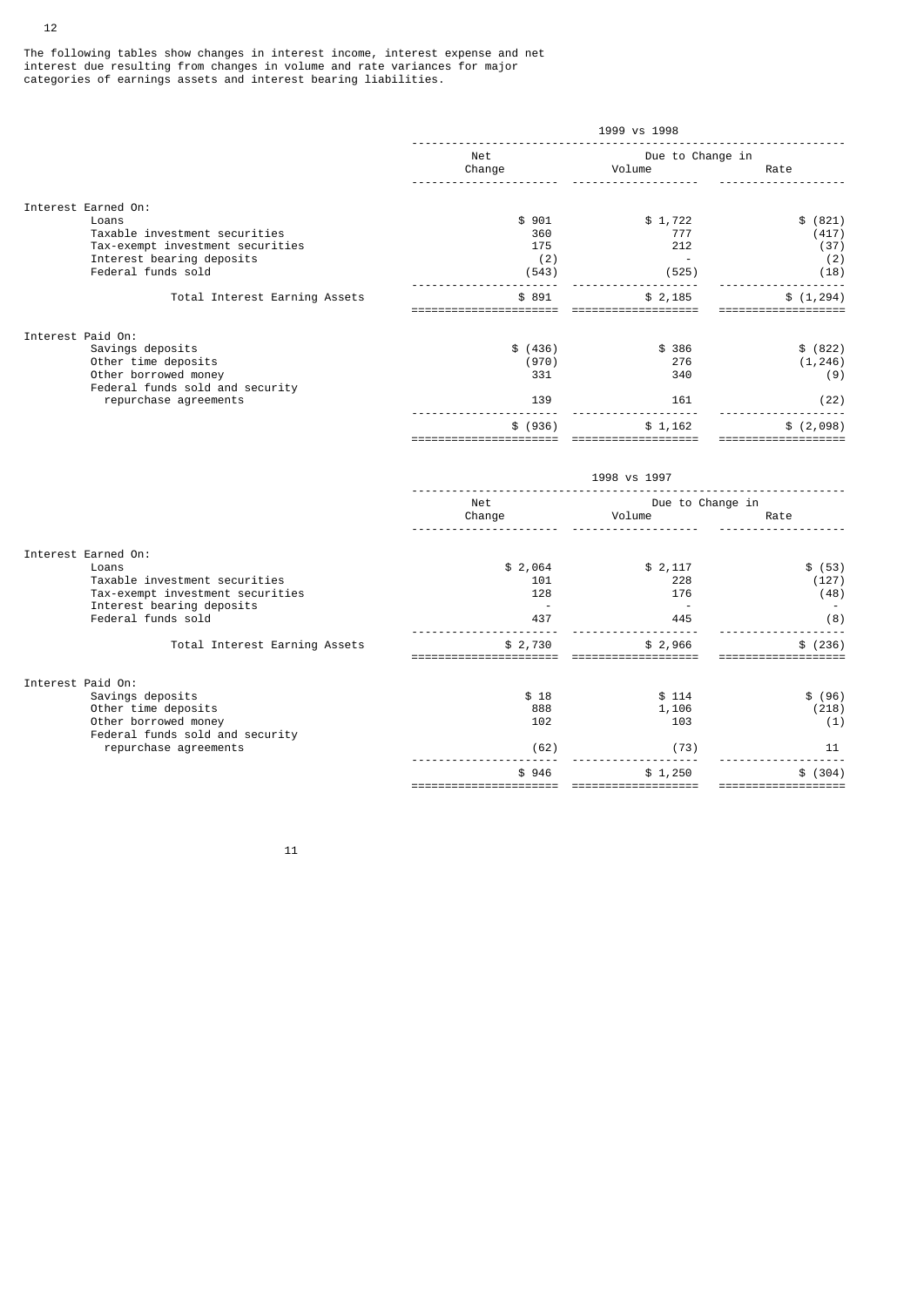The following tables show changes in interest income, interest expense and net interest due resulting from changes in volume and rate variances for major categories of earnings assets and interest bearing liabilities.

| | 1999 vs 1998 | | |
|---|---|---|---|
| | Net Change | Due to Change in Volume | Rate |
| **Interest Earned On:** | | | |
| Loans | $ 901 | $ 1,722 | $ (821) |
| Taxable investment securities | 360 | 777 | (417) |
| Tax-exempt investment securities | 175 | 212 | (37) |
| Interest bearing deposits | (2) | - | (2) |
| Federal funds sold | (543) | (525) | (18) |
| Total Interest Earning Assets | $ 891 | $ 2,185 | $ (1,294) |
| **Interest Paid On:** | | | |
| Savings deposits | $ (436) | $ 386 | $ (822) |
| Other time deposits | (970) | 276 | (1,246) |
| Other borrowed money | 331 | 340 | (9) |
| Federal funds sold and security repurchase agreements | 139 | 161 | (22) |
| | $ (936) | $ 1,162 | $ (2,098) |

| | 1998 vs 1997 | | |
|---|---|---|---|
| | Net Change | Due to Change in Volume | Rate |
| **Interest Earned On:** | | | |
| Loans | $ 2,064 | $ 2,117 | $ (53) |
| Taxable investment securities | 101 | 228 | (127) |
| Tax-exempt investment securities | 128 | 176 | (48) |
| Interest bearing deposits | - | - | - |
| Federal funds sold | 437 | 445 | (8) |
| Total Interest Earning Assets | $ 2,730 | $ 2,966 | $ (236) |
| **Interest Paid On:** | | | |
| Savings deposits | $ 18 | $ 114 | $ (96) |
| Other time deposits | 888 | 1,106 | (218) |
| Other borrowed money | 102 | 103 | (1) |
| Federal funds sold and security repurchase agreements | (62) | (73) | 11 |
| | $ 946 | $ 1,250 | $ (304) |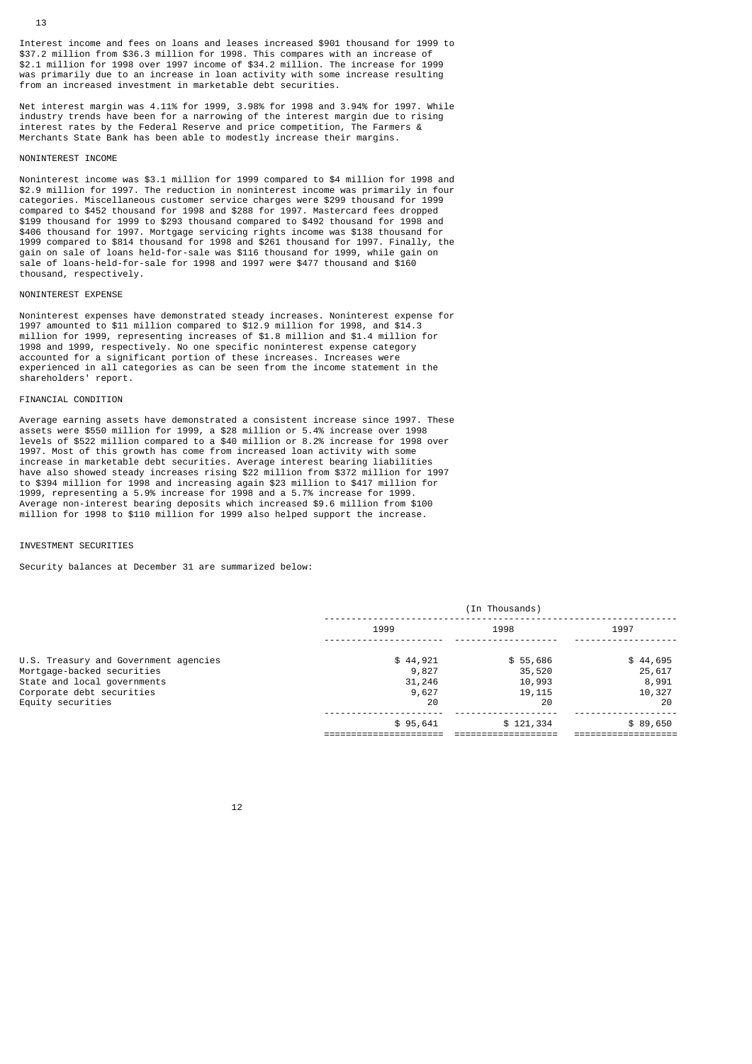Interest income and fees on loans and leases increased $901 thousand for 1999 to $37.2 million from $36.3 million for 1998. This compares with an increase of $2.1 million for 1998 over 1997 income of $34.2 million. The increase for 1999 was primarily due to an increase in loan activity with some increase resulting from an increased investment in marketable debt securities.

Net interest margin was 4.11% for 1999, 3.98% for 1998 and 3.94% for 1997. While industry trends have been for a narrowing of the interest margin due to rising interest rates by the Federal Reserve and price competition, The Farmers & Merchants State Bank has been able to modestly increase their margins.

## NONINTEREST INCOME

Noninterest income was $3.1 million for 1999 compared to $4 million for 1998 and $2.9 million for 1997. The reduction in noninterest income was primarily in four categories. Miscellaneous customer service charges were $299 thousand for 1999 compared to $452 thousand for 1998 and $288 for 1997. Mastercard fees dropped $199 thousand for 1999 to $293 thousand compared to $492 thousand for 1998 and $406 thousand for 1997. Mortgage servicing rights income was $138 thousand for 1999 compared to $814 thousand for 1998 and $261 thousand for 1997. Finally, the gain on sale of loans held-for-sale was $116 thousand for 1999, while gain on sale of loans-held-for-sale for 1998 and 1997 were $477 thousand and $160 thousand, respectively.

## NONINTEREST EXPENSE

Noninterest expenses have demonstrated steady increases. Noninterest expense for 1997 amounted to $11 million compared to $12.9 million for 1998, and $14.3 million for 1999, representing increases of $1.8 million and $1.4 million for 1998 and 1999, respectively. No one specific noninterest expense category accounted for a significant portion of these increases. Increases were experienced in all categories as can be seen from the income statement in the shareholders' report.

## FINANCIAL CONDITION

Average earning assets have demonstrated a consistent increase since 1997. These assets were $550 million for 1999, a $28 million or 5.4% increase over 1998 levels of $522 million compared to a $40 million or 8.2% increase for 1998 over 1997. Most of this growth has come from increased loan activity with some increase in marketable debt securities. Average interest bearing liabilities have also showed steady increases rising $22 million from $372 million for 1997 to $394 million for 1998 and increasing again $23 million to $417 million for 1999, representing a 5.9% increase for 1998 and a 5.7% increase for 1999. Average non-interest bearing deposits which increased $9.6 million from $100 million for 1998 to $110 million for 1999 also helped support the increase.

## INVESTMENT SECURITIES

Security balances at December 31 are summarized below:

| | (In Thousands) | | |
|---|---|---|---|
| | 1999 | 1998 | 1997 |
| U.S. Treasury and Government agencies | $ 44,921 | $ 55,686 | $ 44,695 |
| Mortgage-backed securities | 9,827 | 35,520 | 25,617 |
| State and local governments | 31,246 | 10,993 | 8,991 |
| Corporate debt securities | 9,627 | 19,115 | 10,327 |
| Equity securities | 20 | 20 | 20 |
| | $ 95,641 | $ 121,334 | $ 89,650 |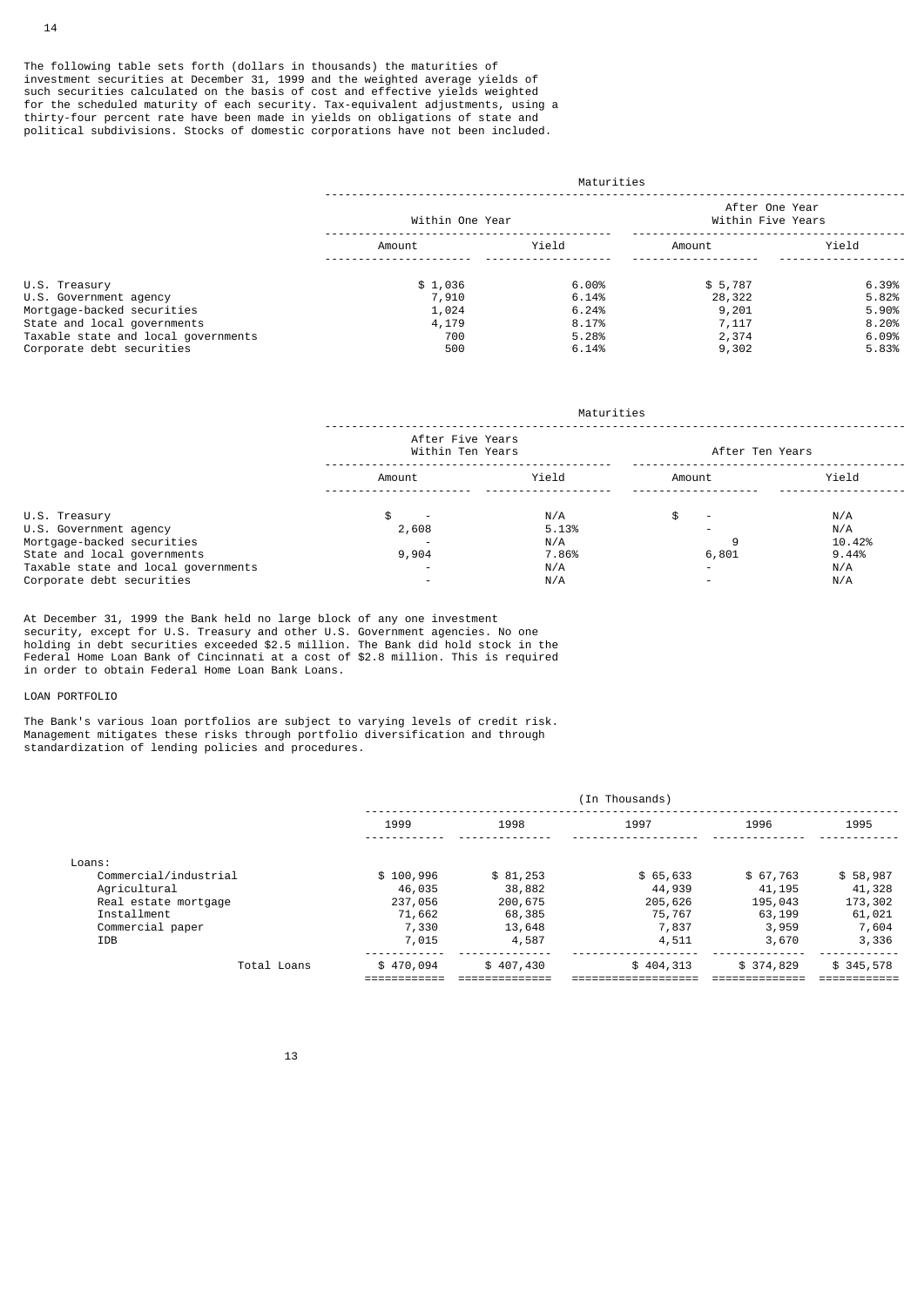The following table sets forth (dollars in thousands) the maturities of investment securities at December 31, 1999 and the weighted average yields of such securities calculated on the basis of cost and effective yields weighted for the scheduled maturity of each security. Tax-equivalent adjustments, using a thirty-four percent rate have been made in yields on obligations of state and political subdivisions. Stocks of domestic corporations have not been included.

| | Maturities | | | |
|---|---|---|---|---|
| | Within One Year | | After One Year Within Five Years | |
| | Amount | Yield | Amount | Yield |
| U.S. Treasury | $ 1,036 | 6.00% | $ 5,787 | 6.39% |
| U.S. Government agency | 7,910 | 6.14% | 28,322 | 5.82% |
| Mortgage-backed securities | 1,024 | 6.24% | 9,201 | 5.90% |
| State and local governments | 4,179 | 8.17% | 7,117 | 8.20% |
| Taxable state and local governments | 700 | 5.28% | 2,374 | 6.09% |
| Corporate debt securities | 500 | 6.14% | 9,302 | 5.83% |

| | Maturities | | | |
|---|---|---|---|---|
| | After Five Years Within Ten Years | | After Ten Years | |
| | Amount | Yield | Amount | Yield |
| U.S. Treasury | $ - | N/A | $ - | N/A |
| U.S. Government agency | 2,608 | 5.13% | - | N/A |
| Mortgage-backed securities | - | N/A | 9 | 10.42% |
| State and local governments | 9,904 | 7.86% | 6,801 | 9.44% |
| Taxable state and local governments | - | N/A | - | N/A |
| Corporate debt securities | - | N/A | - | N/A |

At December 31, 1999 the Bank held no large block of any one investment security, except for U.S. Treasury and other U.S. Government agencies. No one holding in debt securities exceeded $2.5 million. The Bank did hold stock in the Federal Home Loan Bank of Cincinnati at a cost of $2.8 million. This is required in order to obtain Federal Home Loan Bank Loans.

LOAN PORTFOLIO

The Bank's various loan portfolios are subject to varying levels of credit risk. Management mitigates these risks through portfolio diversification and through standardization of lending policies and procedures.

| | (In Thousands) | | | | |
|---|---|---|---|---|---|
| | 1999 | 1998 | 1997 | 1996 | 1995 |
| Loans: | | | | | |
| Commercial/industrial | $ 100,996 | $ 81,253 | $ 65,633 | $ 67,763 | $ 58,987 |
| Agricultural | 46,035 | 38,882 | 44,939 | 41,195 | 41,328 |
| Real estate mortgage | 237,056 | 200,675 | 205,626 | 195,043 | 173,302 |
| Installment | 71,662 | 68,385 | 75,767 | 63,199 | 61,021 |
| Commercial paper | 7,330 | 13,648 | 7,837 | 3,959 | 7,604 |
| IDB | 7,015 | 4,587 | 4,511 | 3,670 | 3,336 |
| Total Loans | $ 470,094 | $ 407,430 | $ 404,313 | $ 374,829 | $ 345,578 |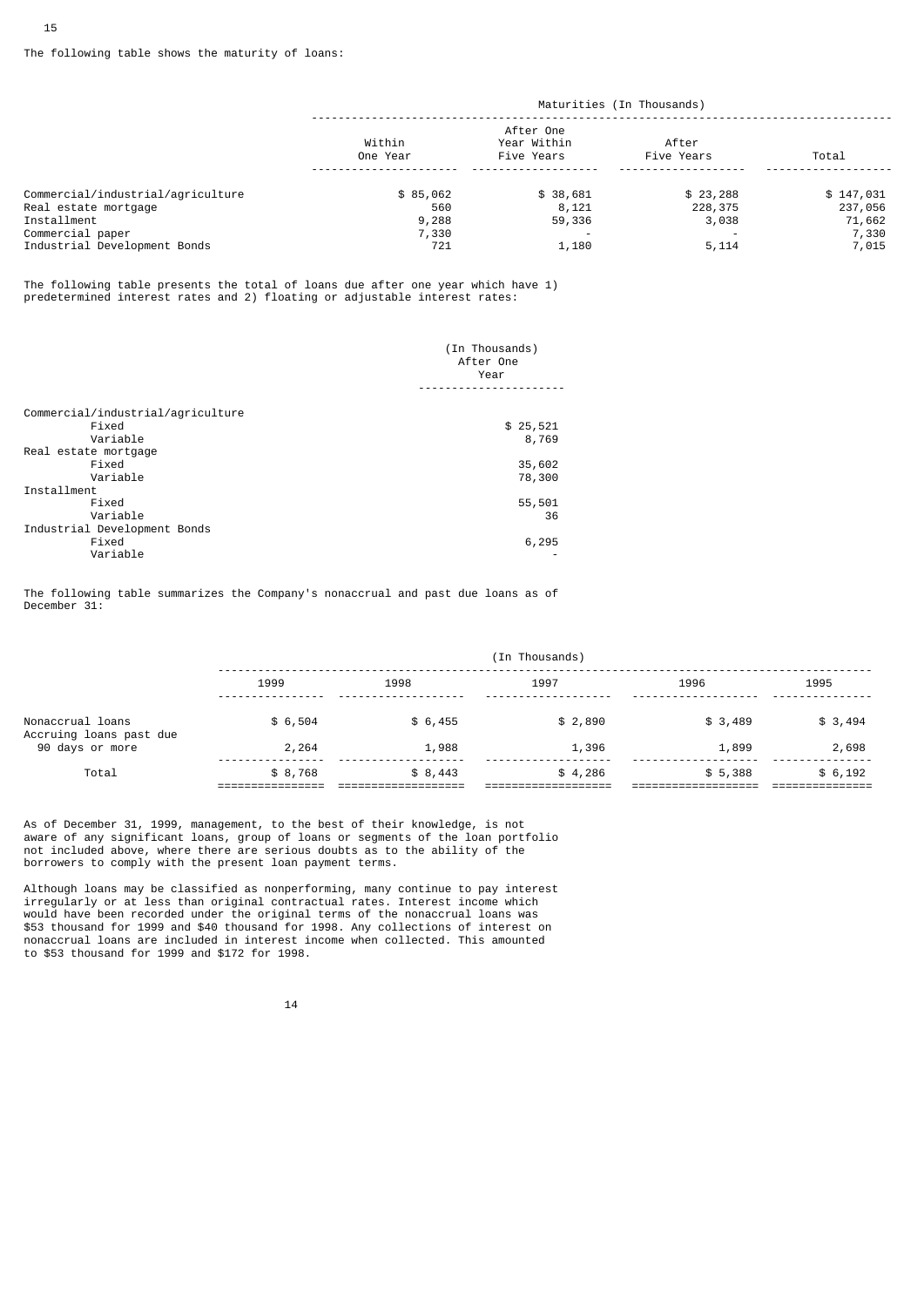The following table shows the maturity of loans:

| | Maturities (In Thousands) | | | |
|---|---|---|---|---|
| | Within One Year | After One Year Within Five Years | After Five Years | Total |
| Commercial/industrial/agriculture | $ 85,062 | $ 38,681 | $ 23,288 | $ 147,031 |
| Real estate mortgage | 560 | 8,121 | 228,375 | 237,056 |
| Installment | 9,288 | 59,336 | 3,038 | 71,662 |
| Commercial paper | 7,330 | - | - | 7,330 |
| Industrial Development Bonds | 721 | 1,180 | 5,114 | 7,015 |

The following table presents the total of loans due after one year which have 1) predetermined interest rates and 2) floating or adjustable interest rates:

| | (In Thousands) After One Year |
|---|---|
| Commercial/industrial/agriculture | |
| Fixed | $ 25,521 |
| Variable | 8,769 |
| Real estate mortgage | |
| Fixed | 35,602 |
| Variable | 78,300 |
| Installment | |
| Fixed | 55,501 |
| Variable | 36 |
| Industrial Development Bonds | |
| Fixed | 6,295 |
| Variable | - |

The following table summarizes the Company's nonaccrual and past due loans as of December 31:

| | (In Thousands) | | | | |
|---|---|---|---|---|---|
| | 1999 | 1998 | 1997 | 1996 | 1995 |
| Nonaccrual loans | $ 6,504 | $ 6,455 | $ 2,890 | $ 3,489 | $ 3,494 |
| Accruing loans past due 90 days or more | 2,264 | 1,988 | 1,396 | 1,899 | 2,698 |
| Total | $ 8,768 | $ 8,443 | $ 4,286 | $ 5,388 | $ 6,192 |

As of December 31, 1999, management, to the best of their knowledge, is not aware of any significant loans, group of loans or segments of the loan portfolio not included above, where there are serious doubts as to the ability of the borrowers to comply with the present loan payment terms.

Although loans may be classified as nonperforming, many continue to pay interest irregularly or at less than original contractual rates. Interest income which would have been recorded under the original terms of the nonaccrual loans was $53 thousand for 1999 and $40 thousand for 1998. Any collections of interest on nonaccrual loans are included in interest income when collected. This amounted to $53 thousand for 1999 and $172 for 1998.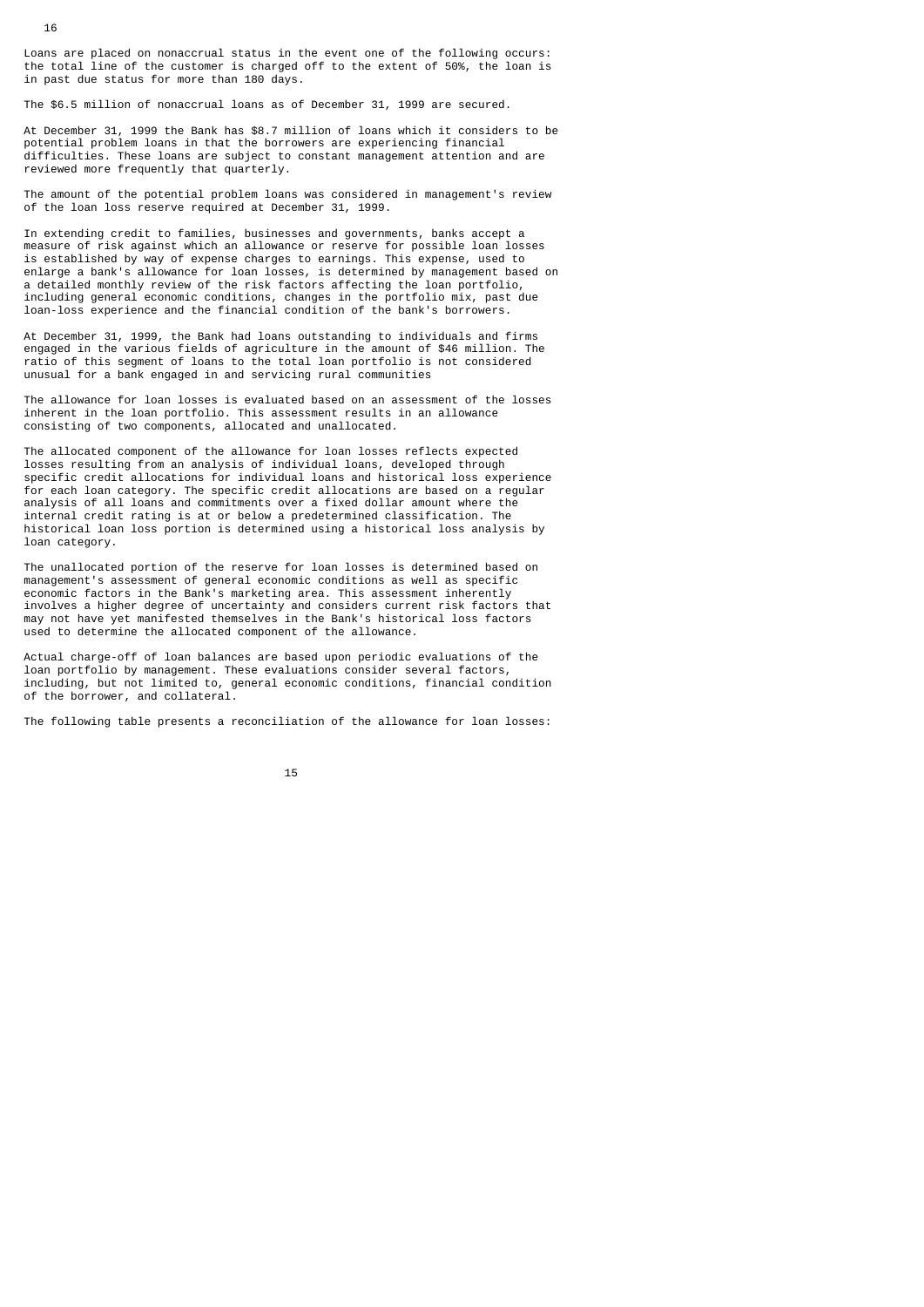Loans are placed on nonaccrual status in the event one of the following occurs: the total line of the customer is charged off to the extent of 50%, the loan is in past due status for more than 180 days.

The $6.5 million of nonaccrual loans as of December 31, 1999 are secured.

At December 31, 1999 the Bank has $8.7 million of loans which it considers to be potential problem loans in that the borrowers are experiencing financial difficulties. These loans are subject to constant management attention and are reviewed more frequently that quarterly.

The amount of the potential problem loans was considered in management's review of the loan loss reserve required at December 31, 1999.

In extending credit to families, businesses and governments, banks accept a measure of risk against which an allowance or reserve for possible loan losses is established by way of expense charges to earnings. This expense, used to enlarge a bank's allowance for loan losses, is determined by management based on a detailed monthly review of the risk factors affecting the loan portfolio, including general economic conditions, changes in the portfolio mix, past due loan-loss experience and the financial condition of the bank's borrowers.

At December 31, 1999, the Bank had loans outstanding to individuals and firms engaged in the various fields of agriculture in the amount of $46 million. The ratio of this segment of loans to the total loan portfolio is not considered unusual for a bank engaged in and servicing rural communities

The allowance for loan losses is evaluated based on an assessment of the losses inherent in the loan portfolio. This assessment results in an allowance consisting of two components, allocated and unallocated.

The allocated component of the allowance for loan losses reflects expected losses resulting from an analysis of individual loans, developed through specific credit allocations for individual loans and historical loss experience for each loan category. The specific credit allocations are based on a regular analysis of all loans and commitments over a fixed dollar amount where the internal credit rating is at or below a predetermined classification. The historical loan loss portion is determined using a historical loss analysis by loan category.

The unallocated portion of the reserve for loan losses is determined based on management's assessment of general economic conditions as well as specific economic factors in the Bank's marketing area. This assessment inherently involves a higher degree of uncertainty and considers current risk factors that may not have yet manifested themselves in the Bank's historical loss factors used to determine the allocated component of the allowance.

Actual charge-off of loan balances are based upon periodic evaluations of the loan portfolio by management. These evaluations consider several factors, including, but not limited to, general economic conditions, financial condition of the borrower, and collateral.

The following table presents a reconciliation of the allowance for loan losses: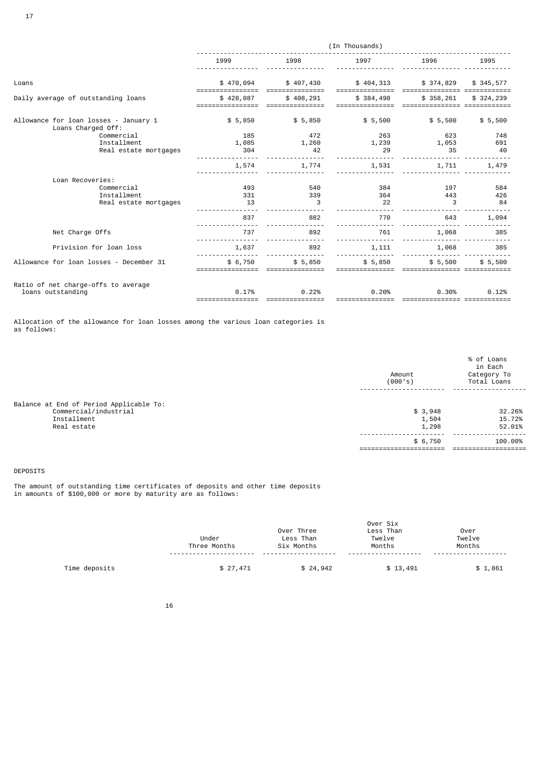| | (In Thousands) | | | | |
|---|---|---|---|---|---|
| | 1999 | 1998 | 1997 | 1996 | 1995 |
| Loans | $ 470,094 | $ 407,430 | $ 404,313 | $ 374,829 | $ 345,577 |
| Daily average of outstanding loans | $ 428,087 | $ 408,291 | $ 384,498 | $ 358,261 | $ 324,239 |
| Allowance for loan losses - January 1 | $ 5,850 | $ 5,850 | $ 5,500 | $ 5,500 | $ 5,500 |
| Loans Charged Off: | | | | | |
| Commercial | 185 | 472 | 263 | 623 | 748 |
| Installment | 1,085 | 1,260 | 1,239 | 1,053 | 691 |
| Real estate mortgages | 304 | 42 | 29 | 35 | 40 |
| | 1,574 | 1,774 | 1,531 | 1,711 | 1,479 |
| Loan Recoveries: | | | | | |
| Commercial | 493 | 540 | 384 | 197 | 584 |
| Installment | 331 | 339 | 364 | 443 | 426 |
| Real estate mortgages | 13 | 3 | 22 | 3 | 84 |
| | 837 | 882 | 770 | 643 | 1,094 |
| Net Charge Offs | 737 | 892 | 761 | 1,068 | 385 |
| Privision for loan loss | 1,637 | 892 | 1,111 | 1,068 | 385 |
| Allowance for loan losses - December 31 | $ 6,750 | $ 5,850 | $ 5,850 | $ 5,500 | $ 5,500 |
| Ratio of net charge-offs to average loans outstanding | 0.17% | 0.22% | 0.20% | 0.30% | 0.12% |

Allocation of the allowance for loan losses among the various loan categories is as follows:

| | Amount (000's) | % of Loans in Each Category To Total Loans |
|---|---|---|
| Balance at End of Period Applicable To: | | |
| Commercial/industrial | $ 3,948 | 32.26% |
| Installment | 1,504 | 15.72% |
| Real estate | 1,298 | 52.01% |
| | $ 6,750 | 100.00% |

DEPOSITS

The amount of outstanding time certificates of deposits and other time deposits in amounts of $100,000 or more by maturity are as follows:

| | Under Three Months | Over Three Less Than Six Months | Over Six Less Than Twelve Months | Over Twelve Months |
|---|---|---|---|---|
| Time deposits | $ 27,471 | $ 24,942 | $ 13,491 | $ 1,861 |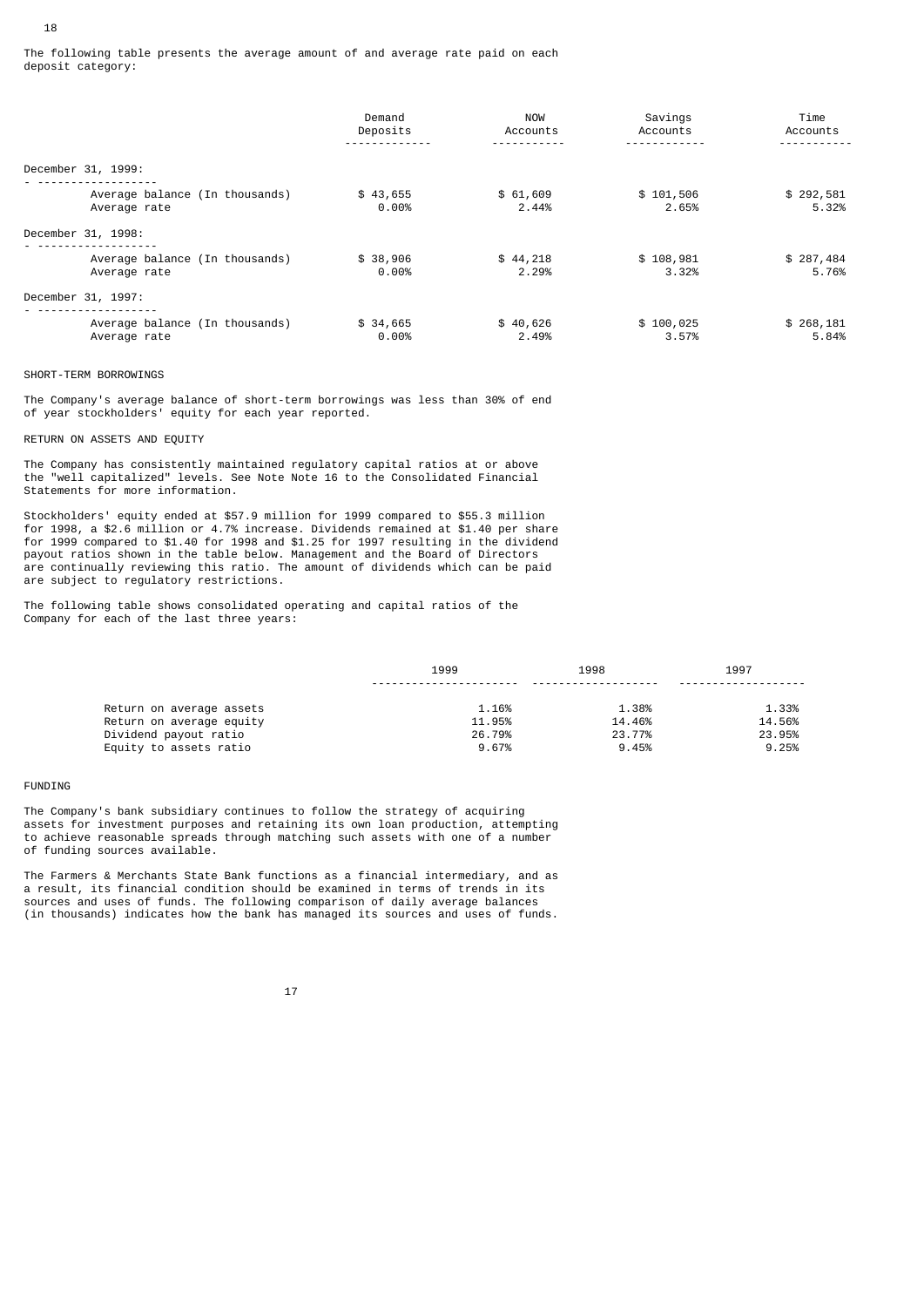The following table presents the average amount of and average rate paid on each deposit category:

| | Demand Deposits | NOW Accounts | Savings Accounts | Time Accounts |
|---|---|---|---|---|
| **December 31, 1999:** | | | | |
| Average balance (In thousands) | $ 43,655 | $ 61,609 | $ 101,506 | $ 292,581 |
| Average rate | 0.00% | 2.44% | 2.65% | 5.32% |
| **December 31, 1998:** | | | | |
| Average balance (In thousands) | $ 38,906 | $ 44,218 | $ 108,981 | $ 287,484 |
| Average rate | 0.00% | 2.29% | 3.32% | 5.76% |
| **December 31, 1997:** | | | | |
| Average balance (In thousands) | $ 34,665 | $ 40,626 | $ 100,025 | $ 268,181 |
| Average rate | 0.00% | 2.49% | 3.57% | 5.84% |

SHORT-TERM BORROWINGS

The Company's average balance of short-term borrowings was less than 30% of end of year stockholders' equity for each year reported.

RETURN ON ASSETS AND EQUITY

The Company has consistently maintained regulatory capital ratios at or above the "well capitalized" levels. See Note Note 16 to the Consolidated Financial Statements for more information.

Stockholders' equity ended at $57.9 million for 1999 compared to $55.3 million for 1998, a $2.6 million or 4.7% increase. Dividends remained at $1.40 per share for 1999 compared to $1.40 for 1998 and $1.25 for 1997 resulting in the dividend payout ratios shown in the table below. Management and the Board of Directors are continually reviewing this ratio. The amount of dividends which can be paid are subject to regulatory restrictions.

The following table shows consolidated operating and capital ratios of the Company for each of the last three years:

| | 1999 | 1998 | 1997 |
|---|---|---|---|
| Return on average assets | 1.16% | 1.38% | 1.33% |
| Return on average equity | 11.95% | 14.46% | 14.56% |
| Dividend payout ratio | 26.79% | 23.77% | 23.95% |
| Equity to assets ratio | 9.67% | 9.45% | 9.25% |

FUNDING

The Company's bank subsidiary continues to follow the strategy of acquiring assets for investment purposes and retaining its own loan production, attempting to achieve reasonable spreads through matching such assets with one of a number of funding sources available.

The Farmers & Merchants State Bank functions as a financial intermediary, and as a result, its financial condition should be examined in terms of trends in its sources and uses of funds. The following comparison of daily average balances (in thousands) indicates how the bank has managed its sources and uses of funds.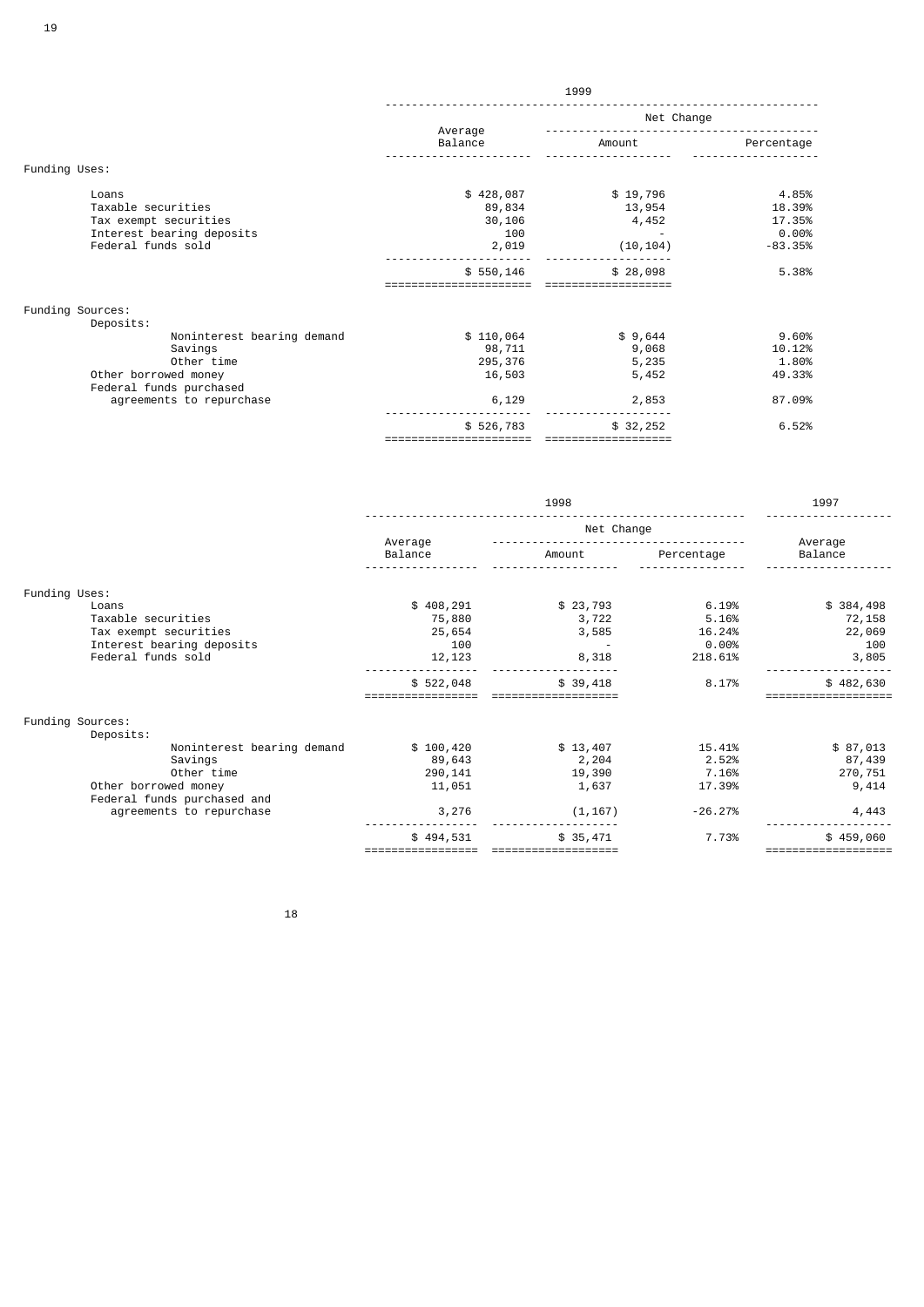| | 1999 | | |
|---|---|---|---|
| | Average Balance | Net Change | |
| | | Amount | Percentage |
| **Funding Uses:** | | | |
| Loans | $ 428,087 | $ 19,796 | 4.85% |
| Taxable securities | 89,834 | 13,954 | 18.39% |
| Tax exempt securities | 30,106 | 4,452 | 17.35% |
| Interest bearing deposits | 100 | - | 0.00% |
| Federal funds sold | 2,019 | (10,104) | -83.35% |
| | $ 550,146 | $ 28,098 | 5.38% |
| **Funding Sources:** | | | |
| Deposits: | | | |
| Noninterest bearing demand | $ 110,064 | $ 9,644 | 9.60% |
| Savings | 98,711 | 9,068 | 10.12% |
| Other time | 295,376 | 5,235 | 1.80% |
| Other borrowed money | 16,503 | 5,452 | 49.33% |
| Federal funds purchased agreements to repurchase | 6,129 | 2,853 | 87.09% |
| | $ 526,783 | $ 32,252 | 6.52% |

| | 1998 | | | 1997 |
|---|---|---|---|---|
| | Average Balance | Net Change | | Average Balance |
| | | Amount | Percentage | |
| **Funding Uses:** | | | | |
| Loans | $ 408,291 | $ 23,793 | 6.19% | $ 384,498 |
| Taxable securities | 75,880 | 3,722 | 5.16% | 72,158 |
| Tax exempt securities | 25,654 | 3,585 | 16.24% | 22,069 |
| Interest bearing deposits | 100 | - | 0.00% | 100 |
| Federal funds sold | 12,123 | 8,318 | 218.61% | 3,805 |
| | $ 522,048 | $ 39,418 | 8.17% | $ 482,630 |
| **Funding Sources:** | | | | |
| Deposits: | | | | |
| Noninterest bearing demand | $ 100,420 | $ 13,407 | 15.41% | $ 87,013 |
| Savings | 89,643 | 2,204 | 2.52% | 87,439 |
| Other time | 290,141 | 19,390 | 7.16% | 270,751 |
| Other borrowed money | 11,051 | 1,637 | 17.39% | 9,414 |
| Federal funds purchased and agreements to repurchase | 3,276 | (1,167) | -26.27% | 4,443 |
| | $ 494,531 | $ 35,471 | 7.73% | $ 459,060 |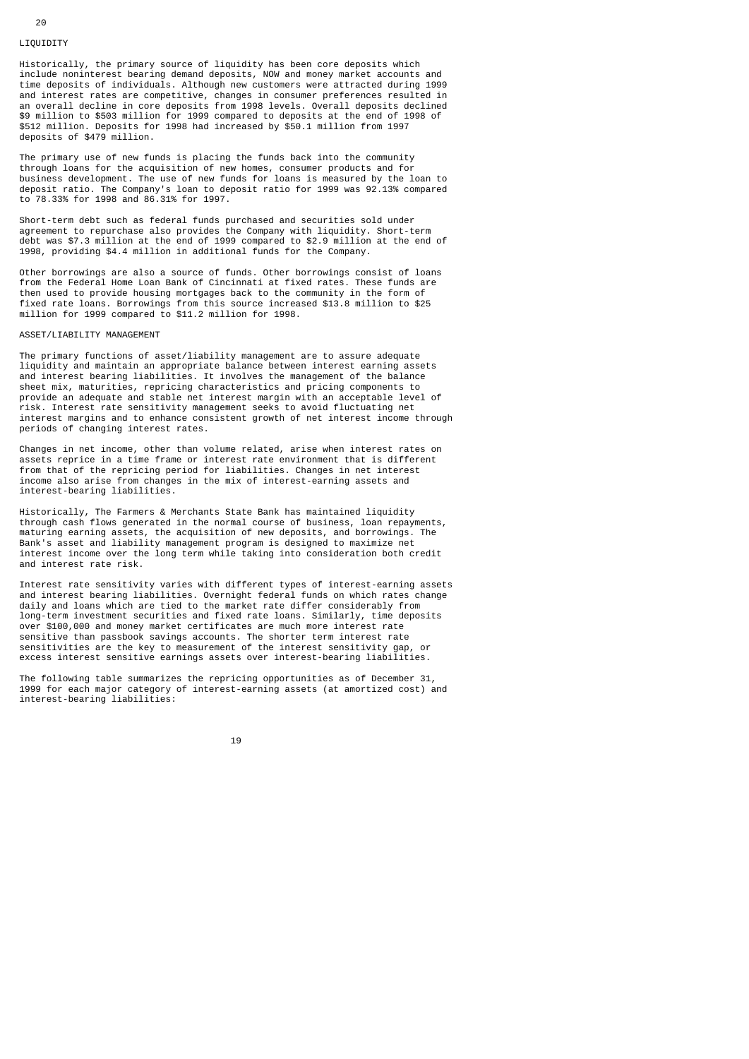## LIQUIDITY

Historically, the primary source of liquidity has been core deposits which include noninterest bearing demand deposits, NOW and money market accounts and time deposits of individuals. Although new customers were attracted during 1999 and interest rates are competitive, changes in consumer preferences resulted in an overall decline in core deposits from 1998 levels. Overall deposits declined $9 million to $503 million for 1999 compared to deposits at the end of 1998 of $512 million. Deposits for 1998 had increased by $50.1 million from 1997 deposits of $479 million.

The primary use of new funds is placing the funds back into the community through loans for the acquisition of new homes, consumer products and for business development. The use of new funds for loans is measured by the loan to deposit ratio. The Company's loan to deposit ratio for 1999 was 92.13% compared to 78.33% for 1998 and 86.31% for 1997.

Short-term debt such as federal funds purchased and securities sold under agreement to repurchase also provides the Company with liquidity. Short-term debt was $7.3 million at the end of 1999 compared to $2.9 million at the end of 1998, providing $4.4 million in additional funds for the Company.

Other borrowings are also a source of funds. Other borrowings consist of loans from the Federal Home Loan Bank of Cincinnati at fixed rates. These funds are then used to provide housing mortgages back to the community in the form of fixed rate loans. Borrowings from this source increased $13.8 million to $25 million for 1999 compared to $11.2 million for 1998.

## ASSET/LIABILITY MANAGEMENT

The primary functions of asset/liability management are to assure adequate liquidity and maintain an appropriate balance between interest earning assets and interest bearing liabilities. It involves the management of the balance sheet mix, maturities, repricing characteristics and pricing components to provide an adequate and stable net interest margin with an acceptable level of risk. Interest rate sensitivity management seeks to avoid fluctuating net interest margins and to enhance consistent growth of net interest income through periods of changing interest rates.

Changes in net income, other than volume related, arise when interest rates on assets reprice in a time frame or interest rate environment that is different from that of the repricing period for liabilities. Changes in net interest income also arise from changes in the mix of interest-earning assets and interest-bearing liabilities.

Historically, The Farmers & Merchants State Bank has maintained liquidity through cash flows generated in the normal course of business, loan repayments, maturing earning assets, the acquisition of new deposits, and borrowings. The Bank's asset and liability management program is designed to maximize net interest income over the long term while taking into consideration both credit and interest rate risk.

Interest rate sensitivity varies with different types of interest-earning assets and interest bearing liabilities. Overnight federal funds on which rates change daily and loans which are tied to the market rate differ considerably from long-term investment securities and fixed rate loans. Similarly, time deposits over $100,000 and money market certificates are much more interest rate sensitive than passbook savings accounts. The shorter term interest rate sensitivities are the key to measurement of the interest sensitivity gap, or excess interest sensitive earnings assets over interest-bearing liabilities.

The following table summarizes the repricing opportunities as of December 31, 1999 for each major category of interest-earning assets (at amortized cost) and interest-bearing liabilities: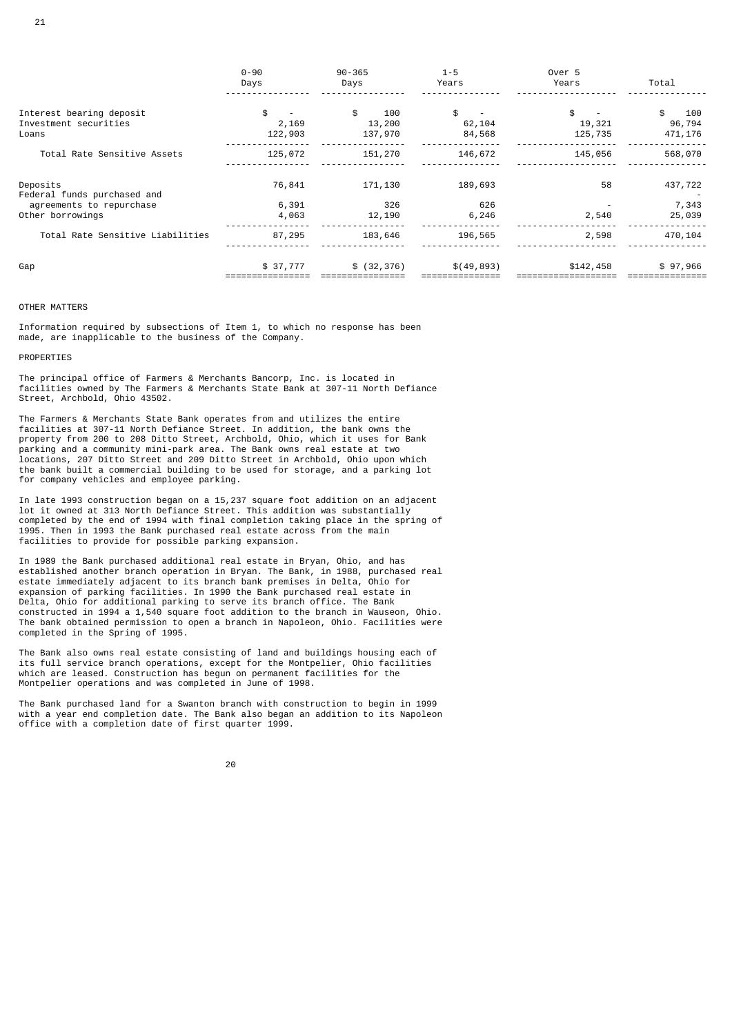| | 0-90 Days | 90-365 Days | 1-5 Years | Over 5 Years | Total |
|---|---|---|---|---|---|
| Interest bearing deposit | $ - | $ 100 | $ - | $ - | $ 100 |
| Investment securities | 2,169 | 13,200 | 62,104 | 19,321 | 96,794 |
| Loans | 122,903 | 137,970 | 84,568 | 125,735 | 471,176 |
| Total Rate Sensitive Assets | 125,072 | 151,270 | 146,672 | 145,056 | 568,070 |
| Deposits | 76,841 | 171,130 | 189,693 | 58 | 437,722 |
| Federal funds purchased and | | | | | - |
| agreements to repurchase | 6,391 | 326 | 626 | - | 7,343 |
| Other borrowings | 4,063 | 12,190 | 6,246 | 2,540 | 25,039 |
| Total Rate Sensitive Liabilities | 87,295 | 183,646 | 196,565 | 2,598 | 470,104 |
| Gap | $ 37,777 | $ (32,376) | $(49,893) | $142,458 | $ 97,966 |

OTHER MATTERS

Information required by subsections of Item 1, to which no response has been made, are inapplicable to the business of the Company.

PROPERTIES

The principal office of Farmers & Merchants Bancorp, Inc. is located in facilities owned by The Farmers & Merchants State Bank at 307-11 North Defiance Street, Archbold, Ohio 43502.

The Farmers & Merchants State Bank operates from and utilizes the entire facilities at 307-11 North Defiance Street. In addition, the bank owns the property from 200 to 208 Ditto Street, Archbold, Ohio, which it uses for Bank parking and a community mini-park area. The Bank owns real estate at two locations, 207 Ditto Street and 209 Ditto Street in Archbold, Ohio upon which the bank built a commercial building to be used for storage, and a parking lot for company vehicles and employee parking.

In late 1993 construction began on a 15,237 square foot addition on an adjacent lot it owned at 313 North Defiance Street. This addition was substantially completed by the end of 1994 with final completion taking place in the spring of 1995. Then in 1993 the Bank purchased real estate across from the main facilities to provide for possible parking expansion.

In 1989 the Bank purchased additional real estate in Bryan, Ohio, and has established another branch operation in Bryan. The Bank, in 1988, purchased real estate immediately adjacent to its branch bank premises in Delta, Ohio for expansion of parking facilities. In 1990 the Bank purchased real estate in Delta, Ohio for additional parking to serve its branch office. The Bank constructed in 1994 a 1,540 square foot addition to the branch in Wauseon, Ohio. The bank obtained permission to open a branch in Napoleon, Ohio. Facilities were completed in the Spring of 1995.

The Bank also owns real estate consisting of land and buildings housing each of its full service branch operations, except for the Montpelier, Ohio facilities which are leased. Construction has begun on permanent facilities for the Montpelier operations and was completed in June of 1998.

The Bank purchased land for a Swanton branch with construction to begin in 1999 with a year end completion date. The Bank also began an addition to its Napoleon office with a completion date of first quarter 1999.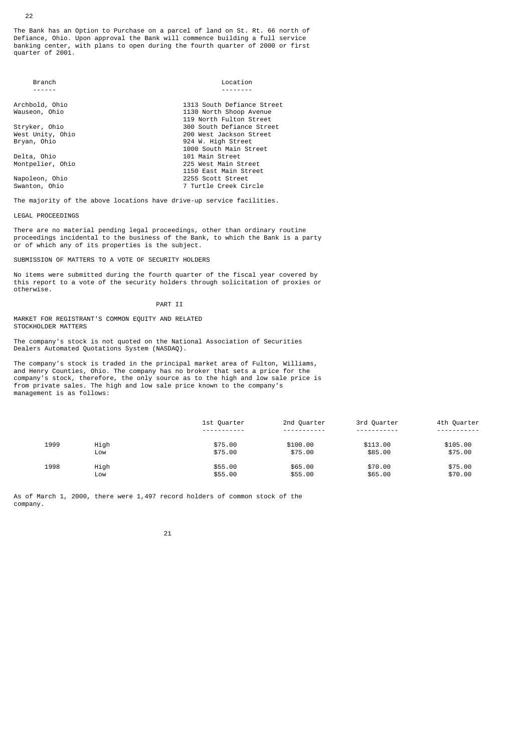The Bank has an Option to Purchase on a parcel of land on St. Rt. 66 north of Defiance, Ohio. Upon approval the Bank will commence building a full service banking center, with plans to open during the fourth quarter of 2000 or first quarter of 2001.

| Branch | Location |
|---|---|
| Archbold, Ohio | 1313 South Defiance Street |
| Wauseon, Ohio | 1130 North Shoop Avenue |
| | 119 North Fulton Street |
| Stryker, Ohio | 300 South Defiance Street |
| West Unity, Ohio | 200 West Jackson Street |
| Bryan, Ohio | 924 W. High Street |
| | 1000 South Main Street |
| Delta, Ohio | 101 Main Street |
| Montpelier, Ohio | 225 West Main Street |
| | 1150 East Main Street |
| Napoleon, Ohio | 2255 Scott Street |
| Swanton, Ohio | 7 Turtle Creek Circle |

The majority of the above locations have drive-up service facilities.

## LEGAL PROCEEDINGS

There are no material pending legal proceedings, other than ordinary routine proceedings incidental to the business of the Bank, to which the Bank is a party or of which any of its properties is the subject.

## SUBMISSION OF MATTERS TO A VOTE OF SECURITY HOLDERS

No items were submitted during the fourth quarter of the fiscal year covered by this report to a vote of the security holders through solicitation of proxies or otherwise.

# PART II

## MARKET FOR REGISTRANT'S COMMON EQUITY AND RELATED STOCKHOLDER MATTERS

The company's stock is not quoted on the National Association of Securities Dealers Automated Quotations System (NASDAQ).

The company's stock is traded in the principal market area of Fulton, Williams, and Henry Counties, Ohio. The company has no broker that sets a price for the company's stock, therefore, the only source as to the high and low sale price is from private sales. The high and low sale price known to the company's management is as follows:

| | | 1st Quarter | 2nd Quarter | 3rd Quarter | 4th Quarter |
|---|---|---|---|---|---|
| 1999 | High | $75.00 | $100.00 | $113.00 | $105.00 |
| | Low | $75.00 | $75.00 | $85.00 | $75.00 |
| 1998 | High | $55.00 | $65.00 | $70.00 | $75.00 |
| | Low | $55.00 | $55.00 | $65.00 | $70.00 |

As of March 1, 2000, there were 1,497 record holders of common stock of the company.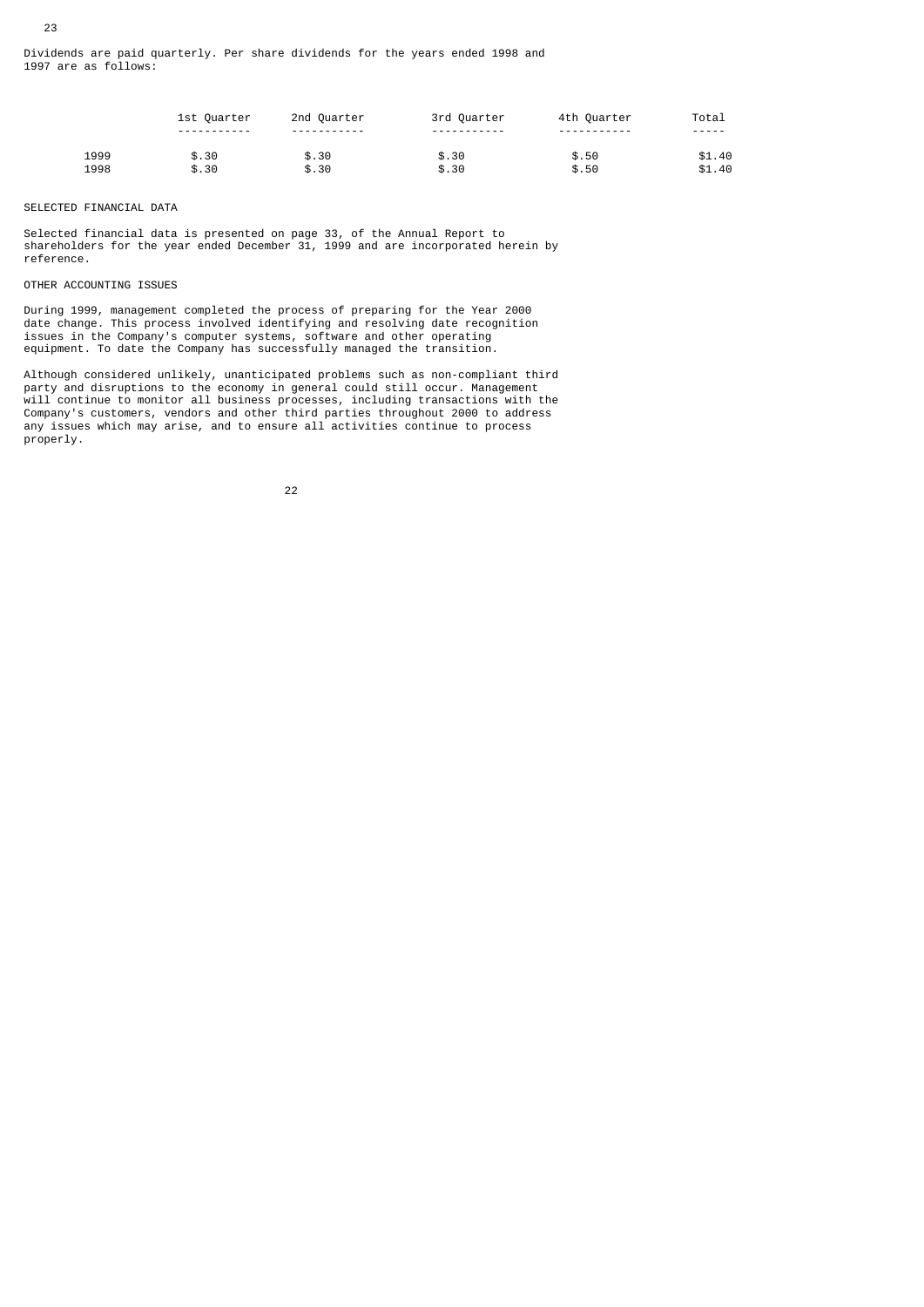Dividends are paid quarterly. Per share dividends for the years ended 1998 and 1997 are as follows:

| | 1st Quarter | 2nd Quarter | 3rd Quarter | 4th Quarter | Total |
|---|---|---|---|---|---|
| 1999 | $.30 | $.30 | $.30 | $.50 | $1.40 |
| 1998 | $.30 | $.30 | $.30 | $.50 | $1.40 |

SELECTED FINANCIAL DATA

Selected financial data is presented on page 33, of the Annual Report to shareholders for the year ended December 31, 1999 and are incorporated herein by reference.

OTHER ACCOUNTING ISSUES

During 1999, management completed the process of preparing for the Year 2000 date change. This process involved identifying and resolving date recognition issues in the Company's computer systems, software and other operating equipment. To date the Company has successfully managed the transition.

Although considered unlikely, unanticipated problems such as non-compliant third party and disruptions to the economy in general could still occur. Management will continue to monitor all business processes, including transactions with the Company's customers, vendors and other third parties throughout 2000 to address any issues which may arise, and to ensure all activities continue to process properly.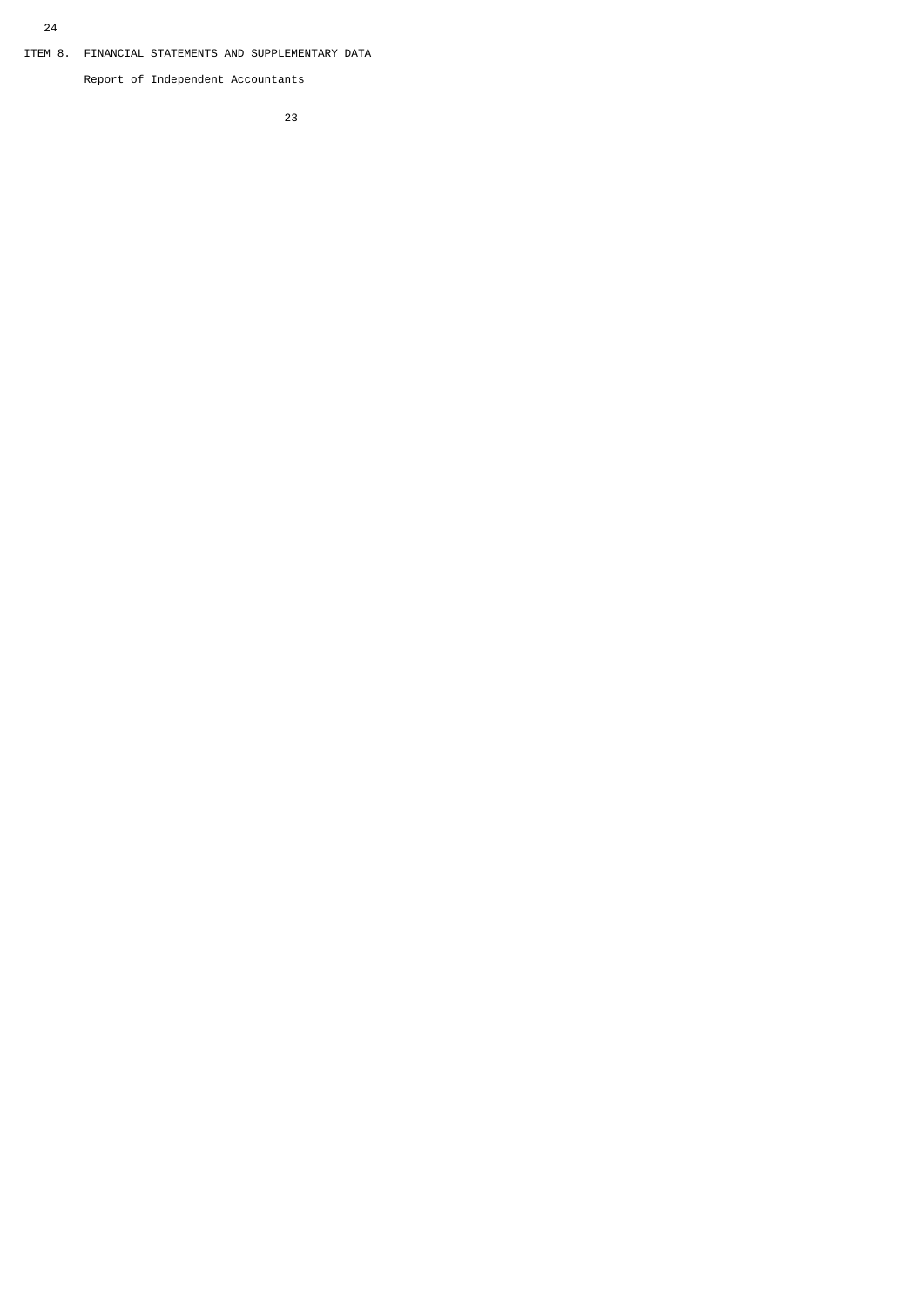ITEM 8. FINANCIAL STATEMENTS AND SUPPLEMENTARY DATA

Report of Independent Accountants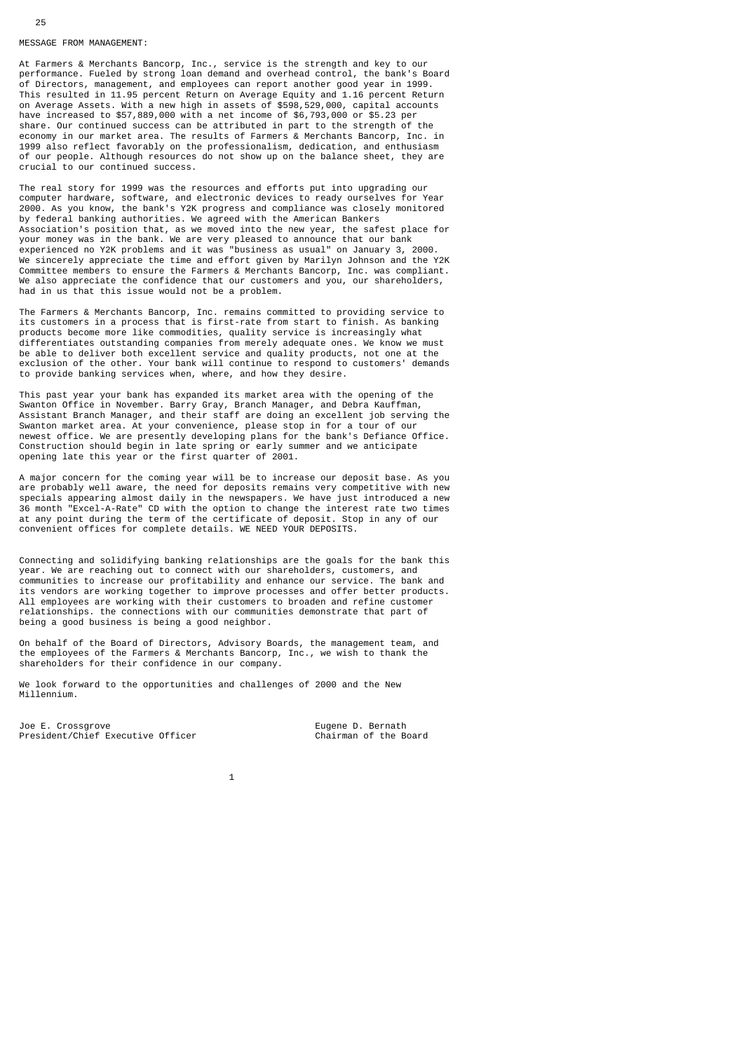## MESSAGE FROM MANAGEMENT:

At Farmers & Merchants Bancorp, Inc., service is the strength and key to our performance. Fueled by strong loan demand and overhead control, the bank's Board of Directors, management, and employees can report another good year in 1999. This resulted in 11.95 percent Return on Average Equity and 1.16 percent Return on Average Assets. With a new high in assets of $598,529,000, capital accounts have increased to $57,889,000 with a net income of $6,793,000 or $5.23 per share. Our continued success can be attributed in part to the strength of the economy in our market area. The results of Farmers & Merchants Bancorp, Inc. in 1999 also reflect favorably on the professionalism, dedication, and enthusiasm of our people. Although resources do not show up on the balance sheet, they are crucial to our continued success.

The real story for 1999 was the resources and efforts put into upgrading our computer hardware, software, and electronic devices to ready ourselves for Year 2000. As you know, the bank's Y2K progress and compliance was closely monitored by federal banking authorities. We agreed with the American Bankers Association's position that, as we moved into the new year, the safest place for your money was in the bank. We are very pleased to announce that our bank experienced no Y2K problems and it was "business as usual" on January 3, 2000. We sincerely appreciate the time and effort given by Marilyn Johnson and the Y2K Committee members to ensure the Farmers & Merchants Bancorp, Inc. was compliant. We also appreciate the confidence that our customers and you, our shareholders, had in us that this issue would not be a problem.

The Farmers & Merchants Bancorp, Inc. remains committed to providing service to its customers in a process that is first-rate from start to finish. As banking products become more like commodities, quality service is increasingly what differentiates outstanding companies from merely adequate ones. We know we must be able to deliver both excellent service and quality products, not one at the exclusion of the other. Your bank will continue to respond to customers' demands to provide banking services when, where, and how they desire.

This past year your bank has expanded its market area with the opening of the Swanton Office in November. Barry Gray, Branch Manager, and Debra Kauffman, Assistant Branch Manager, and their staff are doing an excellent job serving the Swanton market area. At your convenience, please stop in for a tour of our newest office. We are presently developing plans for the bank's Defiance Office. Construction should begin in late spring or early summer and we anticipate opening late this year or the first quarter of 2001.

A major concern for the coming year will be to increase our deposit base. As you are probably well aware, the need for deposits remains very competitive with new specials appearing almost daily in the newspapers. We have just introduced a new 36 month "Excel-A-Rate" CD with the option to change the interest rate two times at any point during the term of the certificate of deposit. Stop in any of our convenient offices for complete details. WE NEED YOUR DEPOSITS.

Connecting and solidifying banking relationships are the goals for the bank this year. We are reaching out to connect with our shareholders, customers, and communities to increase our profitability and enhance our service. The bank and its vendors are working together to improve processes and offer better products. All employees are working with their customers to broaden and refine customer relationships. the connections with our communities demonstrate that part of being a good business is being a good neighbor.

On behalf of the Board of Directors, Advisory Boards, the management team, and the employees of the Farmers & Merchants Bancorp, Inc., we wish to thank the shareholders for their confidence in our company.

We look forward to the opportunities and challenges of 2000 and the New Millennium.

Joe E. Crossgrove
President/Chief Executive Officer

Eugene D. Bernath
Chairman of the Board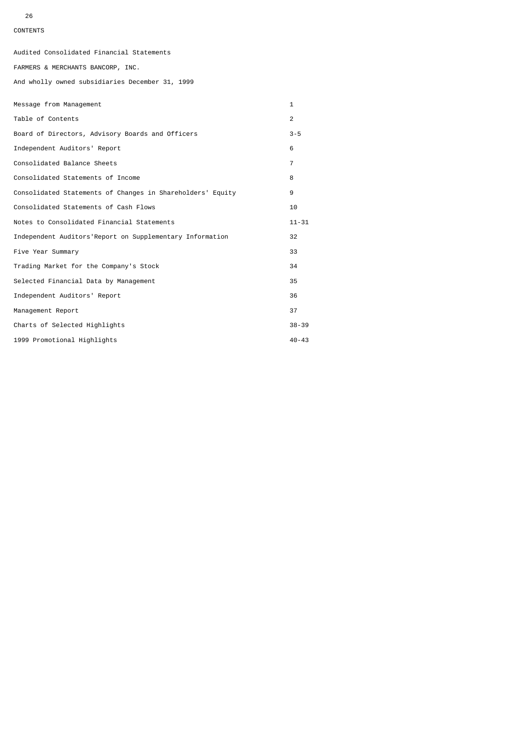CONTENTS

Audited Consolidated Financial Statements

FARMERS & MERCHANTS BANCORP, INC.

And wholly owned subsidiaries December 31, 1999

| | |
|---|---|
| Message from Management | 1 |
| Table of Contents | 2 |
| Board of Directors, Advisory Boards and Officers | 3-5 |
| Independent Auditors' Report | 6 |
| Consolidated Balance Sheets | 7 |
| Consolidated Statements of Income | 8 |
| Consolidated Statements of Changes in Shareholders' Equity | 9 |
| Consolidated Statements of Cash Flows | 10 |
| Notes to Consolidated Financial Statements | 11-31 |
| Independent Auditors'Report on Supplementary Information | 32 |
| Five Year Summary | 33 |
| Trading Market for the Company's Stock | 34 |
| Selected Financial Data by Management | 35 |
| Independent Auditors' Report | 36 |
| Management Report | 37 |
| Charts of Selected Highlights | 38-39 |
| 1999 Promotional Highlights | 40-43 |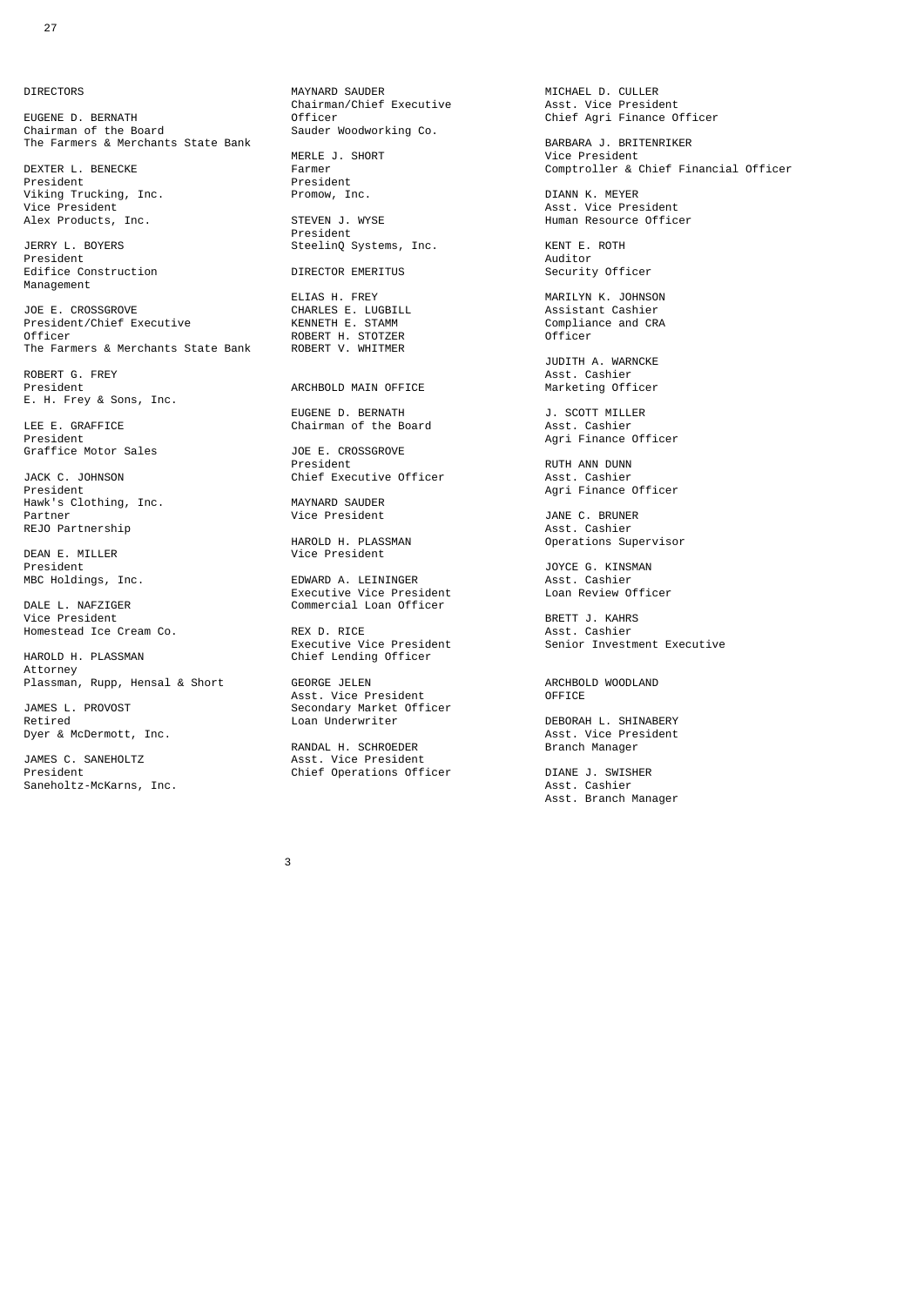DIRECTORS

EUGENE D. BERNATH
Chairman of the Board
The Farmers & Merchants State Bank

DEXTER L. BENECKE
President
Viking Trucking, Inc.
Vice President
Alex Products, Inc.

JERRY L. BOYERS
President
Edifice Construction
Management

JOE E. CROSSGROVE
President/Chief Executive
Officer
The Farmers & Merchants State Bank

ROBERT G. FREY
President
E. H. Frey & Sons, Inc.

LEE E. GRAFFICE
President
Graffice Motor Sales

JACK C. JOHNSON
President
Hawk's Clothing, Inc.
Partner
REJO Partnership

DEAN E. MILLER
President
MBC Holdings, Inc.

DALE L. NAFZIGER
Vice President
Homestead Ice Cream Co.

HAROLD H. PLASSMAN
Attorney
Plassman, Rupp, Hensal & Short

JAMES L. PROVOST
Retired
Dyer & McDermott, Inc.

JAMES C. SANEHOLTZ
President
Saneholtz-McKarns, Inc.

MAYNARD SAUDER
Chairman/Chief Executive
Officer
Sauder Woodworking Co.

MERLE J. SHORT
Farmer
President
Promow, Inc.

STEVEN J. WYSE
President
SteelinQ Systems, Inc.

DIRECTOR EMERITUS

ELIAS H. FREY
CHARLES E. LUGBILL
KENNETH E. STAMM
ROBERT H. STOTZER
ROBERT V. WHITMER

ARCHBOLD MAIN OFFICE

EUGENE D. BERNATH
Chairman of the Board

JOE E. CROSSGROVE
President
Chief Executive Officer

MAYNARD SAUDER
Vice President

HAROLD H. PLASSMAN
Vice President

EDWARD A. LEININGER
Executive Vice President
Commercial Loan Officer

REX D. RICE
Executive Vice President
Chief Lending Officer

GEORGE JELEN
Asst. Vice President
Secondary Market Officer
Loan Underwriter

RANDAL H. SCHROEDER
Asst. Vice President
Chief Operations Officer

MICHAEL D. CULLER
Asst. Vice President
Chief Agri Finance Officer

BARBARA J. BRITENRIKER
Vice President
Comptroller & Chief Financial Officer

DIANN K. MEYER
Asst. Vice President
Human Resource Officer

KENT E. ROTH
Auditor
Security Officer

MARILYN K. JOHNSON
Assistant Cashier
Compliance and CRA
Officer

JUDITH A. WARNCKE
Asst. Cashier
Marketing Officer

J. SCOTT MILLER
Asst. Cashier
Agri Finance Officer

RUTH ANN DUNN
Asst. Cashier
Agri Finance Officer

JANE C. BRUNER
Asst. Cashier
Operations Supervisor

JOYCE G. KINSMAN
Asst. Cashier
Loan Review Officer

BRETT J. KAHRS
Asst. Cashier
Senior Investment Executive

ARCHBOLD WOODLAND
OFFICE

DEBORAH L. SHINABERY
Asst. Vice President
Branch Manager

DIANE J. SWISHER
Asst. Cashier
Asst. Branch Manager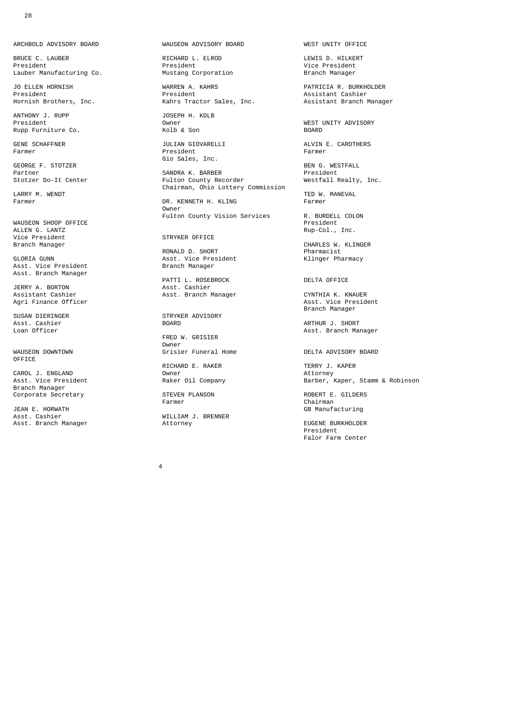ARCHBOLD ADVISORY BOARD

BRUCE C. LAUBER
President
Lauber Manufacturing Co.

JO ELLEN HORNISH
President
Hornish Brothers, Inc.

ANTHONY J. RUPP
President
Rupp Furniture Co.

GENE SCHAFFNER
Farmer

GEORGE F. STOTZER
Partner
Stotzer Do-It Center

LARRY M. WENDT
Farmer

WAUSEON SHOOP OFFICE

ALLEN G. LANTZ
Vice President
Branch Manager

GLORIA GUNN
Asst. Vice President
Asst. Branch Manager

JERRY A. BORTON
Assistant Cashier
Agri Finance Officer

SUSAN DIERINGER
Asst. Cashier
Loan Officer

WAUSEON DOWNTOWN OFFICE

CAROL J. ENGLAND
Asst. Vice President
Branch Manager
Corporate Secretary

JEAN E. HORWATH
Asst. Cashier
Asst. Branch Manager

WAUSEON ADVISORY BOARD

RICHARD L. ELROD
President
Mustang Corporation

WARREN A. KAHRS
President
Kahrs Tractor Sales, Inc.

JOSEPH H. KOLB
Owner
Kolb & Son

JULIAN GIOVARELLI
President
Gio Sales, Inc.

SANDRA K. BARBER
Fulton County Recorder
Chairman, Ohio Lottery Commission

DR. KENNETH H. KLING
Owner
Fulton County Vision Services

STRYKER OFFICE

RONALD D. SHORT
Asst. Vice President
Branch Manager

PATTI L. ROSEBROCK
Asst. Cashier
Asst. Branch Manager

STRYKER ADVISORY BOARD

FRED W. GRISIER
Owner
Grisier Funeral Home

RICHARD E. RAKER
Owner
Raker Oil Company

STEVEN PLANSON
Farmer

WILLIAM J. BRENNER
Attorney

WEST UNITY OFFICE

LEWIS D. HILKERT
Vice President
Branch Manager

PATRICIA R. BURKHOLDER
Assistant Cashier
Assistant Branch Manager

WEST UNITY ADVISORY BOARD

ALVIN E. CAROTHERS
Farmer

BEN G. WESTFALL
President
Westfall Realty, Inc.

TED W. MANEVAL
Farmer

R. BURDELL COLON
President
Rup-Col., Inc.

CHARLES W. KLINGER
Pharmacist
Klinger Pharmacy

DELTA OFFICE

CYNTHIA K. KNAUER
Asst. Vice President
Branch Manager

ARTHUR J. SHORT
Asst. Branch Manager

DELTA ADVISORY BOARD

TERRY J. KAPER
Attorney
Barber, Kaper, Stamm & Robinson

ROBERT E. GILDERS
Chairman
GB Manufacturing

EUGENE BURKHOLDER
President
Falor Farm Center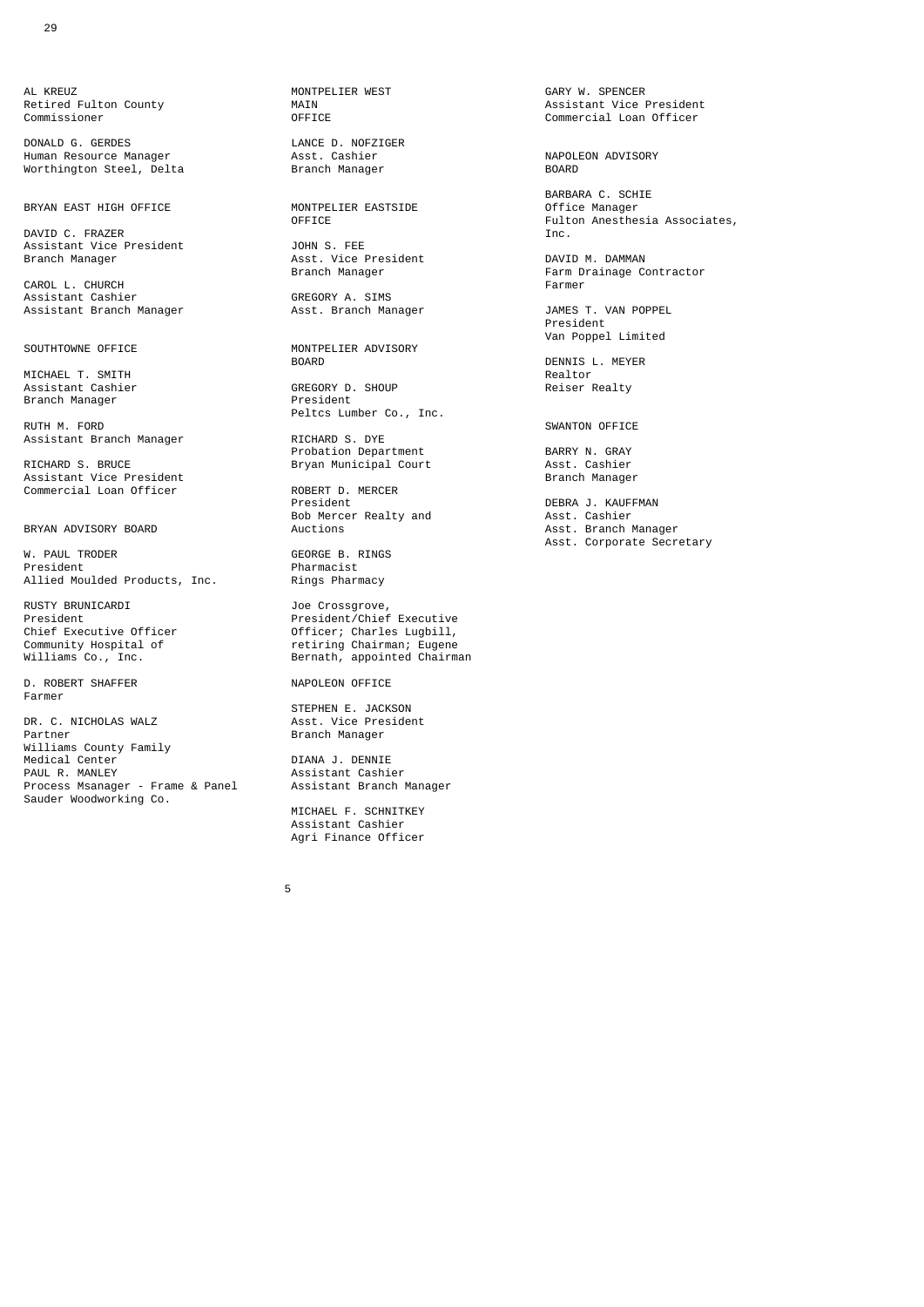AL KREUZ
Retired Fulton County
Commissioner

DONALD G. GERDES
Human Resource Manager
Worthington Steel, Delta

BRYAN EAST HIGH OFFICE

DAVID C. FRAZER
Assistant Vice President
Branch Manager

CAROL L. CHURCH
Assistant Cashier
Assistant Branch Manager

SOUTHTOWNE OFFICE

MICHAEL T. SMITH
Assistant Cashier
Branch Manager

RUTH M. FORD
Assistant Branch Manager

RICHARD S. BRUCE
Assistant Vice President
Commercial Loan Officer

BRYAN ADVISORY BOARD

W. PAUL TRODER
President
Allied Moulded Products, Inc.

RUSTY BRUNICARDI
President
Chief Executive Officer
Community Hospital of
Williams Co., Inc.

D. ROBERT SHAFFER
Farmer

DR. C. NICHOLAS WALZ
Partner
Williams County Family
Medical Center

PAUL R. MANLEY
Process Msanager - Frame & Panel
Sauder Woodworking Co.

MONTPELIER WEST
MAIN
OFFICE

LANCE D. NOFZIGER
Asst. Cashier
Branch Manager

MONTPELIER EASTSIDE
OFFICE

JOHN S. FEE
Asst. Vice President
Branch Manager

GREGORY A. SIMS
Asst. Branch Manager

MONTPELIER ADVISORY
BOARD

GREGORY D. SHOUP
President
Peltcs Lumber Co., Inc.

RICHARD S. DYE
Probation Department
Bryan Municipal Court

ROBERT D. MERCER
President
Bob Mercer Realty and
Auctions

GEORGE B. RINGS
Pharmacist
Rings Pharmacy

Joe Crossgrove,
President/Chief Executive
Officer; Charles Lugbill,
retiring Chairman; Eugene
Bernath, appointed Chairman

NAPOLEON OFFICE

STEPHEN E. JACKSON
Asst. Vice President
Branch Manager

DIANA J. DENNIE
Assistant Cashier
Assistant Branch Manager

MICHAEL F. SCHNITKEY
Assistant Cashier
Agri Finance Officer

GARY W. SPENCER
Assistant Vice President
Commercial Loan Officer

NAPOLEON ADVISORY
BOARD

BARBARA C. SCHIE
Office Manager
Fulton Anesthesia Associates,
Inc.

DAVID M. DAMMAN
Farm Drainage Contractor
Farmer

JAMES T. VAN POPPEL
President
Van Poppel Limited

DENNIS L. MEYER
Realtor
Reiser Realty

SWANTON OFFICE

BARRY N. GRAY
Asst. Cashier
Branch Manager

DEBRA J. KAUFFMAN
Asst. Cashier
Asst. Branch Manager
Asst. Corporate Secretary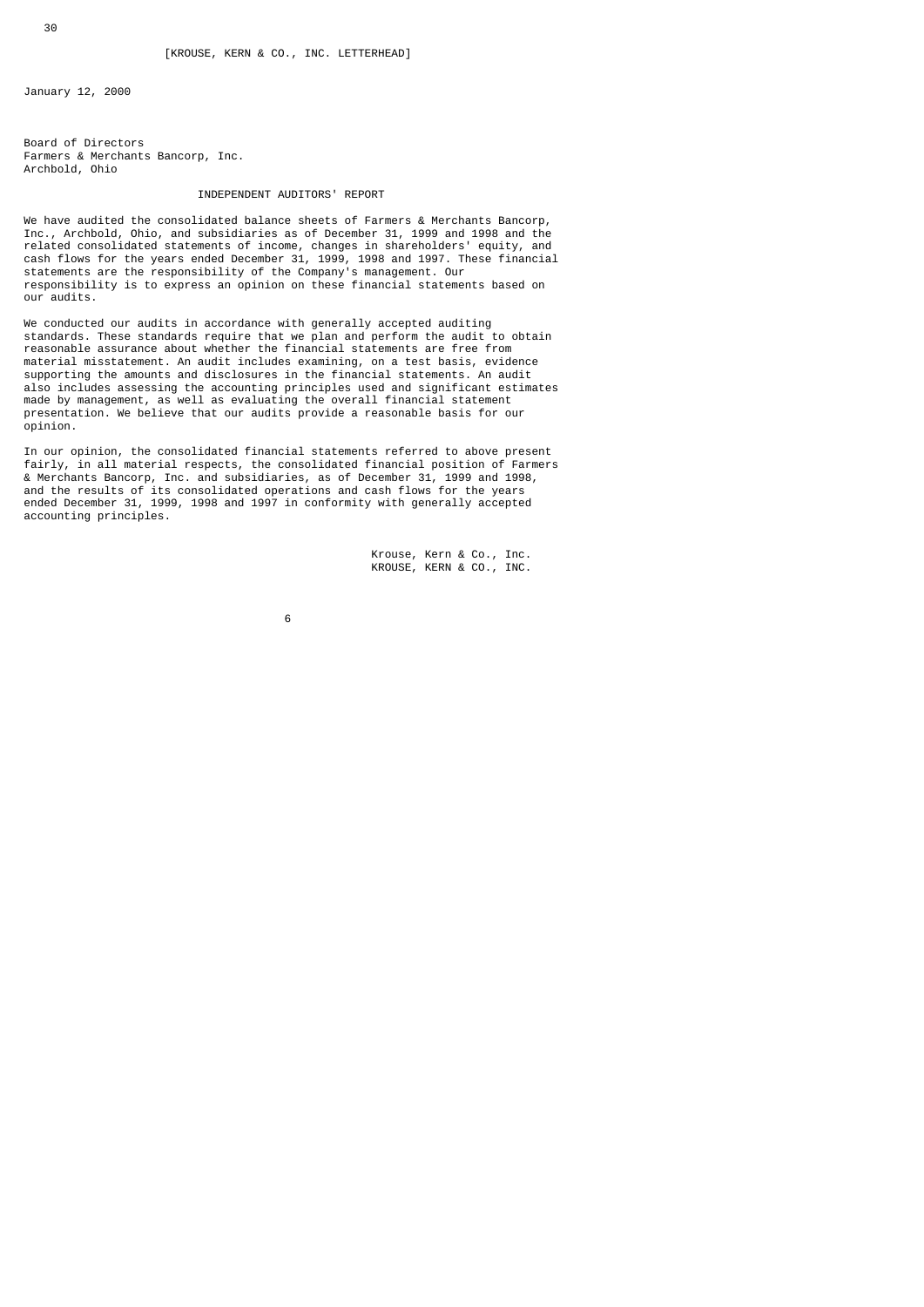[KROUSE, KERN & CO., INC. LETTERHEAD]

January 12, 2000

Board of Directors
Farmers & Merchants Bancorp, Inc.
Archbold, Ohio

## INDEPENDENT AUDITORS' REPORT

We have audited the consolidated balance sheets of Farmers & Merchants Bancorp, Inc., Archbold, Ohio, and subsidiaries as of December 31, 1999 and 1998 and the related consolidated statements of income, changes in shareholders' equity, and cash flows for the years ended December 31, 1999, 1998 and 1997. These financial statements are the responsibility of the Company's management. Our responsibility is to express an opinion on these financial statements based on our audits.

We conducted our audits in accordance with generally accepted auditing standards. These standards require that we plan and perform the audit to obtain reasonable assurance about whether the financial statements are free from material misstatement. An audit includes examining, on a test basis, evidence supporting the amounts and disclosures in the financial statements. An audit also includes assessing the accounting principles used and significant estimates made by management, as well as evaluating the overall financial statement presentation. We believe that our audits provide a reasonable basis for our opinion.

In our opinion, the consolidated financial statements referred to above present fairly, in all material respects, the consolidated financial position of Farmers & Merchants Bancorp, Inc. and subsidiaries, as of December 31, 1999 and 1998, and the results of its consolidated operations and cash flows for the years ended December 31, 1999, 1998 and 1997 in conformity with generally accepted accounting principles.

Krouse, Kern & Co., Inc.
KROUSE, KERN & CO., INC.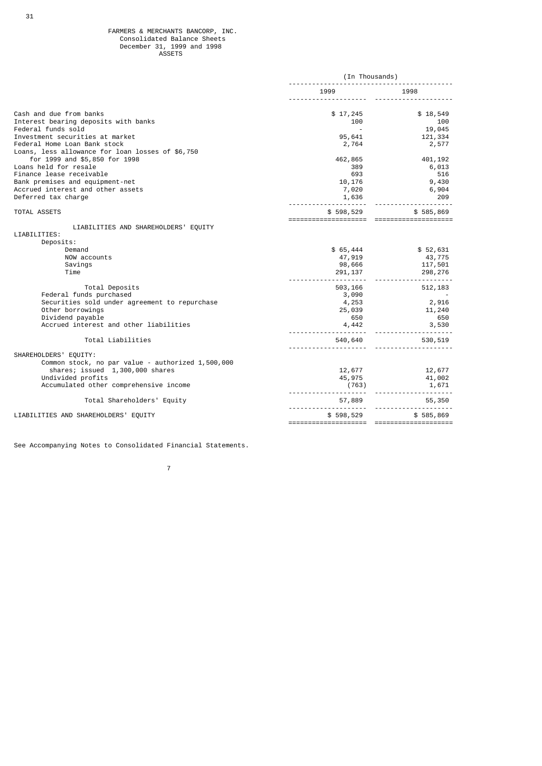# FARMERS & MERCHANTS BANCORP, INC.

## Consolidated Balance Sheets

### December 31, 1999 and 1998

#### ASSETS

| | (In Thousands) | |
|---|---|---|
| | 1999 | 1998 |
| Cash and due from banks | $ 17,245 | $ 18,549 |
| Interest bearing deposits with banks | 100 | 100 |
| Federal funds sold | - | 19,045 |
| Investment securities at market | 95,641 | 121,334 |
| Federal Home Loan Bank stock | 2,764 | 2,577 |
| Loans, less allowance for loan losses of $6,750 for 1999 and $5,850 for 1998 | 462,865 | 401,192 |
| Loans held for resale | 389 | 6,013 |
| Finance lease receivable | 693 | 516 |
| Bank premises and equipment-net | 10,176 | 9,430 |
| Accrued interest and other assets | 7,020 | 6,904 |
| Deferred tax charge | 1,636 | 209 |
| TOTAL ASSETS | $ 598,529 | $ 585,869 |
| **LIABILITIES AND SHAREHOLDERS' EQUITY** | | |
| LIABILITIES: | | |
| Deposits: | | |
| Demand | $ 65,444 | $ 52,631 |
| NOW accounts | 47,919 | 43,775 |
| Savings | 98,666 | 117,501 |
| Time | 291,137 | 298,276 |
| Total Deposits | 503,166 | 512,183 |
| Federal funds purchased | 3,090 | - |
| Securities sold under agreement to repurchase | 4,253 | 2,916 |
| Other borrowings | 25,039 | 11,240 |
| Dividend payable | 650 | 650 |
| Accrued interest and other liabilities | 4,442 | 3,530 |
| Total Liabilities | 540,640 | 530,519 |
| SHAREHOLDERS' EQUITY: | | |
| Common stock, no par value - authorized 1,500,000 shares; issued 1,300,000 shares | 12,677 | 12,677 |
| Undivided profits | 45,975 | 41,002 |
| Accumulated other comprehensive income | (763) | 1,671 |
| Total Shareholders' Equity | 57,889 | 55,350 |
| LIABILITIES AND SHAREHOLDERS' EQUITY | $ 598,529 | $ 585,869 |

See Accompanying Notes to Consolidated Financial Statements.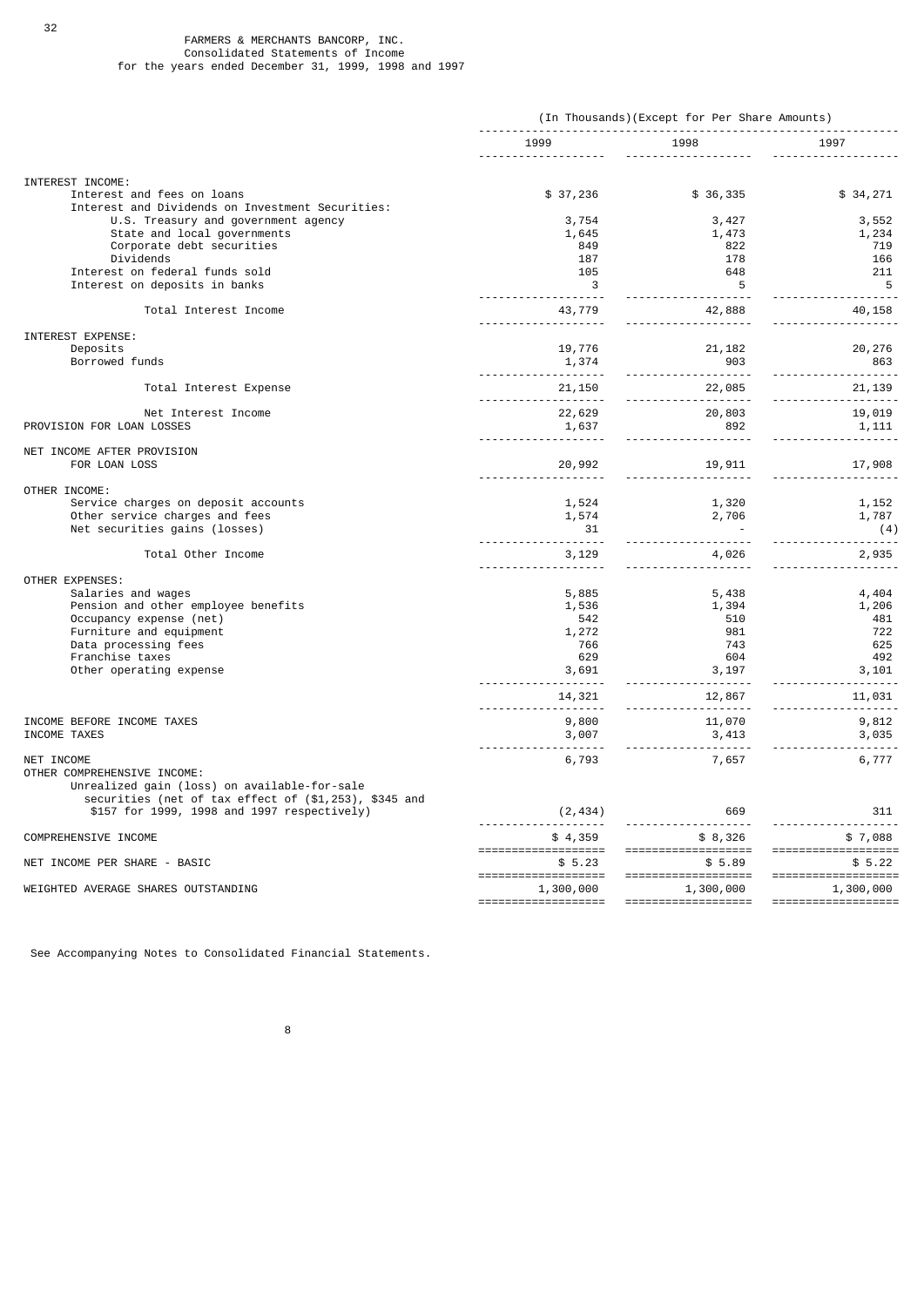# FARMERS & MERCHANTS BANCORP, INC.

## Consolidated Statements of Income

for the years ended December 31, 1999, 1998 and 1997

| | (In Thousands)(Except for Per Share Amounts) | | |
|---|---|---|---|
| | 1999 | 1998 | 1997 |
| INTEREST INCOME: | | | |
| Interest and fees on loans | $ 37,236 | $ 36,335 | $ 34,271 |
| Interest and Dividends on Investment Securities: | | | |
| U.S. Treasury and government agency | 3,754 | 3,427 | 3,552 |
| State and local governments | 1,645 | 1,473 | 1,234 |
| Corporate debt securities | 849 | 822 | 719 |
| Dividends | 187 | 178 | 166 |
| Interest on federal funds sold | 105 | 648 | 211 |
| Interest on deposits in banks | 3 | 5 | 5 |
| Total Interest Income | 43,779 | 42,888 | 40,158 |
| INTEREST EXPENSE: | | | |
| Deposits | 19,776 | 21,182 | 20,276 |
| Borrowed funds | 1,374 | 903 | 863 |
| Total Interest Expense | 21,150 | 22,085 | 21,139 |
| Net Interest Income | 22,629 | 20,803 | 19,019 |
| PROVISION FOR LOAN LOSSES | 1,637 | 892 | 1,111 |
| NET INCOME AFTER PROVISION FOR LOAN LOSS | 20,992 | 19,911 | 17,908 |
| OTHER INCOME: | | | |
| Service charges on deposit accounts | 1,524 | 1,320 | 1,152 |
| Other service charges and fees | 1,574 | 2,706 | 1,787 |
| Net securities gains (losses) | 31 | - | (4) |
| Total Other Income | 3,129 | 4,026 | 2,935 |
| OTHER EXPENSES: | | | |
| Salaries and wages | 5,885 | 5,438 | 4,404 |
| Pension and other employee benefits | 1,536 | 1,394 | 1,206 |
| Occupancy expense (net) | 542 | 510 | 481 |
| Furniture and equipment | 1,272 | 981 | 722 |
| Data processing fees | 766 | 743 | 625 |
| Franchise taxes | 629 | 604 | 492 |
| Other operating expense | 3,691 | 3,197 | 3,101 |
| | 14,321 | 12,867 | 11,031 |
| INCOME BEFORE INCOME TAXES | 9,800 | 11,070 | 9,812 |
| INCOME TAXES | 3,007 | 3,413 | 3,035 |
| NET INCOME | 6,793 | 7,657 | 6,777 |
| OTHER COMPREHENSIVE INCOME: | | | |
| Unrealized gain (loss) on available-for-sale securities (net of tax effect of ($1,253), $345 and $157 for 1999, 1998 and 1997 respectively) | (2,434) | 669 | 311 |
| COMPREHENSIVE INCOME | $ 4,359 | $ 8,326 | $ 7,088 |
| NET INCOME PER SHARE - BASIC | $ 5.23 | $ 5.89 | $ 5.22 |
| WEIGHTED AVERAGE SHARES OUTSTANDING | 1,300,000 | 1,300,000 | 1,300,000 |

See Accompanying Notes to Consolidated Financial Statements.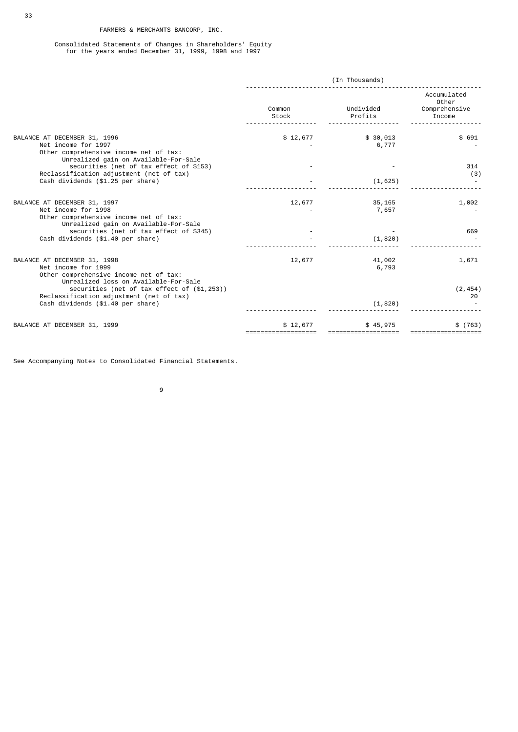FARMERS & MERCHANTS BANCORP, INC.

Consolidated Statements of Changes in Shareholders' Equity
for the years ended December 31, 1999, 1998 and 1997

| | (In Thousands) | | |
|---|---|---|---|
| | Common Stock | Undivided Profits | Accumulated Other Comprehensive Income |
| BALANCE AT DECEMBER 31, 1996 | $ 12,677 | $ 30,013 | $ 691 |
| Net income for 1997 | - | 6,777 | - |
| Other comprehensive income net of tax: | | | |
| Unrealized gain on Available-For-Sale securities (net of tax effect of $153) | - | - | 314 |
| Reclassification adjustment (net of tax) | | | (3) |
| Cash dividends ($1.25 per share) | - | (1,625) | - |
| BALANCE AT DECEMBER 31, 1997 | 12,677 | 35,165 | 1,002 |
| Net income for 1998 | - | 7,657 | - |
| Other comprehensive income net of tax: | | | |
| Unrealized gain on Available-For-Sale securities (net of tax effect of $345) | - | - | 669 |
| Cash dividends ($1.40 per share) | - | (1,820) | - |
| BALANCE AT DECEMBER 31, 1998 | 12,677 | 41,002 | 1,671 |
| Net income for 1999 | | 6,793 | |
| Other comprehensive income net of tax: | | | |
| Unrealized loss on Available-For-Sale securities (net of tax effect of ($1,253)) | | | (2,454) |
| Reclassification adjustment (net of tax) | | | 20 |
| Cash dividends ($1.40 per share) | | (1,820) | - |
| BALANCE AT DECEMBER 31, 1999 | $ 12,677 | $ 45,975 | $ (763) |

See Accompanying Notes to Consolidated Financial Statements.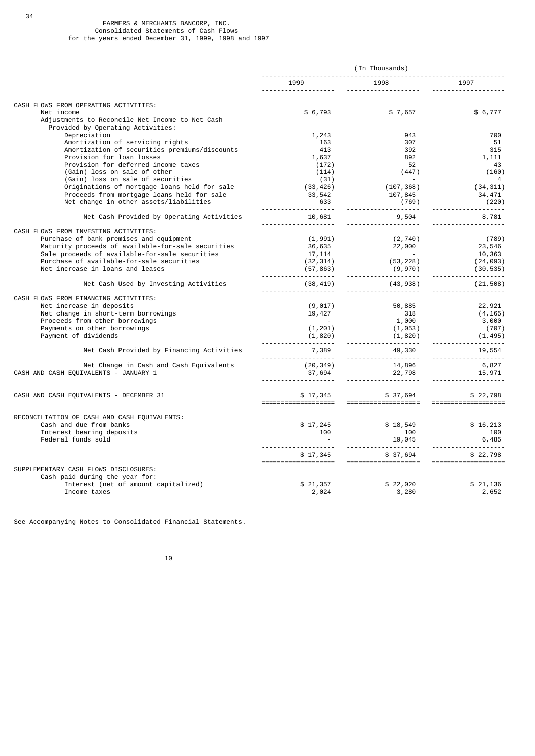# FARMERS & MERCHANTS BANCORP, INC.
## Consolidated Statements of Cash Flows
### for the years ended December 31, 1999, 1998 and 1997

| | (In Thousands) | | |
|---|---|---|---|
| | 1999 | 1998 | 1997 |
| CASH FLOWS FROM OPERATING ACTIVITIES: | | | |
| Net income | $ 6,793 | $ 7,657 | $ 6,777 |
| Adjustments to Reconcile Net Income to Net Cash Provided by Operating Activities: | | | |
| Depreciation | 1,243 | 943 | 700 |
| Amortization of servicing rights | 163 | 307 | 51 |
| Amortization of securities premiums/discounts | 413 | 392 | 315 |
| Provision for loan losses | 1,637 | 892 | 1,111 |
| Provision for deferred income taxes | (172) | 52 | 43 |
| (Gain) loss on sale of other | (114) | (447) | (160) |
| (Gain) loss on sale of securities | (31) | - | 4 |
| Originations of mortgage loans held for sale | (33,426) | (107,368) | (34,311) |
| Proceeds from mortgage loans held for sale | 33,542 | 107,845 | 34,471 |
| Net change in other assets/liabilities | 633 | (769) | (220) |
| Net Cash Provided by Operating Activities | 10,681 | 9,504 | 8,781 |
| CASH FLOWS FROM INVESTING ACTIVITIES: | | | |
| Purchase of bank premises and equipment | (1,991) | (2,740) | (789) |
| Maturity proceeds of available-for-sale securities | 36,635 | 22,000 | 23,546 |
| Sale proceeds of available-for-sale securities | 17,114 | - | 10,363 |
| Purchase of available-for-sale securities | (32,314) | (53,228) | (24,093) |
| Net increase in loans and leases | (57,863) | (9,970) | (30,535) |
| Net Cash Used by Investing Activities | (38,419) | (43,938) | (21,508) |
| CASH FLOWS FROM FINANCING ACTIVITIES: | | | |
| Net increase in deposits | (9,017) | 50,885 | 22,921 |
| Net change in short-term borrowings | 19,427 | 318 | (4,165) |
| Proceeds from other borrowings | - | 1,000 | 3,000 |
| Payments on other borrowings | (1,201) | (1,053) | (707) |
| Payment of dividends | (1,820) | (1,820) | (1,495) |
| Net Cash Provided by Financing Activities | 7,389 | 49,330 | 19,554 |
| Net Change in Cash and Cash Equivalents | (20,349) | 14,896 | 6,827 |
| CASH AND CASH EQUIVALENTS - JANUARY 1 | 37,694 | 22,798 | 15,971 |
| CASH AND CASH EQUIVALENTS - DECEMBER 31 | $ 17,345 | $ 37,694 | $ 22,798 |
| RECONCILIATION OF CASH AND CASH EQUIVALENTS: | | | |
| Cash and due from banks | $ 17,245 | $ 18,549 | $ 16,213 |
| Interest bearing deposits | 100 | 100 | 100 |
| Federal funds sold | - | 19,045 | 6,485 |
| | $ 17,345 | $ 37,694 | $ 22,798 |
| SUPPLEMENTARY CASH FLOWS DISCLOSURES: | | | |
| Cash paid during the year for: | | | |
| Interest (net of amount capitalized) | $ 21,357 | $ 22,020 | $ 21,136 |
| Income taxes | 2,024 | 3,280 | 2,652 |

See Accompanying Notes to Consolidated Financial Statements.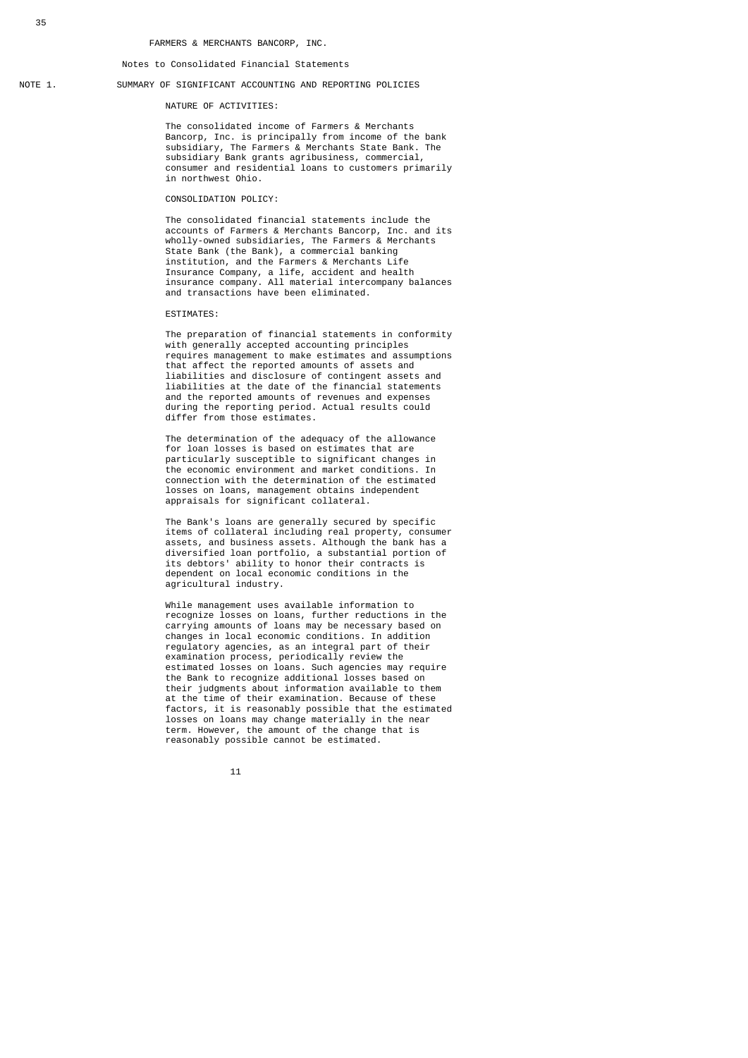FARMERS & MERCHANTS BANCORP, INC.

Notes to Consolidated Financial Statements

## NOTE 1. SUMMARY OF SIGNIFICANT ACCOUNTING AND REPORTING POLICIES

### NATURE OF ACTIVITIES:

The consolidated income of Farmers & Merchants Bancorp, Inc. is principally from income of the bank subsidiary, The Farmers & Merchants State Bank. The subsidiary Bank grants agribusiness, commercial, consumer and residential loans to customers primarily in northwest Ohio.

### CONSOLIDATION POLICY:

The consolidated financial statements include the accounts of Farmers & Merchants Bancorp, Inc. and its wholly-owned subsidiaries, The Farmers & Merchants State Bank (the Bank), a commercial banking institution, and the Farmers & Merchants Life Insurance Company, a life, accident and health insurance company. All material intercompany balances and transactions have been eliminated.

### ESTIMATES:

The preparation of financial statements in conformity with generally accepted accounting principles requires management to make estimates and assumptions that affect the reported amounts of assets and liabilities and disclosure of contingent assets and liabilities at the date of the financial statements and the reported amounts of revenues and expenses during the reporting period. Actual results could differ from those estimates.

The determination of the adequacy of the allowance for loan losses is based on estimates that are particularly susceptible to significant changes in the economic environment and market conditions. In connection with the determination of the estimated losses on loans, management obtains independent appraisals for significant collateral.

The Bank's loans are generally secured by specific items of collateral including real property, consumer assets, and business assets. Although the bank has a diversified loan portfolio, a substantial portion of its debtors' ability to honor their contracts is dependent on local economic conditions in the agricultural industry.

While management uses available information to recognize losses on loans, further reductions in the carrying amounts of loans may be necessary based on changes in local economic conditions. In addition regulatory agencies, as an integral part of their examination process, periodically review the estimated losses on loans. Such agencies may require the Bank to recognize additional losses based on their judgments about information available to them at the time of their examination. Because of these factors, it is reasonably possible that the estimated losses on loans may change materially in the near term. However, the amount of the change that is reasonably possible cannot be estimated.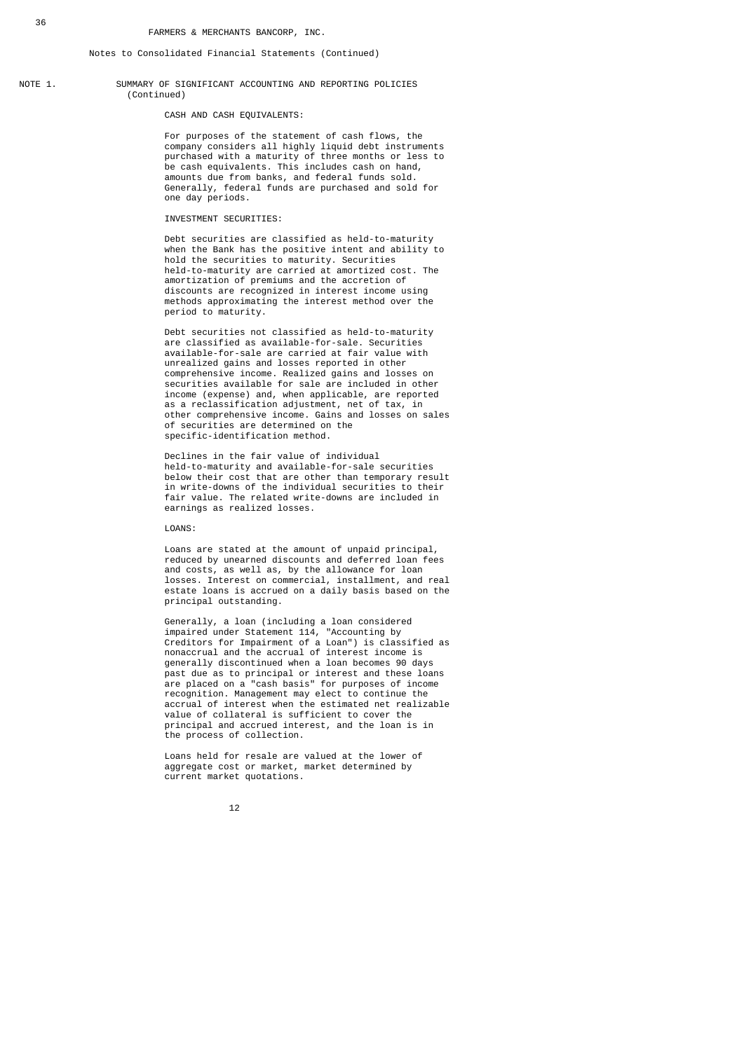FARMERS & MERCHANTS BANCORP, INC.

Notes to Consolidated Financial Statements (Continued)

## NOTE 1. SUMMARY OF SIGNIFICANT ACCOUNTING AND REPORTING POLICIES (Continued)

### CASH AND CASH EQUIVALENTS:

For purposes of the statement of cash flows, the company considers all highly liquid debt instruments purchased with a maturity of three months or less to be cash equivalents. This includes cash on hand, amounts due from banks, and federal funds sold. Generally, federal funds are purchased and sold for one day periods.

### INVESTMENT SECURITIES:

Debt securities are classified as held-to-maturity when the Bank has the positive intent and ability to hold the securities to maturity. Securities held-to-maturity are carried at amortized cost. The amortization of premiums and the accretion of discounts are recognized in interest income using methods approximating the interest method over the period to maturity.

Debt securities not classified as held-to-maturity are classified as available-for-sale. Securities available-for-sale are carried at fair value with unrealized gains and losses reported in other comprehensive income. Realized gains and losses on securities available for sale are included in other income (expense) and, when applicable, are reported as a reclassification adjustment, net of tax, in other comprehensive income. Gains and losses on sales of securities are determined on the specific-identification method.

Declines in the fair value of individual held-to-maturity and available-for-sale securities below their cost that are other than temporary result in write-downs of the individual securities to their fair value. The related write-downs are included in earnings as realized losses.

### LOANS:

Loans are stated at the amount of unpaid principal, reduced by unearned discounts and deferred loan fees and costs, as well as, by the allowance for loan losses. Interest on commercial, installment, and real estate loans is accrued on a daily basis based on the principal outstanding.

Generally, a loan (including a loan considered impaired under Statement 114, "Accounting by Creditors for Impairment of a Loan") is classified as nonaccrual and the accrual of interest income is generally discontinued when a loan becomes 90 days past due as to principal or interest and these loans are placed on a "cash basis" for purposes of income recognition. Management may elect to continue the accrual of interest when the estimated net realizable value of collateral is sufficient to cover the principal and accrued interest, and the loan is in the process of collection.

Loans held for resale are valued at the lower of aggregate cost or market, market determined by current market quotations.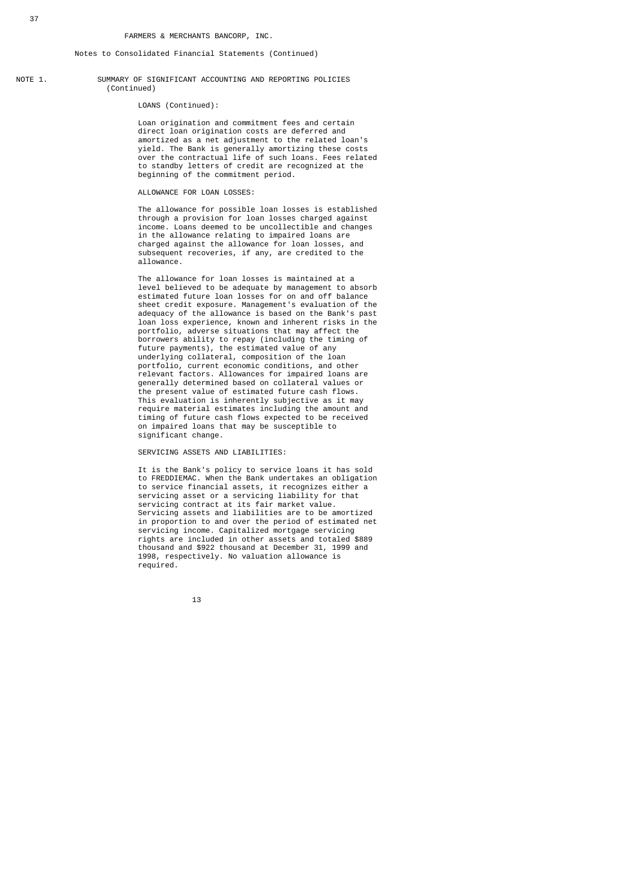FARMERS & MERCHANTS BANCORP, INC.

Notes to Consolidated Financial Statements (Continued)

NOTE 1. SUMMARY OF SIGNIFICANT ACCOUNTING AND REPORTING POLICIES (Continued)

LOANS (Continued):

Loan origination and commitment fees and certain direct loan origination costs are deferred and amortized as a net adjustment to the related loan's yield. The Bank is generally amortizing these costs over the contractual life of such loans. Fees related to standby letters of credit are recognized at the beginning of the commitment period.

ALLOWANCE FOR LOAN LOSSES:

The allowance for possible loan losses is established through a provision for loan losses charged against income. Loans deemed to be uncollectible and changes in the allowance relating to impaired loans are charged against the allowance for loan losses, and subsequent recoveries, if any, are credited to the allowance.

The allowance for loan losses is maintained at a level believed to be adequate by management to absorb estimated future loan losses for on and off balance sheet credit exposure. Management's evaluation of the adequacy of the allowance is based on the Bank's past loan loss experience, known and inherent risks in the portfolio, adverse situations that may affect the borrowers ability to repay (including the timing of future payments), the estimated value of any underlying collateral, composition of the loan portfolio, current economic conditions, and other relevant factors. Allowances for impaired loans are generally determined based on collateral values or the present value of estimated future cash flows. This evaluation is inherently subjective as it may require material estimates including the amount and timing of future cash flows expected to be received on impaired loans that may be susceptible to significant change.

SERVICING ASSETS AND LIABILITIES:

It is the Bank's policy to service loans it has sold to FREDDIEMAC. When the Bank undertakes an obligation to service financial assets, it recognizes either a servicing asset or a servicing liability for that servicing contract at its fair market value. Servicing assets and liabilities are to be amortized in proportion to and over the period of estimated net servicing income. Capitalized mortgage servicing rights are included in other assets and totaled $889 thousand and $922 thousand at December 31, 1999 and 1998, respectively. No valuation allowance is required.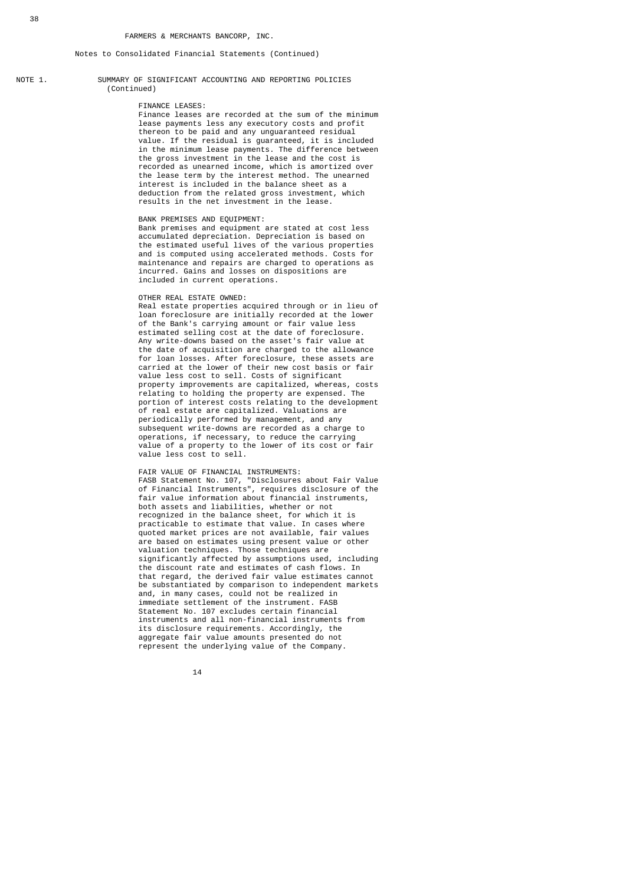FARMERS & MERCHANTS BANCORP, INC.

Notes to Consolidated Financial Statements (Continued)

## NOTE 1. SUMMARY OF SIGNIFICANT ACCOUNTING AND REPORTING POLICIES (Continued)

### FINANCE LEASES:

Finance leases are recorded at the sum of the minimum lease payments less any executory costs and profit thereon to be paid and any unguaranteed residual value. If the residual is guaranteed, it is included in the minimum lease payments. The difference between the gross investment in the lease and the cost is recorded as unearned income, which is amortized over the lease term by the interest method. The unearned interest is included in the balance sheet as a deduction from the related gross investment, which results in the net investment in the lease.

### BANK PREMISES AND EQUIPMENT:

Bank premises and equipment are stated at cost less accumulated depreciation. Depreciation is based on the estimated useful lives of the various properties and is computed using accelerated methods. Costs for maintenance and repairs are charged to operations as incurred. Gains and losses on dispositions are included in current operations.

### OTHER REAL ESTATE OWNED:

Real estate properties acquired through or in lieu of loan foreclosure are initially recorded at the lower of the Bank's carrying amount or fair value less estimated selling cost at the date of foreclosure. Any write-downs based on the asset's fair value at the date of acquisition are charged to the allowance for loan losses. After foreclosure, these assets are carried at the lower of their new cost basis or fair value less cost to sell. Costs of significant property improvements are capitalized, whereas, costs relating to holding the property are expensed. The portion of interest costs relating to the development of real estate are capitalized. Valuations are periodically performed by management, and any subsequent write-downs are recorded as a charge to operations, if necessary, to reduce the carrying value of a property to the lower of its cost or fair value less cost to sell.

### FAIR VALUE OF FINANCIAL INSTRUMENTS:

FASB Statement No. 107, "Disclosures about Fair Value of Financial Instruments", requires disclosure of the fair value information about financial instruments, both assets and liabilities, whether or not recognized in the balance sheet, for which it is practicable to estimate that value. In cases where quoted market prices are not available, fair values are based on estimates using present value or other valuation techniques. Those techniques are significantly affected by assumptions used, including the discount rate and estimates of cash flows. In that regard, the derived fair value estimates cannot be substantiated by comparison to independent markets and, in many cases, could not be realized in immediate settlement of the instrument. FASB Statement No. 107 excludes certain financial instruments and all non-financial instruments from its disclosure requirements. Accordingly, the aggregate fair value amounts presented do not represent the underlying value of the Company.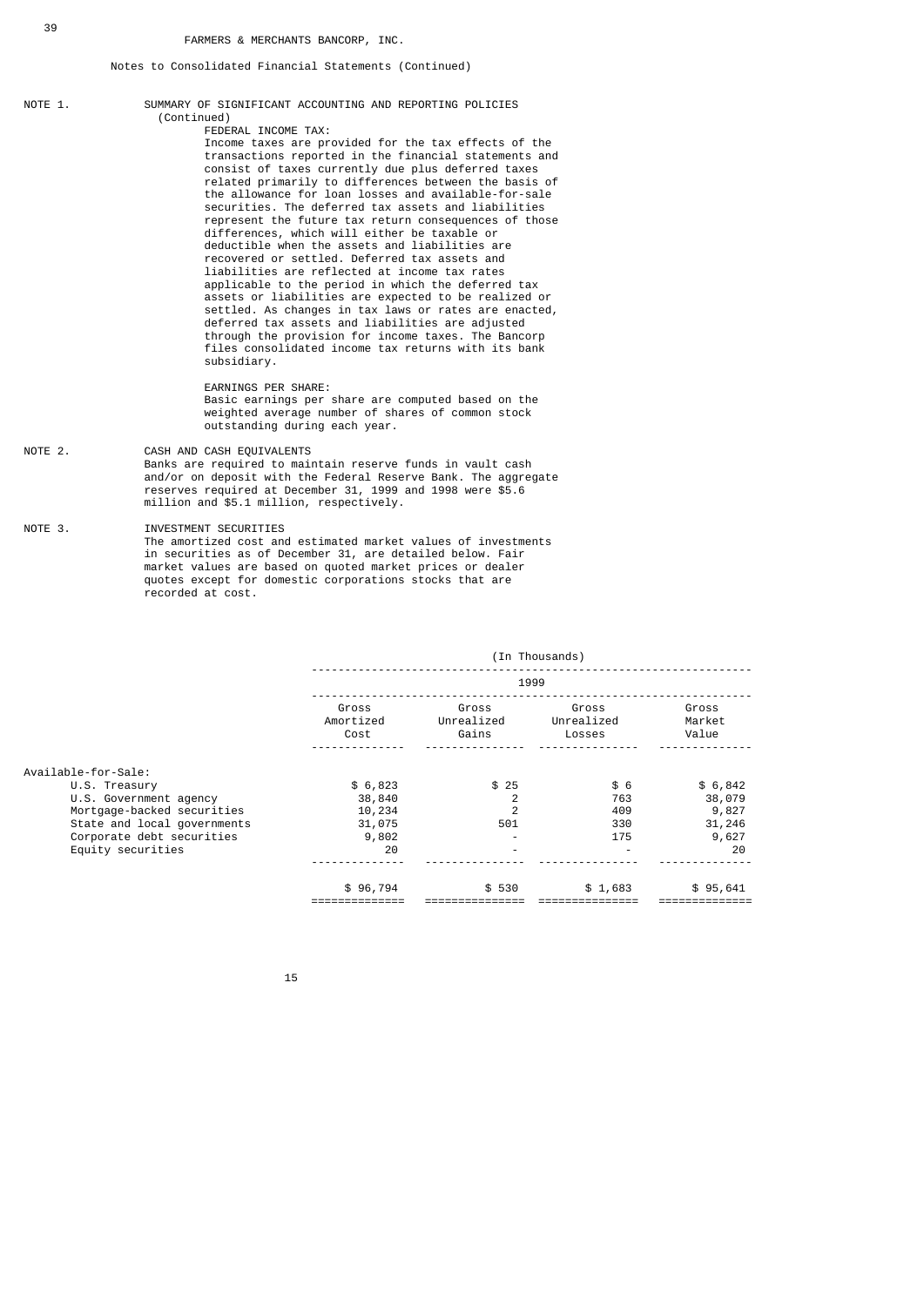FARMERS & MERCHANTS BANCORP, INC.

Notes to Consolidated Financial Statements (Continued)

NOTE 1. SUMMARY OF SIGNIFICANT ACCOUNTING AND REPORTING POLICIES (Continued)

FEDERAL INCOME TAX:
Income taxes are provided for the tax effects of the transactions reported in the financial statements and consist of taxes currently due plus deferred taxes related primarily to differences between the basis of the allowance for loan losses and available-for-sale securities. The deferred tax assets and liabilities represent the future tax return consequences of those differences, which will either be taxable or deductible when the assets and liabilities are recovered or settled. Deferred tax assets and liabilities are reflected at income tax rates applicable to the period in which the deferred tax assets or liabilities are expected to be realized or settled. As changes in tax laws or rates are enacted, deferred tax assets and liabilities are adjusted through the provision for income taxes. The Bancorp files consolidated income tax returns with its bank subsidiary.

EARNINGS PER SHARE:
Basic earnings per share are computed based on the weighted average number of shares of common stock outstanding during each year.

NOTE 2. CASH AND CASH EQUIVALENTS
Banks are required to maintain reserve funds in vault cash and/or on deposit with the Federal Reserve Bank. The aggregate reserves required at December 31, 1999 and 1998 were $5.6 million and $5.1 million, respectively.

NOTE 3. INVESTMENT SECURITIES
The amortized cost and estimated market values of investments in securities as of December 31, are detailed below. Fair market values are based on quoted market prices or dealer quotes except for domestic corporations stocks that are recorded at cost.

| | (In Thousands) | | | |
|---|---|---|---|---|
| | 1999 | | | |
| | Gross Amortized Cost | Gross Unrealized Gains | Gross Unrealized Losses | Gross Market Value |
| Available-for-Sale: | | | | |
| U.S. Treasury | $ 6,823 | $ 25 | $ 6 | $ 6,842 |
| U.S. Government agency | 38,840 | 2 | 763 | 38,079 |
| Mortgage-backed securities | 10,234 | 2 | 409 | 9,827 |
| State and local governments | 31,075 | 501 | 330 | 31,246 |
| Corporate debt securities | 9,802 | - | 175 | 9,627 |
| Equity securities | 20 | - | - | 20 |
| | $ 96,794 | $ 530 | $ 1,683 | $ 95,641 |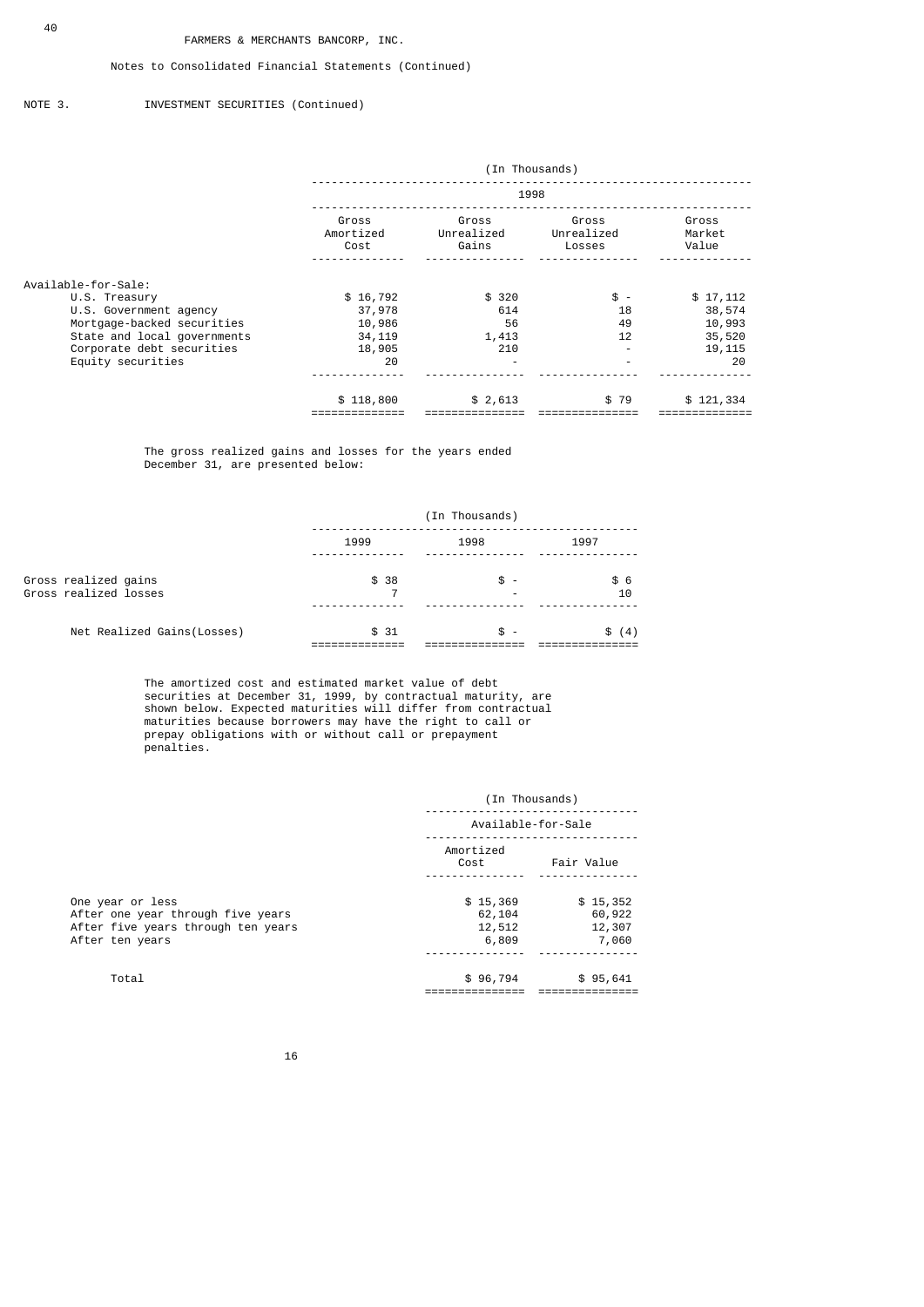FARMERS & MERCHANTS BANCORP, INC.

Notes to Consolidated Financial Statements (Continued)

NOTE 3. INVESTMENT SECURITIES (Continued)

| | (In Thousands) | | | |
|---|---|---|---|---|
| | 1998 | | | |
| | Gross Amortized Cost | Gross Unrealized Gains | Gross Unrealized Losses | Gross Market Value |
| Available-for-Sale: | | | | |
| U.S. Treasury | $ 16,792 | $ 320 | $ - | $ 17,112 |
| U.S. Government agency | 37,978 | 614 | 18 | 38,574 |
| Mortgage-backed securities | 10,986 | 56 | 49 | 10,993 |
| State and local governments | 34,119 | 1,413 | 12 | 35,520 |
| Corporate debt securities | 18,905 | 210 | - | 19,115 |
| Equity securities | 20 | - | - | 20 |
| | $ 118,800 | $ 2,613 | $ 79 | $ 121,334 |

The gross realized gains and losses for the years ended December 31, are presented below:

| | (In Thousands) | | |
|---|---|---|---|
| | 1999 | 1998 | 1997 |
| Gross realized gains | $ 38 | $ - | $ 6 |
| Gross realized losses | 7 | - | 10 |
| Net Realized Gains(Losses) | $ 31 | $ - | $ (4) |

The amortized cost and estimated market value of debt securities at December 31, 1999, by contractual maturity, are shown below. Expected maturities will differ from contractual maturities because borrowers may have the right to call or prepay obligations with or without call or prepayment penalties.

| | (In Thousands) | |
|---|---|---|
| | Available-for-Sale | |
| | Amortized Cost | Fair Value |
| One year or less | $ 15,369 | $ 15,352 |
| After one year through five years | 62,104 | 60,922 |
| After five years through ten years | 12,512 | 12,307 |
| After ten years | 6,809 | 7,060 |
| Total | $ 96,794 | $ 95,641 |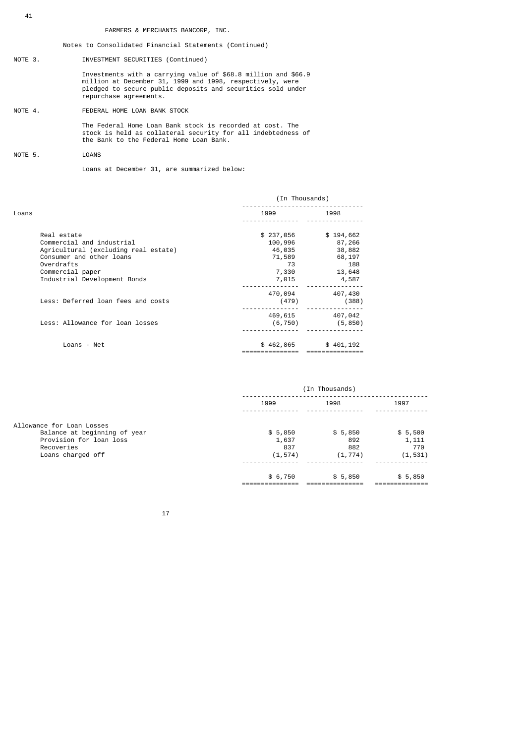FARMERS & MERCHANTS BANCORP, INC.

Notes to Consolidated Financial Statements (Continued)

NOTE 3. INVESTMENT SECURITIES (Continued)

Investments with a carrying value of $68.8 million and $66.9 million at December 31, 1999 and 1998, respectively, were pledged to secure public deposits and securities sold under repurchase agreements.

NOTE 4. FEDERAL HOME LOAN BANK STOCK

The Federal Home Loan Bank stock is recorded at cost. The stock is held as collateral security for all indebtedness of the Bank to the Federal Home Loan Bank.

NOTE 5. LOANS

Loans at December 31, are summarized below:

| Loans | (In Thousands) | |
|---|---|---|
| | 1999 | 1998 |
| Real estate | $ 237,056 | $ 194,662 |
| Commercial and industrial | 100,996 | 87,266 |
| Agricultural (excluding real estate) | 46,035 | 38,882 |
| Consumer and other loans | 71,589 | 68,197 |
| Overdrafts | 73 | 188 |
| Commercial paper | 7,330 | 13,648 |
| Industrial Development Bonds | 7,015 | 4,587 |
| | 470,094 | 407,430 |
| Less: Deferred loan fees and costs | (479) | (388) |
| | 469,615 | 407,042 |
| Less: Allowance for loan losses | (6,750) | (5,850) |
| Loans - Net | $ 462,865 | $ 401,192 |

| | (In Thousands) | | |
|---|---|---|---|
| | 1999 | 1998 | 1997 |
| Allowance for Loan Losses | | | |
| Balance at beginning of year | $ 5,850 | $ 5,850 | $ 5,500 |
| Provision for loan loss | 1,637 | 892 | 1,111 |
| Recoveries | 837 | 882 | 770 |
| Loans charged off | (1,574) | (1,774) | (1,531) |
| | $ 6,750 | $ 5,850 | $ 5,850 |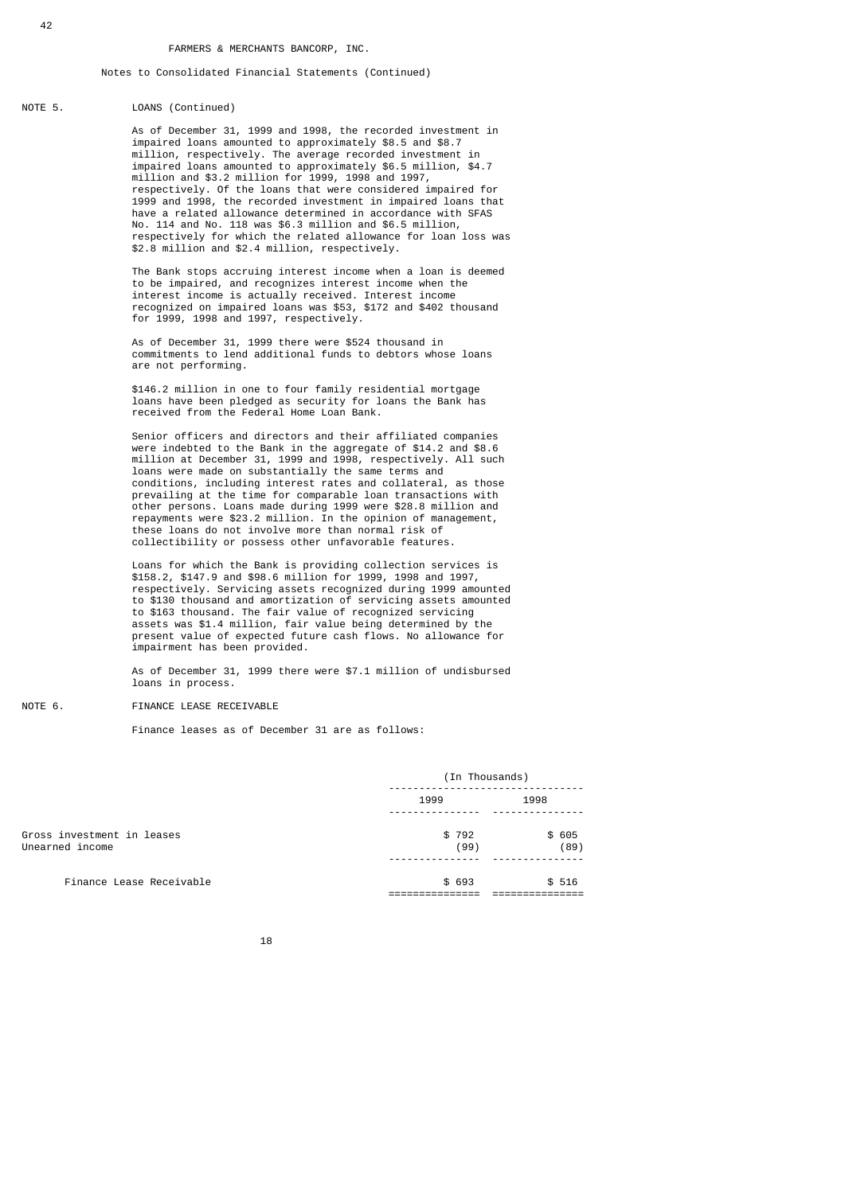FARMERS & MERCHANTS BANCORP, INC.

Notes to Consolidated Financial Statements (Continued)

NOTE 5. LOANS (Continued)

As of December 31, 1999 and 1998, the recorded investment in impaired loans amounted to approximately $8.5 and $8.7 million, respectively. The average recorded investment in impaired loans amounted to approximately $6.5 million, $4.7 million and $3.2 million for 1999, 1998 and 1997, respectively. Of the loans that were considered impaired for 1999 and 1998, the recorded investment in impaired loans that have a related allowance determined in accordance with SFAS No. 114 and No. 118 was $6.3 million and $6.5 million, respectively for which the related allowance for loan loss was $2.8 million and $2.4 million, respectively.

The Bank stops accruing interest income when a loan is deemed to be impaired, and recognizes interest income when the interest income is actually received. Interest income recognized on impaired loans was $53, $172 and $402 thousand for 1999, 1998 and 1997, respectively.

As of December 31, 1999 there were $524 thousand in commitments to lend additional funds to debtors whose loans are not performing.

$146.2 million in one to four family residential mortgage loans have been pledged as security for loans the Bank has received from the Federal Home Loan Bank.

Senior officers and directors and their affiliated companies were indebted to the Bank in the aggregate of $14.2 and $8.6 million at December 31, 1999 and 1998, respectively. All such loans were made on substantially the same terms and conditions, including interest rates and collateral, as those prevailing at the time for comparable loan transactions with other persons. Loans made during 1999 were $28.8 million and repayments were $23.2 million. In the opinion of management, these loans do not involve more than normal risk of collectibility or possess other unfavorable features.

Loans for which the Bank is providing collection services is $158.2, $147.9 and $98.6 million for 1999, 1998 and 1997, respectively. Servicing assets recognized during 1999 amounted to $130 thousand and amortization of servicing assets amounted to $163 thousand. The fair value of recognized servicing assets was $1.4 million, fair value being determined by the present value of expected future cash flows. No allowance for impairment has been provided.

As of December 31, 1999 there were $7.1 million of undisbursed loans in process.

NOTE 6. FINANCE LEASE RECEIVABLE

Finance leases as of December 31 are as follows:

| | (In Thousands) | |
|---|---|---|
| | 1999 | 1998 |
| Gross investment in leases | $ 792 | $ 605 |
| Unearned income | (99) | (89) |
| Finance Lease Receivable | $ 693 | $ 516 |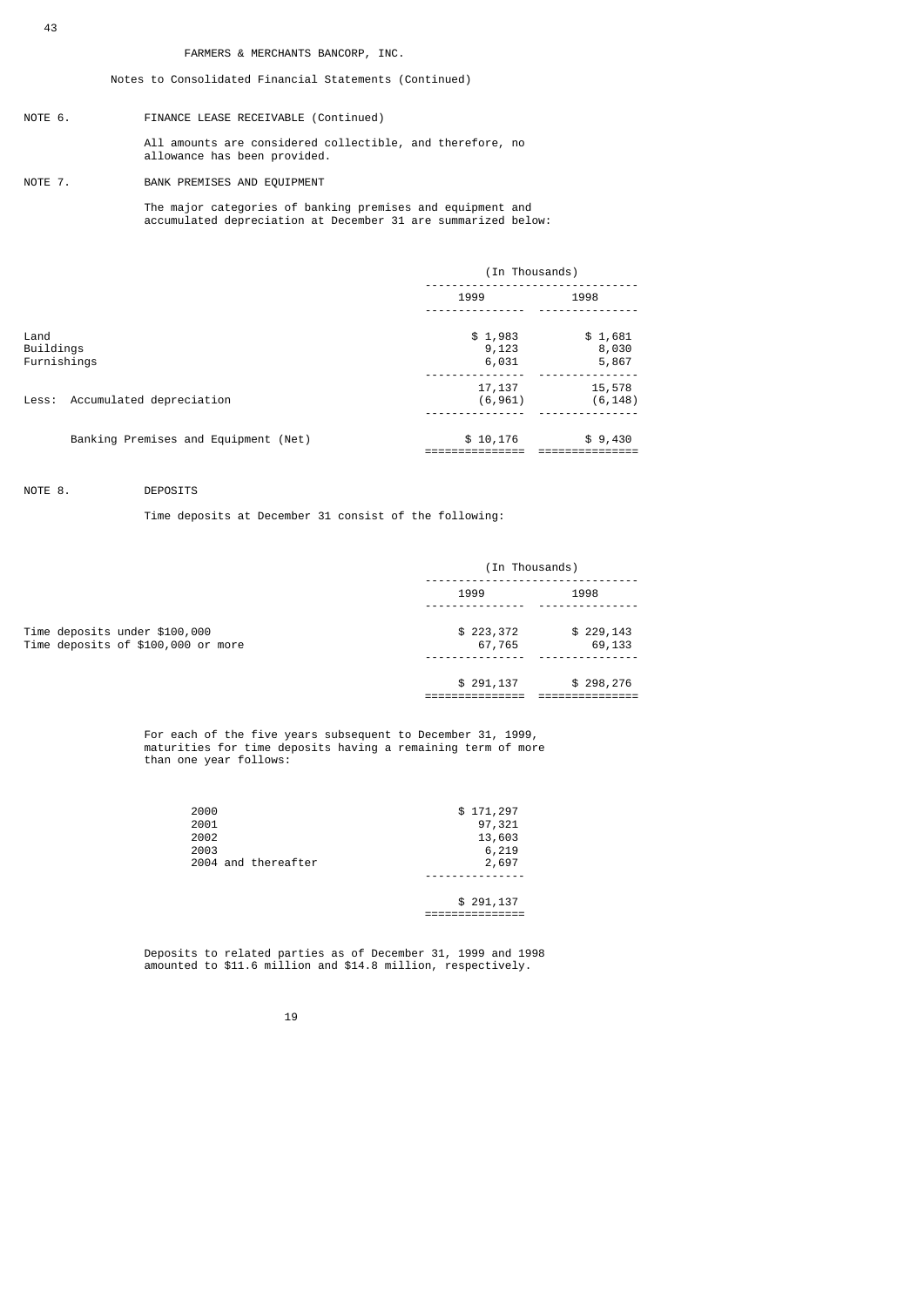FARMERS & MERCHANTS BANCORP, INC.

Notes to Consolidated Financial Statements (Continued)

NOTE 6. FINANCE LEASE RECEIVABLE (Continued)

All amounts are considered collectible, and therefore, no allowance has been provided.

NOTE 7. BANK PREMISES AND EQUIPMENT

The major categories of banking premises and equipment and accumulated depreciation at December 31 are summarized below:

| | (In Thousands) | |
|---|---|---|
| | 1999 | 1998 |
| Land | $ 1,983 | $ 1,681 |
| Buildings | 9,123 | 8,030 |
| Furnishings | 6,031 | 5,867 |
| | 17,137 | 15,578 |
| Less: Accumulated depreciation | (6,961) | (6,148) |
| Banking Premises and Equipment (Net) | $ 10,176 | $ 9,430 |

NOTE 8. DEPOSITS

Time deposits at December 31 consist of the following:

| | (In Thousands) | |
|---|---|---|
| | 1999 | 1998 |
| Time deposits under $100,000 | $ 223,372 | $ 229,143 |
| Time deposits of $100,000 or more | 67,765 | 69,133 |
| | $ 291,137 | $ 298,276 |

For each of the five years subsequent to December 31, 1999, maturities for time deposits having a remaining term of more than one year follows:

| | |
|---|---|
| 2000 | $ 171,297 |
| 2001 | 97,321 |
| 2002 | 13,603 |
| 2003 | 6,219 |
| 2004 and thereafter | 2,697 |
| | $ 291,137 |

Deposits to related parties as of December 31, 1999 and 1998 amounted to $11.6 million and $14.8 million, respectively.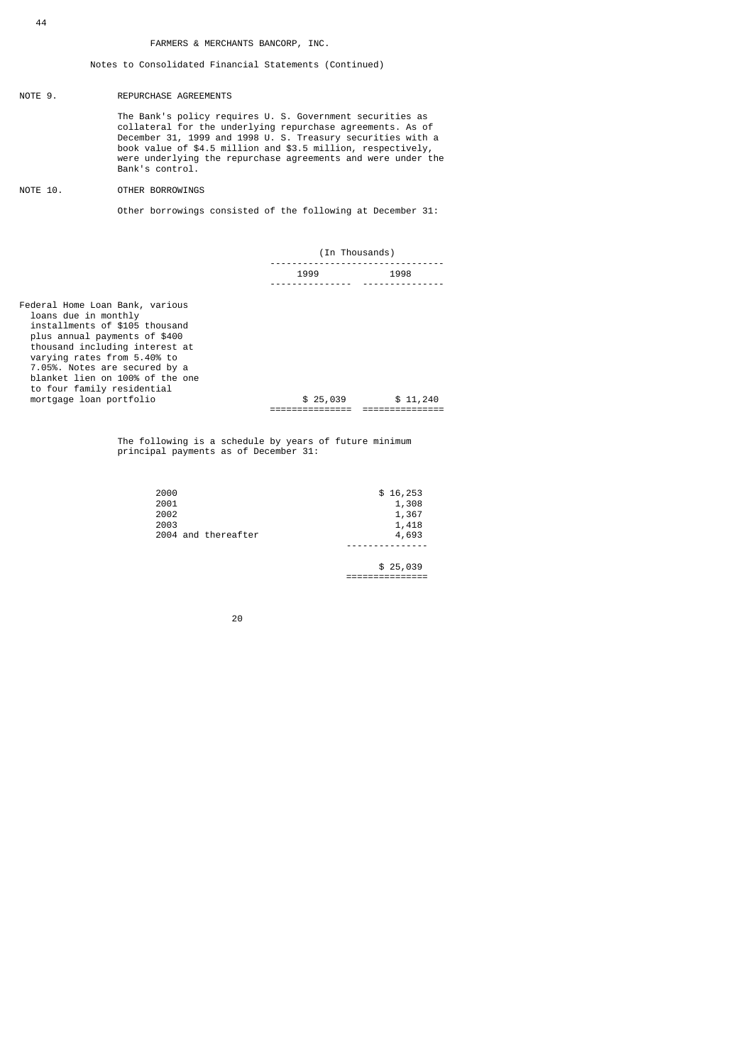FARMERS & MERCHANTS BANCORP, INC.

Notes to Consolidated Financial Statements (Continued)

NOTE 9. REPURCHASE AGREEMENTS

The Bank's policy requires U. S. Government securities as collateral for the underlying repurchase agreements. As of December 31, 1999 and 1998 U. S. Treasury securities with a book value of $4.5 million and $3.5 million, respectively, were underlying the repurchase agreements and were under the Bank's control.

NOTE 10. OTHER BORROWINGS

Other borrowings consisted of the following at December 31:

| | (In Thousands) | |
|---|---|---|
| | 1999 | 1998 |
| Federal Home Loan Bank, various loans due in monthly installments of $105 thousand plus annual payments of $400 thousand including interest at varying rates from 5.40% to 7.05%. Notes are secured by a blanket lien on 100% of the one to four family residential mortgage loan portfolio | $ 25,039 | $ 11,240 |

The following is a schedule by years of future minimum principal payments as of December 31:

| | |
|---|---|
| 2000 | $ 16,253 |
| 2001 | 1,308 |
| 2002 | 1,367 |
| 2003 | 1,418 |
| 2004 and thereafter | 4,693 |
| | $ 25,039 |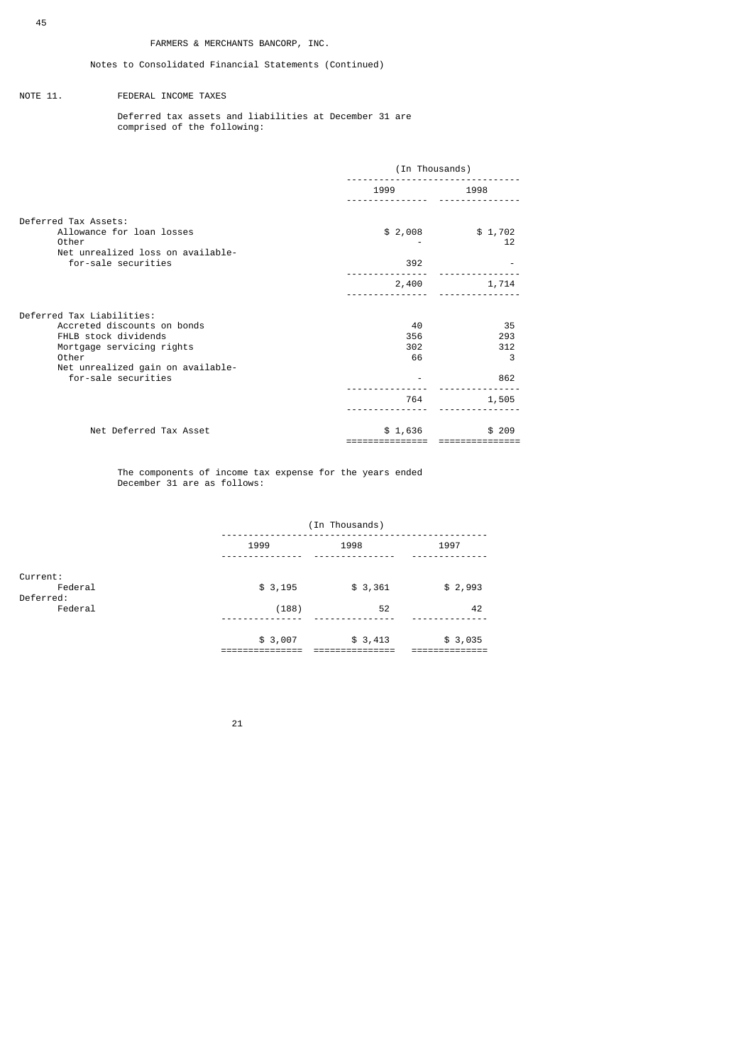FARMERS & MERCHANTS BANCORP, INC.

Notes to Consolidated Financial Statements (Continued)

NOTE 11. FEDERAL INCOME TAXES

Deferred tax assets and liabilities at December 31 are comprised of the following:

| | (In Thousands) | |
|---|---|---|
| | 1999 | 1998 |
| **Deferred Tax Assets:** | | |
| Allowance for loan losses | $ 2,008 | $ 1,702 |
| Other | - | 12 |
| Net unrealized loss on available-for-sale securities | 392 | - |
| | 2,400 | 1,714 |
| **Deferred Tax Liabilities:** | | |
| Accreted discounts on bonds | 40 | 35 |
| FHLB stock dividends | 356 | 293 |
| Mortgage servicing rights | 302 | 312 |
| Other | 66 | 3 |
| Net unrealized gain on available-for-sale securities | - | 862 |
| | 764 | 1,505 |
| Net Deferred Tax Asset | $ 1,636 | $ 209 |

The components of income tax expense for the years ended December 31 are as follows:

| | (In Thousands) | | |
|---|---|---|---|
| | 1999 | 1998 | 1997 |
| **Current:** | | | |
| Federal | $ 3,195 | $ 3,361 | $ 2,993 |
| **Deferred:** | | | |
| Federal | (188) | 52 | 42 |
| | $ 3,007 | $ 3,413 | $ 3,035 |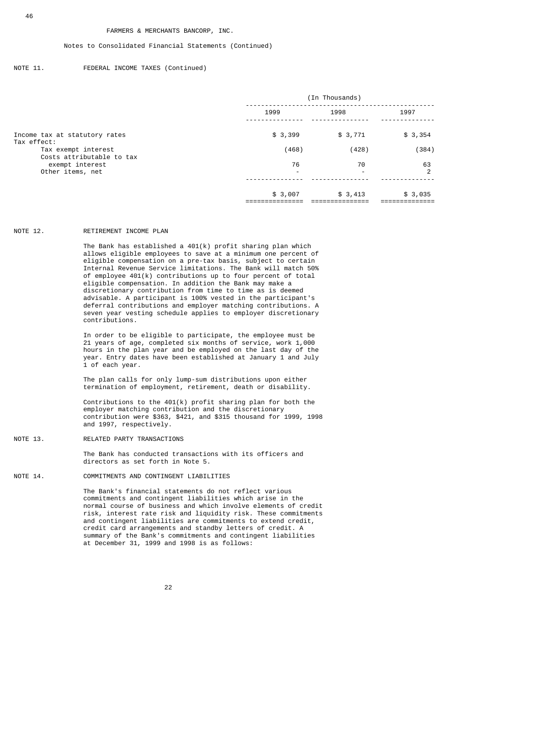FARMERS & MERCHANTS BANCORP, INC.

Notes to Consolidated Financial Statements (Continued)

NOTE 11. FEDERAL INCOME TAXES (Continued)

| | (In Thousands) | | |
|---|---|---|---|
| | 1999 | 1998 | 1997 |
| Income tax at statutory rates | $ 3,399 | $ 3,771 | $ 3,354 |
| Tax effect: | | | |
| Tax exempt interest | (468) | (428) | (384) |
| Costs attributable to tax exempt interest | 76 | 70 | 63 |
| Other items, net | - | - | 2 |
| | $ 3,007 | $ 3,413 | $ 3,035 |

NOTE 12. RETIREMENT INCOME PLAN

The Bank has established a 401(k) profit sharing plan which allows eligible employees to save at a minimum one percent of eligible compensation on a pre-tax basis, subject to certain Internal Revenue Service limitations. The Bank will match 50% of employee 401(k) contributions up to four percent of total eligible compensation. In addition the Bank may make a discretionary contribution from time to time as is deemed advisable. A participant is 100% vested in the participant's deferral contributions and employer matching contributions. A seven year vesting schedule applies to employer discretionary contributions.

In order to be eligible to participate, the employee must be 21 years of age, completed six months of service, work 1,000 hours in the plan year and be employed on the last day of the year. Entry dates have been established at January 1 and July 1 of each year.

The plan calls for only lump-sum distributions upon either termination of employment, retirement, death or disability.

Contributions to the 401(k) profit sharing plan for both the employer matching contribution and the discretionary contribution were $363, $421, and $315 thousand for 1999, 1998 and 1997, respectively.

NOTE 13. RELATED PARTY TRANSACTIONS

The Bank has conducted transactions with its officers and directors as set forth in Note 5.

NOTE 14. COMMITMENTS AND CONTINGENT LIABILITIES

The Bank's financial statements do not reflect various commitments and contingent liabilities which arise in the normal course of business and which involve elements of credit risk, interest rate risk and liquidity risk. These commitments and contingent liabilities are commitments to extend credit, credit card arrangements and standby letters of credit. A summary of the Bank's commitments and contingent liabilities at December 31, 1999 and 1998 is as follows: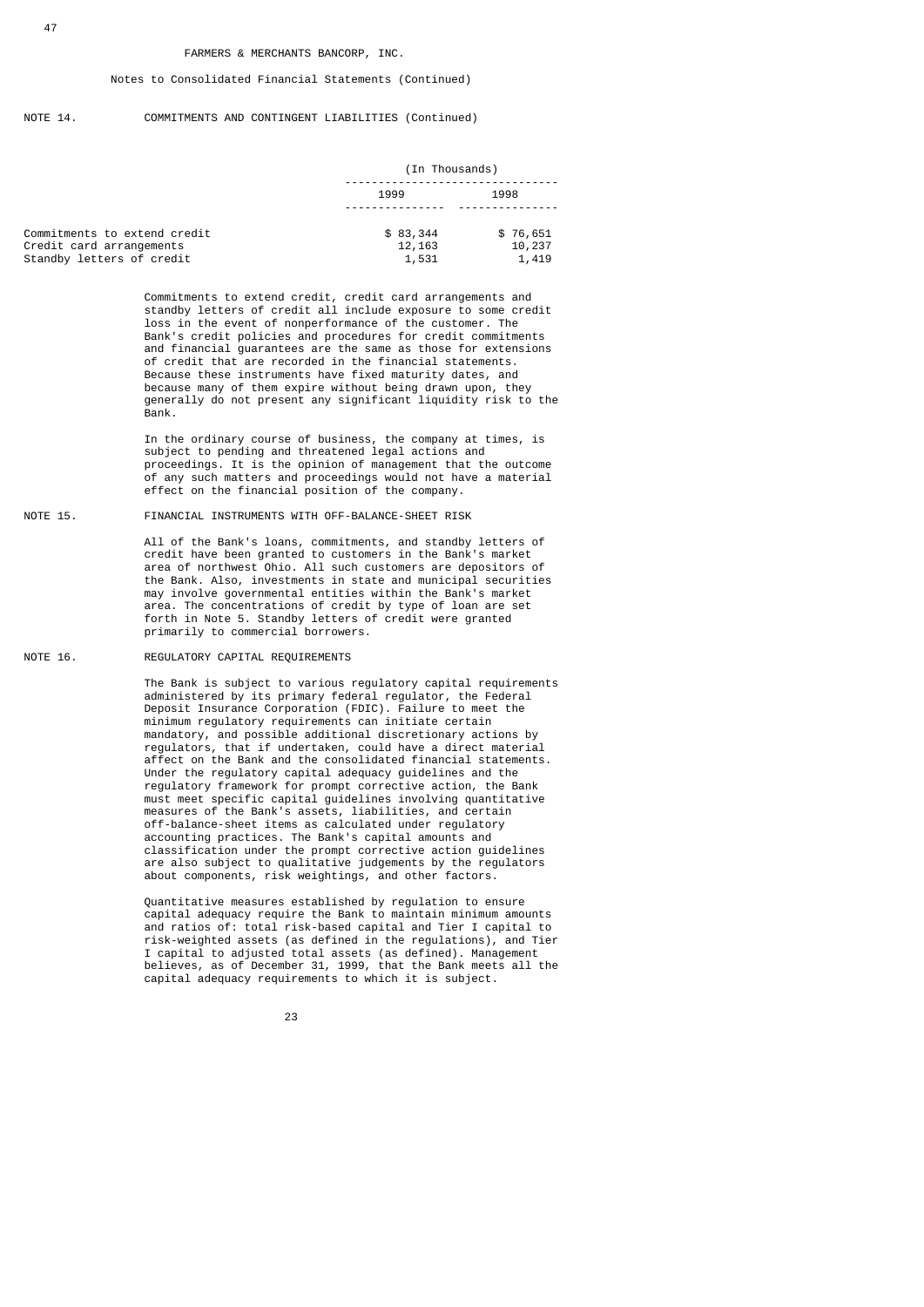FARMERS & MERCHANTS BANCORP, INC.

Notes to Consolidated Financial Statements (Continued)

NOTE 14. COMMITMENTS AND CONTINGENT LIABILITIES (Continued)

| | (In Thousands) | |
|---|---|---|
| | 1999 | 1998 |
| Commitments to extend credit | $ 83,344 | $ 76,651 |
| Credit card arrangements | 12,163 | 10,237 |
| Standby letters of credit | 1,531 | 1,419 |

Commitments to extend credit, credit card arrangements and standby letters of credit all include exposure to some credit loss in the event of nonperformance of the customer. The Bank's credit policies and procedures for credit commitments and financial guarantees are the same as those for extensions of credit that are recorded in the financial statements. Because these instruments have fixed maturity dates, and because many of them expire without being drawn upon, they generally do not present any significant liquidity risk to the Bank.

In the ordinary course of business, the company at times, is subject to pending and threatened legal actions and proceedings. It is the opinion of management that the outcome of any such matters and proceedings would not have a material effect on the financial position of the company.

NOTE 15. FINANCIAL INSTRUMENTS WITH OFF-BALANCE-SHEET RISK

All of the Bank's loans, commitments, and standby letters of credit have been granted to customers in the Bank's market area of northwest Ohio. All such customers are depositors of the Bank. Also, investments in state and municipal securities may involve governmental entities within the Bank's market area. The concentrations of credit by type of loan are set forth in Note 5. Standby letters of credit were granted primarily to commercial borrowers.

NOTE 16. REGULATORY CAPITAL REQUIREMENTS

The Bank is subject to various regulatory capital requirements administered by its primary federal regulator, the Federal Deposit Insurance Corporation (FDIC). Failure to meet the minimum regulatory requirements can initiate certain mandatory, and possible additional discretionary actions by regulators, that if undertaken, could have a direct material affect on the Bank and the consolidated financial statements. Under the regulatory capital adequacy guidelines and the regulatory framework for prompt corrective action, the Bank must meet specific capital guidelines involving quantitative measures of the Bank's assets, liabilities, and certain off-balance-sheet items as calculated under regulatory accounting practices. The Bank's capital amounts and classification under the prompt corrective action guidelines are also subject to qualitative judgements by the regulators about components, risk weightings, and other factors.

Quantitative measures established by regulation to ensure capital adequacy require the Bank to maintain minimum amounts and ratios of: total risk-based capital and Tier I capital to risk-weighted assets (as defined in the regulations), and Tier I capital to adjusted total assets (as defined). Management believes, as of December 31, 1999, that the Bank meets all the capital adequacy requirements to which it is subject.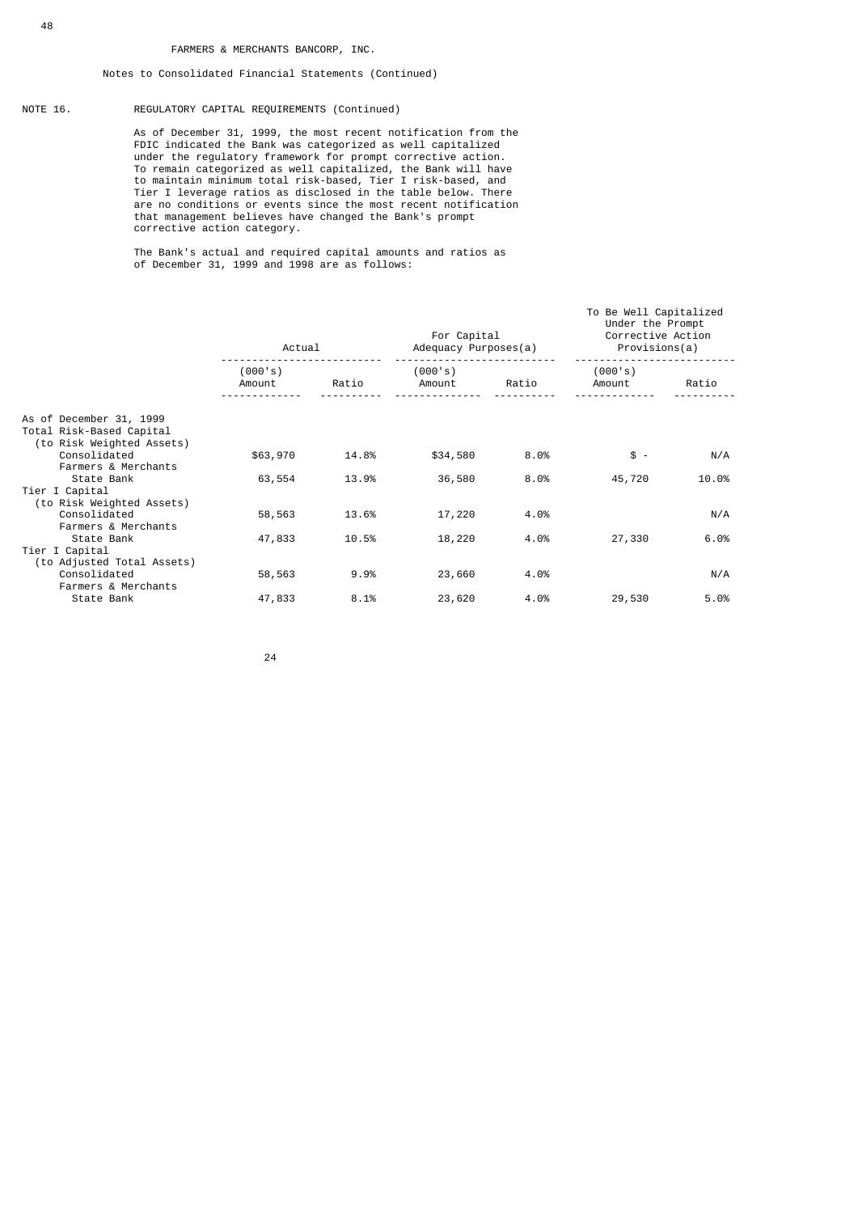FARMERS & MERCHANTS BANCORP, INC.

Notes to Consolidated Financial Statements (Continued)

NOTE 16. REGULATORY CAPITAL REQUIREMENTS (Continued)

As of December 31, 1999, the most recent notification from the FDIC indicated the Bank was categorized as well capitalized under the regulatory framework for prompt corrective action. To remain categorized as well capitalized, the Bank will have to maintain minimum total risk-based, Tier I risk-based, and Tier I leverage ratios as disclosed in the table below. There are no conditions or events since the most recent notification that management believes have changed the Bank's prompt corrective action category.

The Bank's actual and required capital amounts and ratios as of December 31, 1999 and 1998 are as follows:

| | Actual | | For Capital Adequacy Purposes(a) | | To Be Well Capitalized Under the Prompt Corrective Action Provisions(a) | |
|---|---|---|---|---|---|---|
| | (000's) Amount | Ratio | (000's) Amount | Ratio | (000's) Amount | Ratio |
| As of December 31, 1999 | | | | | | |
| Total Risk-Based Capital (to Risk Weighted Assets) | | | | | | |
| Consolidated | $63,970 | 14.8% | $34,580 | 8.0% | $ - | N/A |
| Farmers & Merchants State Bank | 63,554 | 13.9% | 36,580 | 8.0% | 45,720 | 10.0% |
| Tier I Capital (to Risk Weighted Assets) | | | | | | |
| Consolidated | 58,563 | 13.6% | 17,220 | 4.0% | | N/A |
| Farmers & Merchants State Bank | 47,833 | 10.5% | 18,220 | 4.0% | 27,330 | 6.0% |
| Tier I Capital (to Adjusted Total Assets) | | | | | | |
| Consolidated | 58,563 | 9.9% | 23,660 | 4.0% | | N/A |
| Farmers & Merchants State Bank | 47,833 | 8.1% | 23,620 | 4.0% | 29,530 | 5.0% |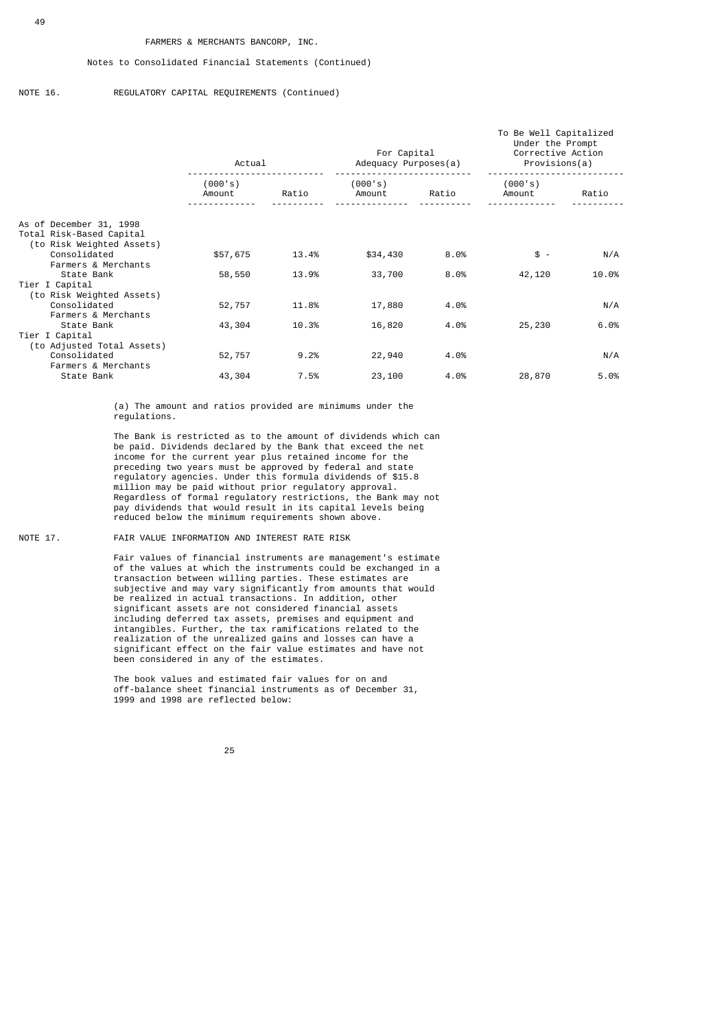FARMERS & MERCHANTS BANCORP, INC.

Notes to Consolidated Financial Statements (Continued)

NOTE 16. REGULATORY CAPITAL REQUIREMENTS (Continued)

| | Actual | | For Capital Adequacy Purposes(a) | | To Be Well Capitalized Under the Prompt Corrective Action Provisions(a) | |
|---|---|---|---|---|---|---|
| | (000's) Amount | Ratio | (000's) Amount | Ratio | (000's) Amount | Ratio |
| As of December 31, 1998 | | | | | | |
| Total Risk-Based Capital (to Risk Weighted Assets) | | | | | | |
| Consolidated | $57,675 | 13.4% | $34,430 | 8.0% | $ - | N/A |
| Farmers & Merchants State Bank | 58,550 | 13.9% | 33,700 | 8.0% | 42,120 | 10.0% |
| Tier I Capital (to Risk Weighted Assets) | | | | | | |
| Consolidated | 52,757 | 11.8% | 17,880 | 4.0% | | N/A |
| Farmers & Merchants State Bank | 43,304 | 10.3% | 16,820 | 4.0% | 25,230 | 6.0% |
| Tier I Capital (to Adjusted Total Assets) | | | | | | |
| Consolidated | 52,757 | 9.2% | 22,940 | 4.0% | | N/A |
| Farmers & Merchants State Bank | 43,304 | 7.5% | 23,100 | 4.0% | 28,870 | 5.0% |

(a) The amount and ratios provided are minimums under the regulations.

The Bank is restricted as to the amount of dividends which can be paid. Dividends declared by the Bank that exceed the net income for the current year plus retained income for the preceding two years must be approved by federal and state regulatory agencies. Under this formula dividends of $15.8 million may be paid without prior regulatory approval. Regardless of formal regulatory restrictions, the Bank may not pay dividends that would result in its capital levels being reduced below the minimum requirements shown above.

NOTE 17. FAIR VALUE INFORMATION AND INTEREST RATE RISK

Fair values of financial instruments are management's estimate of the values at which the instruments could be exchanged in a transaction between willing parties. These estimates are subjective and may vary significantly from amounts that would be realized in actual transactions. In addition, other significant assets are not considered financial assets including deferred tax assets, premises and equipment and intangibles. Further, the tax ramifications related to the realization of the unrealized gains and losses can have a significant effect on the fair value estimates and have not been considered in any of the estimates.

The book values and estimated fair values for on and off-balance sheet financial instruments as of December 31, 1999 and 1998 are reflected below: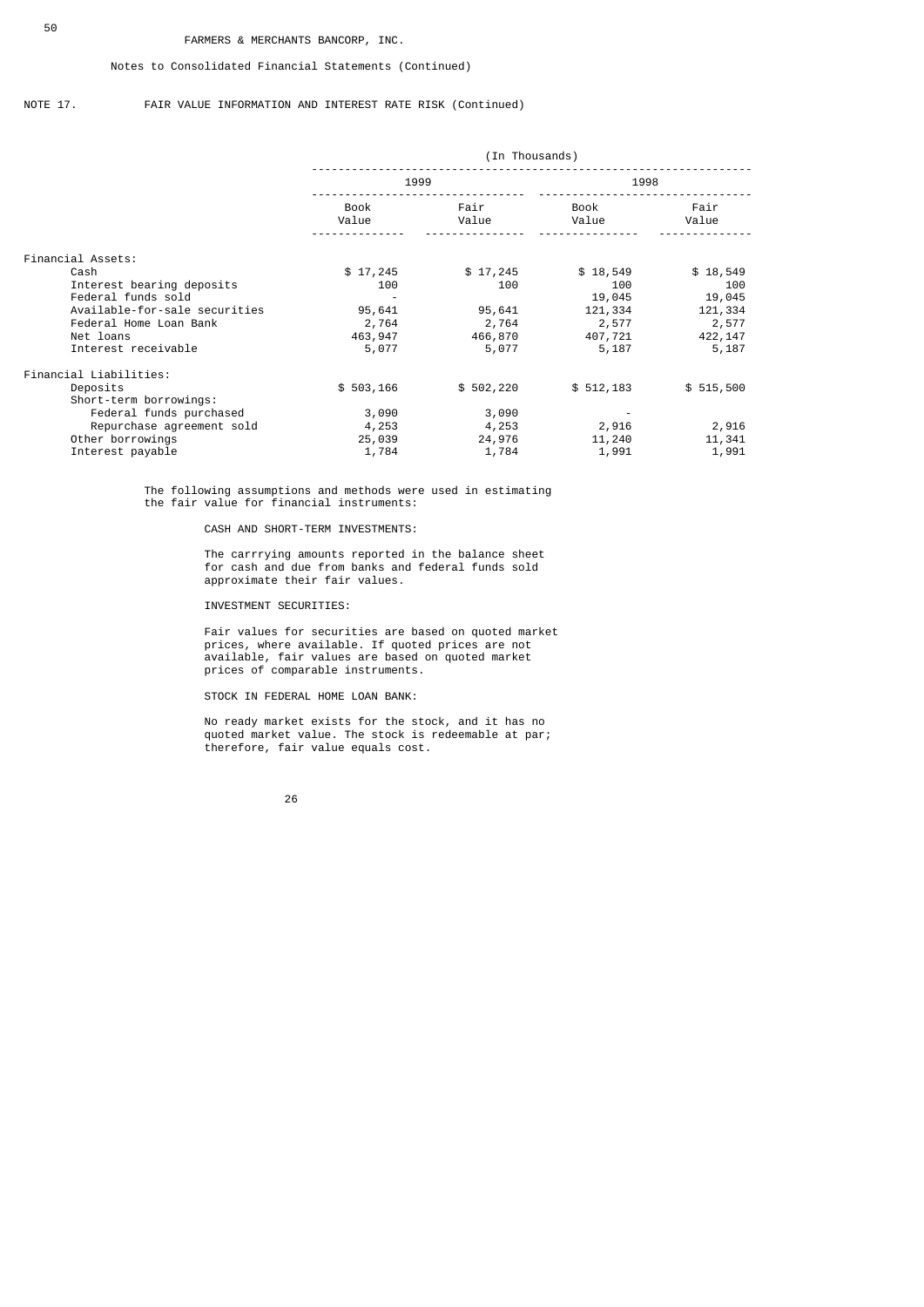FARMERS & MERCHANTS BANCORP, INC.

Notes to Consolidated Financial Statements (Continued)

NOTE 17. FAIR VALUE INFORMATION AND INTEREST RATE RISK (Continued)

| | (In Thousands) | | | |
|---|---|---|---|---|
| | 1999 | | 1998 | |
| | Book Value | Fair Value | Book Value | Fair Value |
| Financial Assets: | | | | |
| Cash | $ 17,245 | $ 17,245 | $ 18,549 | $ 18,549 |
| Interest bearing deposits | 100 | 100 | 100 | 100 |
| Federal funds sold | - | | 19,045 | 19,045 |
| Available-for-sale securities | 95,641 | 95,641 | 121,334 | 121,334 |
| Federal Home Loan Bank | 2,764 | 2,764 | 2,577 | 2,577 |
| Net loans | 463,947 | 466,870 | 407,721 | 422,147 |
| Interest receivable | 5,077 | 5,077 | 5,187 | 5,187 |
| Financial Liabilities: | | | | |
| Deposits | $ 503,166 | $ 502,220 | $ 512,183 | $ 515,500 |
| Short-term borrowings: | | | | |
| Federal funds purchased | 3,090 | 3,090 | - | |
| Repurchase agreement sold | 4,253 | 4,253 | 2,916 | 2,916 |
| Other borrowings | 25,039 | 24,976 | 11,240 | 11,341 |
| Interest payable | 1,784 | 1,784 | 1,991 | 1,991 |

The following assumptions and methods were used in estimating the fair value for financial instruments:

CASH AND SHORT-TERM INVESTMENTS:

The carrrying amounts reported in the balance sheet for cash and due from banks and federal funds sold approximate their fair values.

INVESTMENT SECURITIES:

Fair values for securities are based on quoted market prices, where available. If quoted prices are not available, fair values are based on quoted market prices of comparable instruments.

STOCK IN FEDERAL HOME LOAN BANK:

No ready market exists for the stock, and it has no quoted market value. The stock is redeemable at par; therefore, fair value equals cost.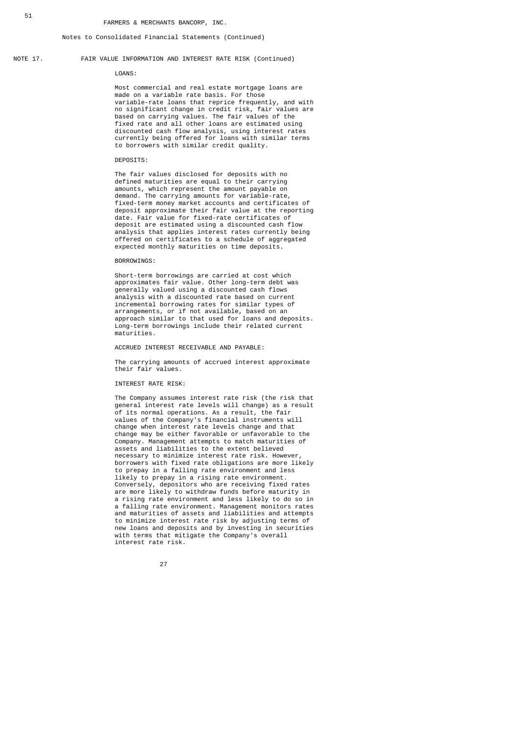FARMERS & MERCHANTS BANCORP, INC.

Notes to Consolidated Financial Statements (Continued)

## NOTE 17. FAIR VALUE INFORMATION AND INTEREST RATE RISK (Continued)

LOANS:

Most commercial and real estate mortgage loans are made on a variable rate basis. For those variable-rate loans that reprice frequently, and with no significant change in credit risk, fair values are based on carrying values. The fair values of the fixed rate and all other loans are estimated using discounted cash flow analysis, using interest rates currently being offered for loans with similar terms to borrowers with similar credit quality.

DEPOSITS:

The fair values disclosed for deposits with no defined maturities are equal to their carrying amounts, which represent the amount payable on demand. The carrying amounts for variable-rate, fixed-term money market accounts and certificates of deposit approximate their fair value at the reporting date. Fair value for fixed-rate certificates of deposit are estimated using a discounted cash flow analysis that applies interest rates currently being offered on certificates to a schedule of aggregated expected monthly maturities on time deposits.

BORROWINGS:

Short-term borrowings are carried at cost which approximates fair value. Other long-term debt was generally valued using a discounted cash flows analysis with a discounted rate based on current incremental borrowing rates for similar types of arrangements, or if not available, based on an approach similar to that used for loans and deposits. Long-term borrowings include their related current maturities.

ACCRUED INTEREST RECEIVABLE AND PAYABLE:

The carrying amounts of accrued interest approximate their fair values.

INTEREST RATE RISK:

The Company assumes interest rate risk (the risk that general interest rate levels will change) as a result of its normal operations. As a result, the fair values of the Company's financial instruments will change when interest rate levels change and that change may be either favorable or unfavorable to the Company. Management attempts to match maturities of assets and liabilities to the extent believed necessary to minimize interest rate risk. However, borrowers with fixed rate obligations are more likely to prepay in a falling rate environment and less likely to prepay in a rising rate environment. Conversely, depositors who are receiving fixed rates are more likely to withdraw funds before maturity in a rising rate environment and less likely to do so in a falling rate environment. Management monitors rates and maturities of assets and liabilities and attempts to minimize interest rate risk by adjusting terms of new loans and deposits and by investing in securities with terms that mitigate the Company's overall interest rate risk.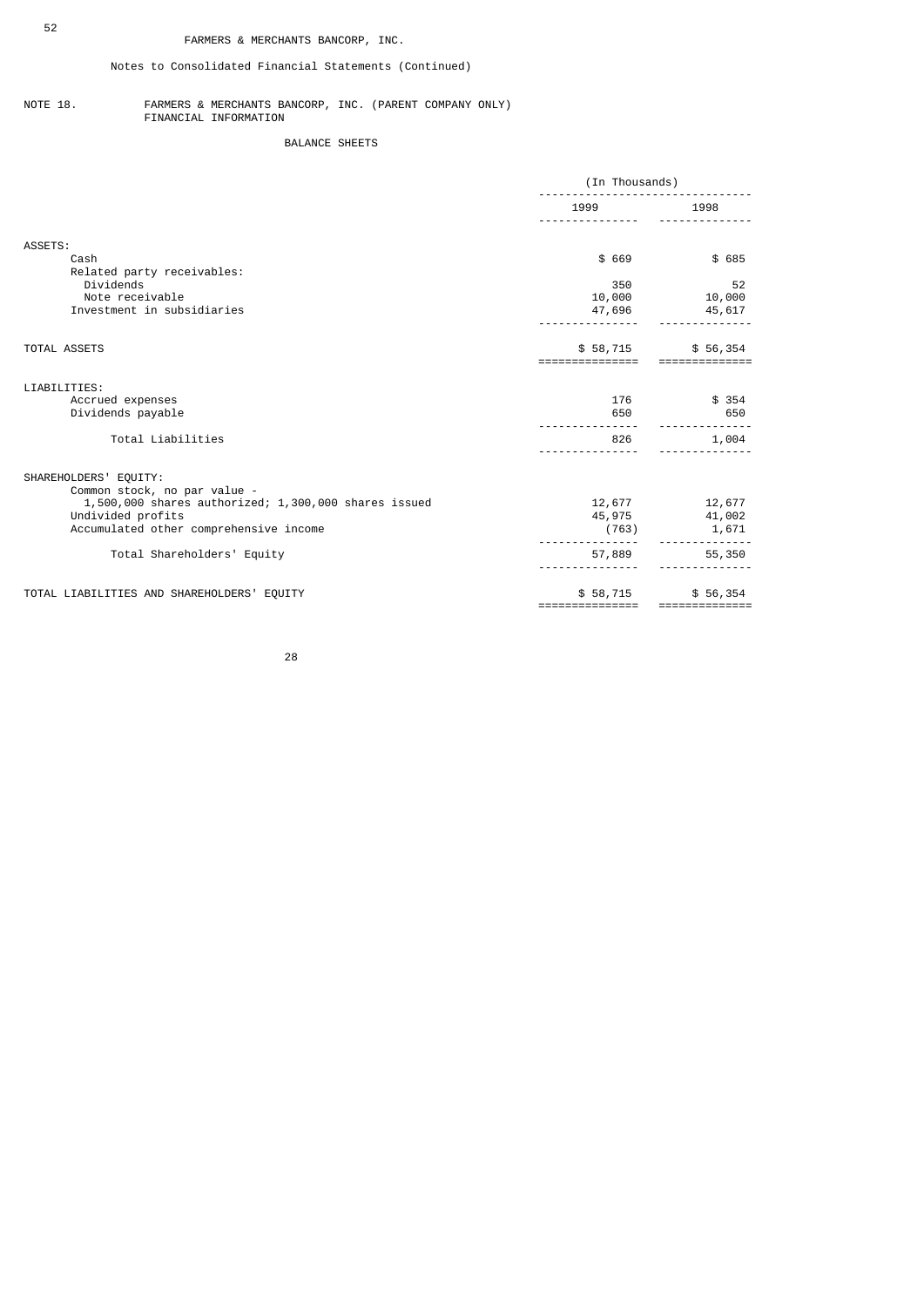FARMERS & MERCHANTS BANCORP, INC.

Notes to Consolidated Financial Statements (Continued)

NOTE 18. FARMERS & MERCHANTS BANCORP, INC. (PARENT COMPANY ONLY) FINANCIAL INFORMATION

BALANCE SHEETS

| | (In Thousands) | |
|---|---|---|
| | 1999 | 1998 |
| ASSETS: | | |
| Cash | $ 669 | $ 685 |
| Related party receivables: | | |
| Dividends | 350 | 52 |
| Note receivable | 10,000 | 10,000 |
| Investment in subsidiaries | 47,696 | 45,617 |
| TOTAL ASSETS | $ 58,715 | $ 56,354 |
| LIABILITIES: | | |
| Accrued expenses | 176 | $ 354 |
| Dividends payable | 650 | 650 |
| Total Liabilities | 826 | 1,004 |
| SHAREHOLDERS' EQUITY: | | |
| Common stock, no par value - 1,500,000 shares authorized; 1,300,000 shares issued | 12,677 | 12,677 |
| Undivided profits | 45,975 | 41,002 |
| Accumulated other comprehensive income | (763) | 1,671 |
| Total Shareholders' Equity | 57,889 | 55,350 |
| TOTAL LIABILITIES AND SHAREHOLDERS' EQUITY | $ 58,715 | $ 56,354 |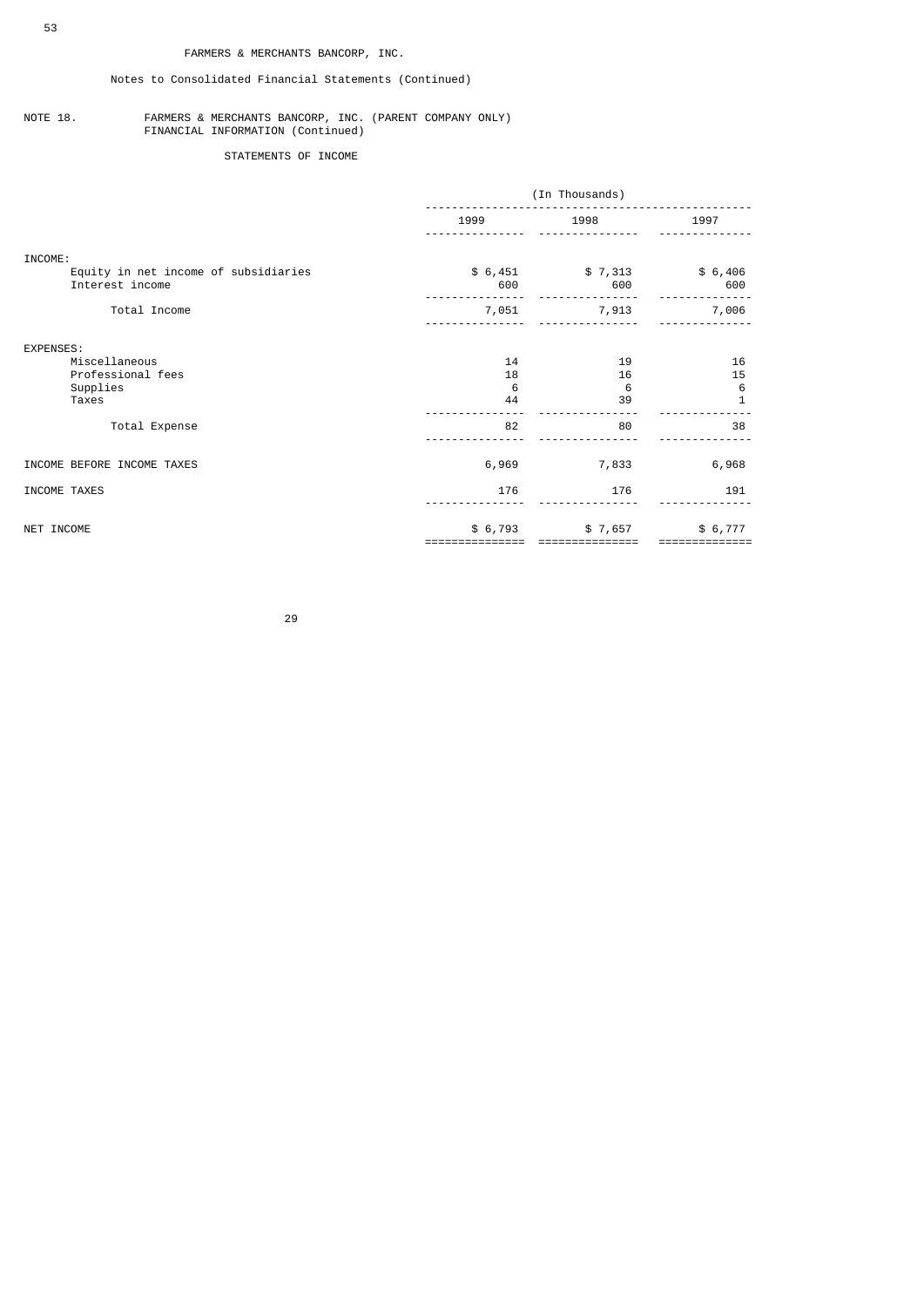FARMERS & MERCHANTS BANCORP, INC.

Notes to Consolidated Financial Statements (Continued)

NOTE 18. FARMERS & MERCHANTS BANCORP, INC. (PARENT COMPANY ONLY) FINANCIAL INFORMATION (Continued)

STATEMENTS OF INCOME

| | (In Thousands) | | |
|---|---|---|---|
| | 1999 | 1998 | 1997 |
| INCOME: | | | |
| Equity in net income of subsidiaries | $ 6,451 | $ 7,313 | $ 6,406 |
| Interest income | 600 | 600 | 600 |
| Total Income | 7,051 | 7,913 | 7,006 |
| EXPENSES: | | | |
| Miscellaneous | 14 | 19 | 16 |
| Professional fees | 18 | 16 | 15 |
| Supplies | 6 | 6 | 6 |
| Taxes | 44 | 39 | 1 |
| Total Expense | 82 | 80 | 38 |
| INCOME BEFORE INCOME TAXES | 6,969 | 7,833 | 6,968 |
| INCOME TAXES | 176 | 176 | 191 |
| NET INCOME | $ 6,793 | $ 7,657 | $ 6,777 |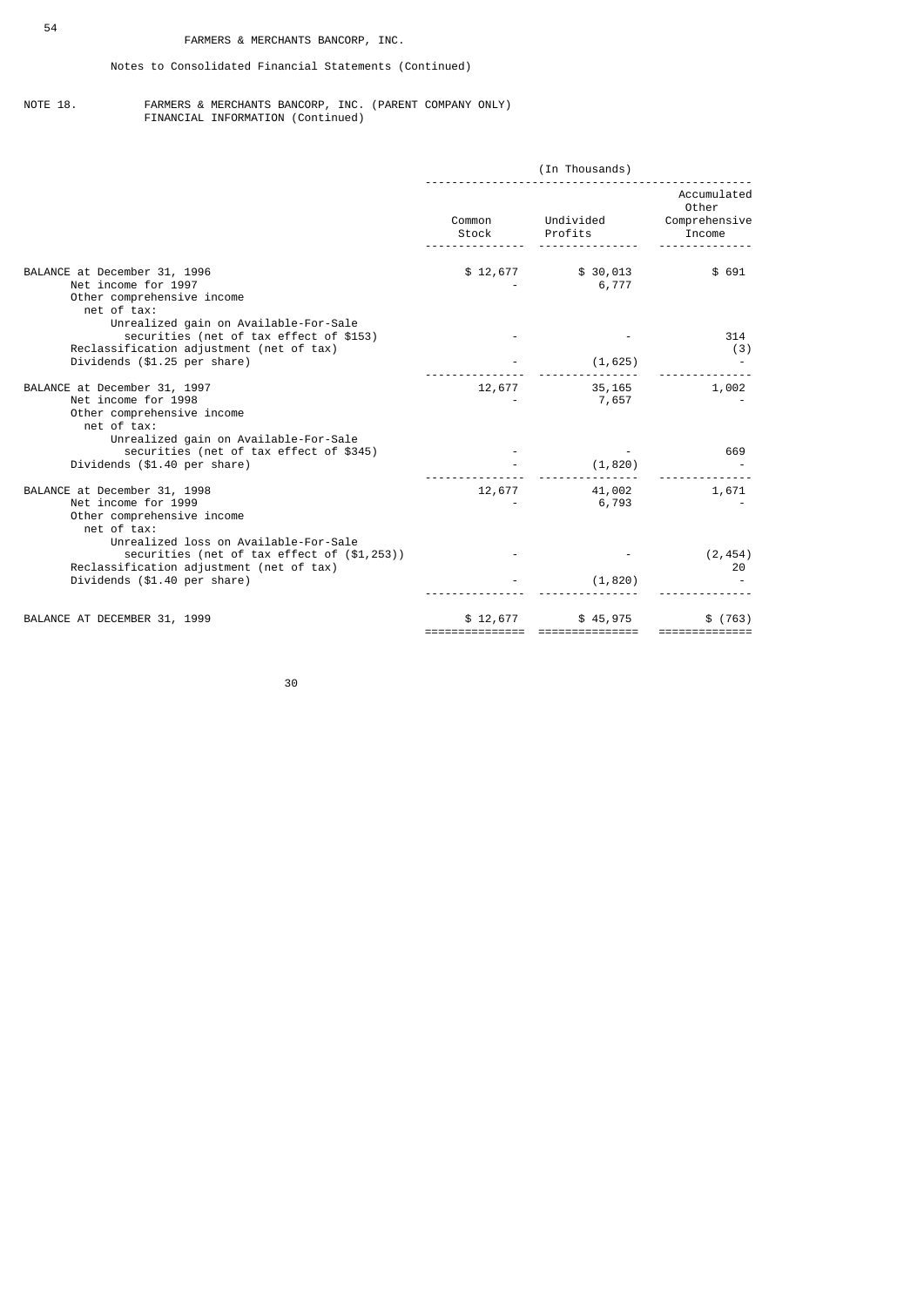FARMERS & MERCHANTS BANCORP, INC.

Notes to Consolidated Financial Statements (Continued)

NOTE 18. FARMERS & MERCHANTS BANCORP, INC. (PARENT COMPANY ONLY) FINANCIAL INFORMATION (Continued)

| | (In Thousands) | | |
|---|---|---|---|
| | Common Stock | Undivided Profits | Accumulated Other Comprehensive Income |
| BALANCE at December 31, 1996 | $ 12,677 | $ 30,013 | $ 691 |
| Net income for 1997 | - | 6,777 | |
| Other comprehensive income net of tax: | | | |
| Unrealized gain on Available-For-Sale securities (net of tax effect of $153) | - | - | 314 |
| Reclassification adjustment (net of tax) | | | (3) |
| Dividends ($1.25 per share) | - | (1,625) | - |
| BALANCE at December 31, 1997 | 12,677 | 35,165 | 1,002 |
| Net income for 1998 | - | 7,657 | - |
| Other comprehensive income net of tax: | | | |
| Unrealized gain on Available-For-Sale securities (net of tax effect of $345) | - | - | 669 |
| Dividends ($1.40 per share) | - | (1,820) | - |
| BALANCE at December 31, 1998 | 12,677 | 41,002 | 1,671 |
| Net income for 1999 | - | 6,793 | - |
| Other comprehensive income net of tax: | | | |
| Unrealized loss on Available-For-Sale securities (net of tax effect of ($1,253)) | - | - | (2,454) |
| Reclassification adjustment (net of tax) | | | 20 |
| Dividends ($1.40 per share) | - | (1,820) | - |
| BALANCE AT DECEMBER 31, 1999 | $ 12,677 | $ 45,975 | $ (763) |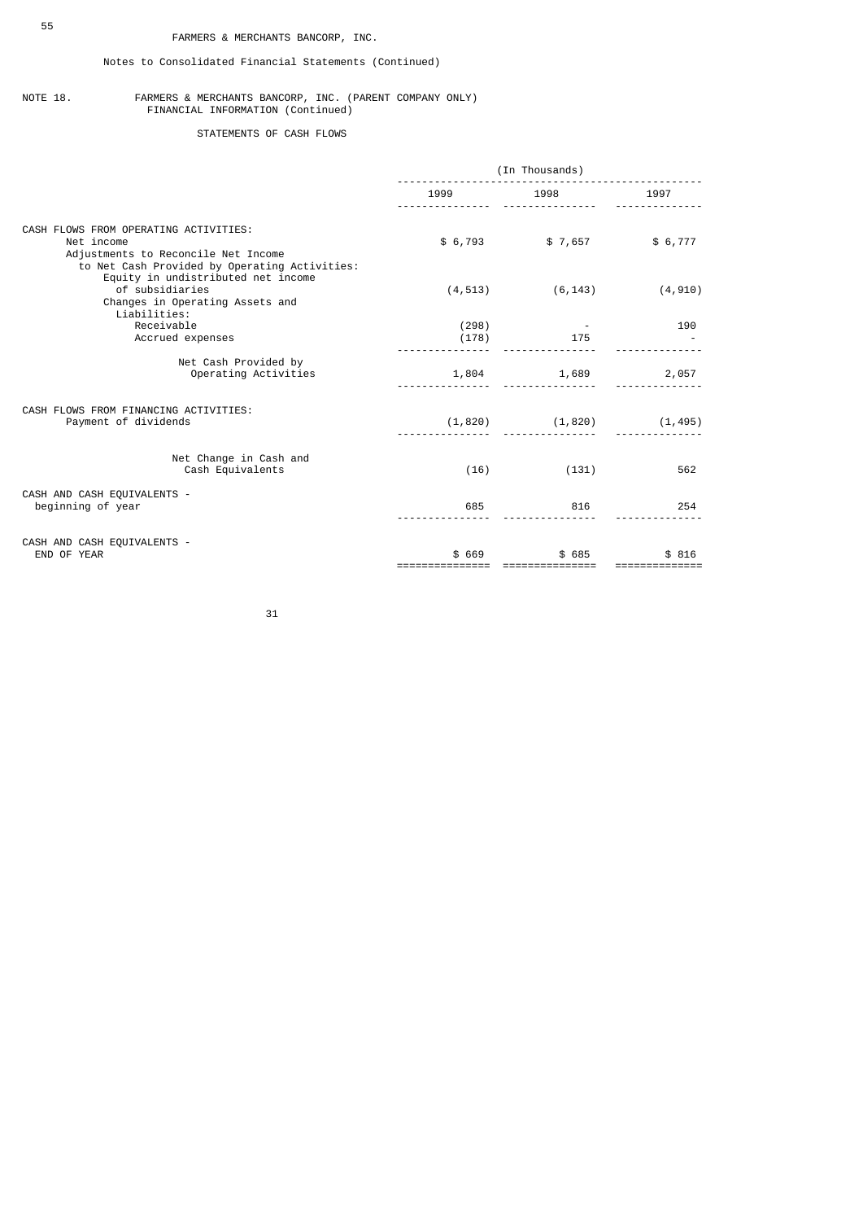FARMERS & MERCHANTS BANCORP, INC.

Notes to Consolidated Financial Statements (Continued)

NOTE 18. FARMERS & MERCHANTS BANCORP, INC. (PARENT COMPANY ONLY) FINANCIAL INFORMATION (Continued)

STATEMENTS OF CASH FLOWS

| | (In Thousands) | | |
|---|---|---|---|
| | 1999 | 1998 | 1997 |
| CASH FLOWS FROM OPERATING ACTIVITIES: | | | |
| Net income | $ 6,793 | $ 7,657 | $ 6,777 |
| Adjustments to Reconcile Net Income to Net Cash Provided by Operating Activities: | | | |
| Equity in undistributed net income of subsidiaries | (4,513) | (6,143) | (4,910) |
| Changes in Operating Assets and Liabilities: | | | |
| Receivable | (298) | - | 190 |
| Accrued expenses | (178) | 175 | - |
| Net Cash Provided by Operating Activities | 1,804 | 1,689 | 2,057 |
| CASH FLOWS FROM FINANCING ACTIVITIES: | | | |
| Payment of dividends | (1,820) | (1,820) | (1,495) |
| Net Change in Cash and Cash Equivalents | (16) | (131) | 562 |
| CASH AND CASH EQUIVALENTS - beginning of year | 685 | 816 | 254 |
| CASH AND CASH EQUIVALENTS - END OF YEAR | $ 669 | $ 685 | $ 816 |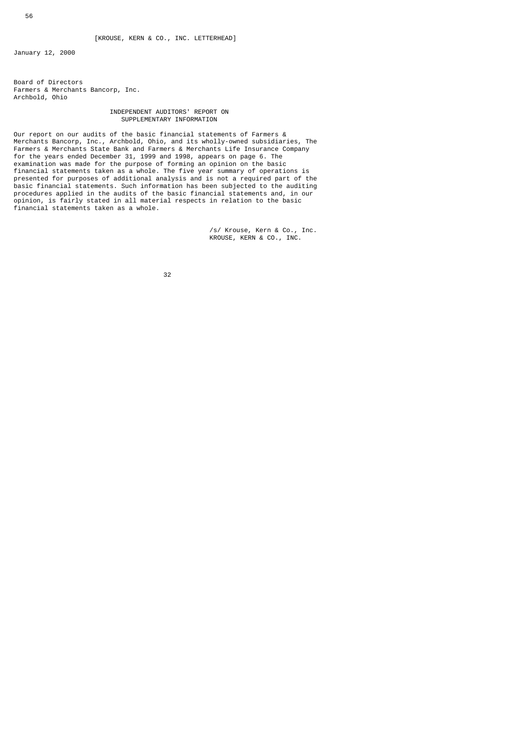[KROUSE, KERN & CO., INC. LETTERHEAD]

January 12, 2000

Board of Directors
Farmers & Merchants Bancorp, Inc.
Archbold, Ohio

## INDEPENDENT AUDITORS' REPORT ON SUPPLEMENTARY INFORMATION

Our report on our audits of the basic financial statements of Farmers & Merchants Bancorp, Inc., Archbold, Ohio, and its wholly-owned subsidiaries, The Farmers & Merchants State Bank and Farmers & Merchants Life Insurance Company for the years ended December 31, 1999 and 1998, appears on page 6. The examination was made for the purpose of forming an opinion on the basic financial statements taken as a whole. The five year summary of operations is presented for purposes of additional analysis and is not a required part of the basic financial statements. Such information has been subjected to the auditing procedures applied in the audits of the basic financial statements and, in our opinion, is fairly stated in all material respects in relation to the basic financial statements taken as a whole.

/s/ Krouse, Kern & Co., Inc.
KROUSE, KERN & CO., INC.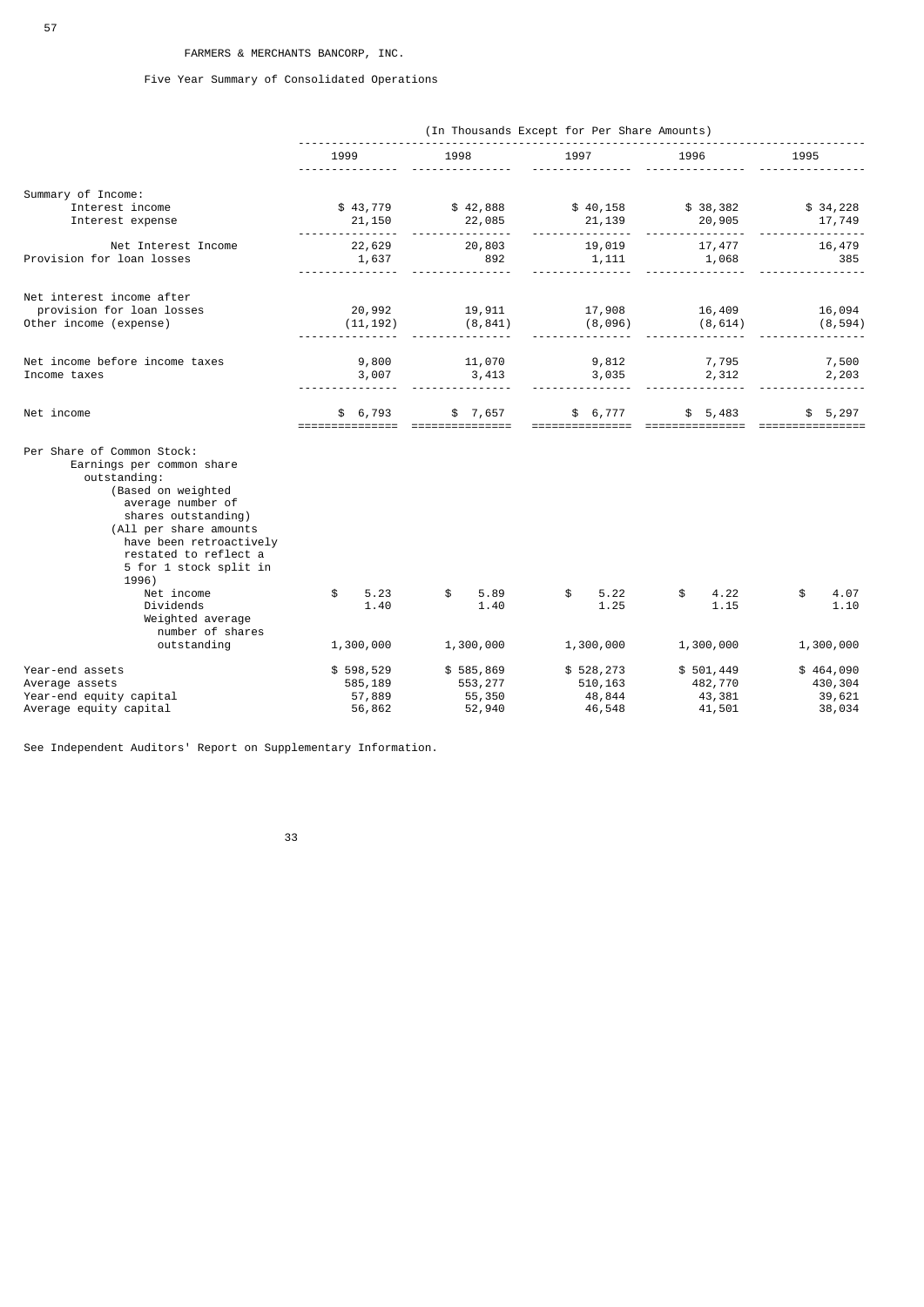FARMERS & MERCHANTS BANCORP, INC.

Five Year Summary of Consolidated Operations

| | (In Thousands Except for Per Share Amounts) | | | | |
|---|---|---|---|---|---|
| | 1999 | 1998 | 1997 | 1996 | 1995 |
| **Summary of Income:** | | | | | |
| Interest income | $ 43,779 | $ 42,888 | $ 40,158 | $ 38,382 | $ 34,228 |
| Interest expense | 21,150 | 22,085 | 21,139 | 20,905 | 17,749 |
| Net Interest Income | 22,629 | 20,803 | 19,019 | 17,477 | 16,479 |
| Provision for loan losses | 1,637 | 892 | 1,111 | 1,068 | 385 |
| Net interest income after provision for loan losses | 20,992 | 19,911 | 17,908 | 16,409 | 16,094 |
| Other income (expense) | (11,192) | (8,841) | (8,096) | (8,614) | (8,594) |
| Net income before income taxes | 9,800 | 11,070 | 9,812 | 7,795 | 7,500 |
| Income taxes | 3,007 | 3,413 | 3,035 | 2,312 | 2,203 |
| Net income | $ 6,793 | $ 7,657 | $ 6,777 | $ 5,483 | $ 5,297 |
| **Per Share of Common Stock:** | | | | | |
| Earnings per common share outstanding: (Based on weighted average number of shares outstanding) (All per share amounts have been retroactively restated to reflect a 5 for 1 stock split in 1996) | | | | | |
| Net income | $ 5.23 | $ 5.89 | $ 5.22 | $ 4.22 | $ 4.07 |
| Dividends | 1.40 | 1.40 | 1.25 | 1.15 | 1.10 |
| Weighted average number of shares outstanding | 1,300,000 | 1,300,000 | 1,300,000 | 1,300,000 | 1,300,000 |
| Year-end assets | $ 598,529 | $ 585,869 | $ 528,273 | $ 501,449 | $ 464,090 |
| Average assets | 585,189 | 553,277 | 510,163 | 482,770 | 430,304 |
| Year-end equity capital | 57,889 | 55,350 | 48,844 | 43,381 | 39,621 |
| Average equity capital | 56,862 | 52,940 | 46,548 | 41,501 | 38,034 |

See Independent Auditors' Report on Supplementary Information.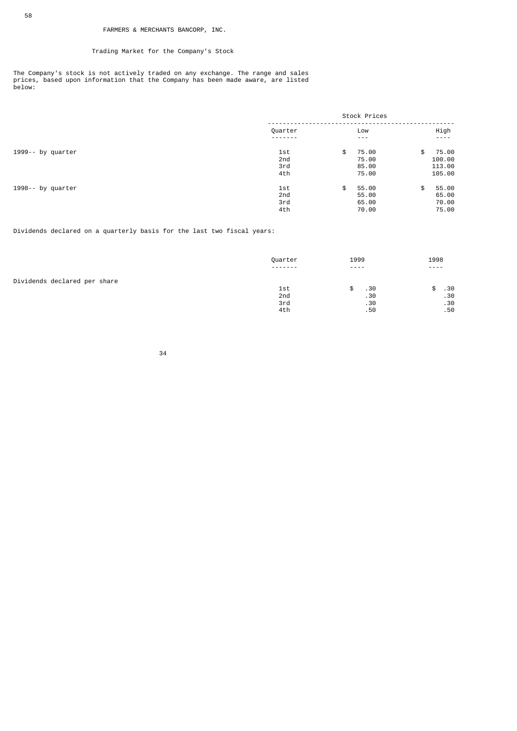FARMERS & MERCHANTS BANCORP, INC.

## Trading Market for the Company's Stock

The Company's stock is not actively traded on any exchange. The range and sales prices, based upon information that the Company has been made aware, are listed below:

| | Stock Prices | | |
|---|---|---|---|
| | Quarter | Low | High |
| 1999-- by quarter | 1st | $ 75.00 | $ 75.00 |
| | 2nd | 75.00 | 100.00 |
| | 3rd | 85.00 | 113.00 |
| | 4th | 75.00 | 105.00 |
| 1998-- by quarter | 1st | $ 55.00 | $ 55.00 |
| | 2nd | 55.00 | 65.00 |
| | 3rd | 65.00 | 70.00 |
| | 4th | 70.00 | 75.00 |

Dividends declared on a quarterly basis for the last two fiscal years:

| | Quarter | 1999 | 1998 |
|---|---|---|---|
| Dividends declared per share | | | |
| | 1st | $ .30 | $ .30 |
| | 2nd | .30 | .30 |
| | 3rd | .30 | .30 |
| | 4th | .50 | .50 |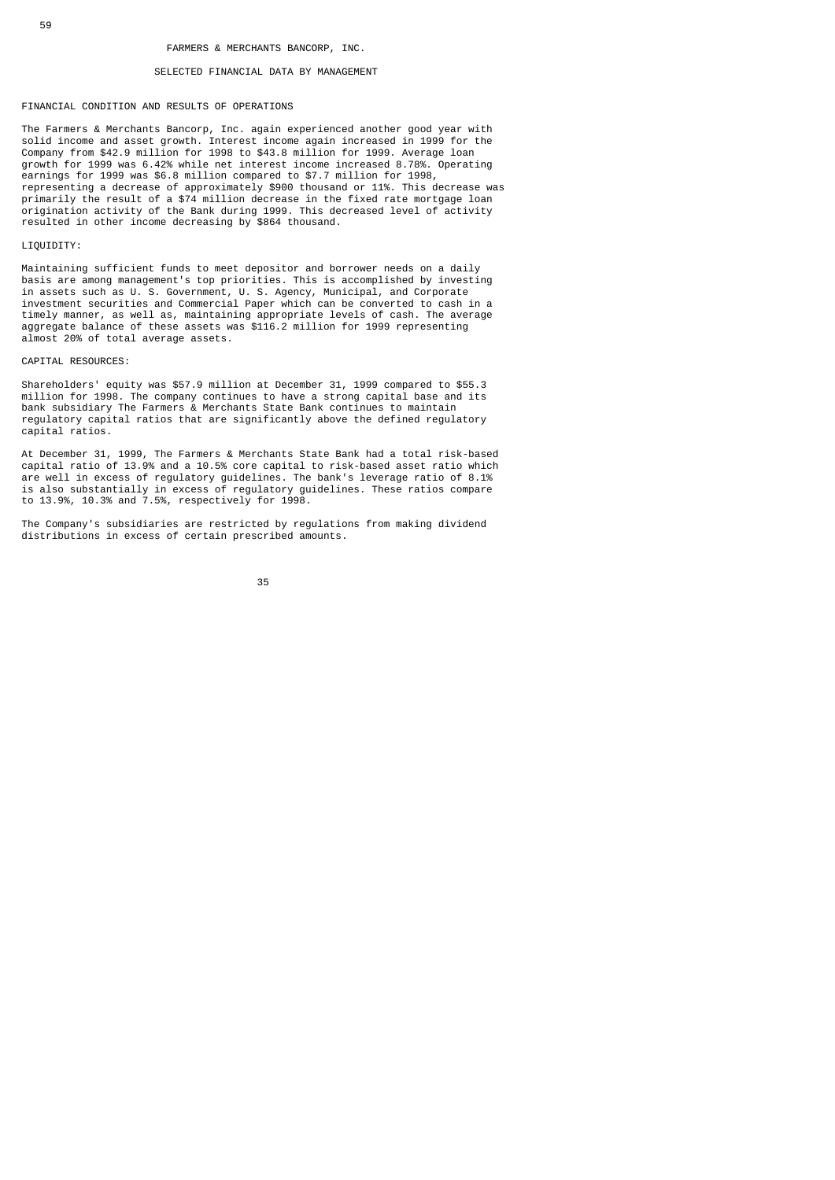# FARMERS & MERCHANTS BANCORP, INC.

## SELECTED FINANCIAL DATA BY MANAGEMENT

### FINANCIAL CONDITION AND RESULTS OF OPERATIONS

The Farmers & Merchants Bancorp, Inc. again experienced another good year with solid income and asset growth. Interest income again increased in 1999 for the Company from $42.9 million for 1998 to $43.8 million for 1999. Average loan growth for 1999 was 6.42% while net interest income increased 8.78%. Operating earnings for 1999 was $6.8 million compared to $7.7 million for 1998, representing a decrease of approximately $900 thousand or 11%. This decrease was primarily the result of a $74 million decrease in the fixed rate mortgage loan origination activity of the Bank during 1999. This decreased level of activity resulted in other income decreasing by $864 thousand.

### LIQUIDITY:

Maintaining sufficient funds to meet depositor and borrower needs on a daily basis are among management's top priorities. This is accomplished by investing in assets such as U. S. Government, U. S. Agency, Municipal, and Corporate investment securities and Commercial Paper which can be converted to cash in a timely manner, as well as, maintaining appropriate levels of cash. The average aggregate balance of these assets was $116.2 million for 1999 representing almost 20% of total average assets.

### CAPITAL RESOURCES:

Shareholders' equity was $57.9 million at December 31, 1999 compared to $55.3 million for 1998. The company continues to have a strong capital base and its bank subsidiary The Farmers & Merchants State Bank continues to maintain regulatory capital ratios that are significantly above the defined regulatory capital ratios.

At December 31, 1999, The Farmers & Merchants State Bank had a total risk-based capital ratio of 13.9% and a 10.5% core capital to risk-based asset ratio which are well in excess of regulatory guidelines. The bank's leverage ratio of 8.1% is also substantially in excess of regulatory guidelines. These ratios compare to 13.9%, 10.3% and 7.5%, respectively for 1998.

The Company's subsidiaries are restricted by regulations from making dividend distributions in excess of certain prescribed amounts.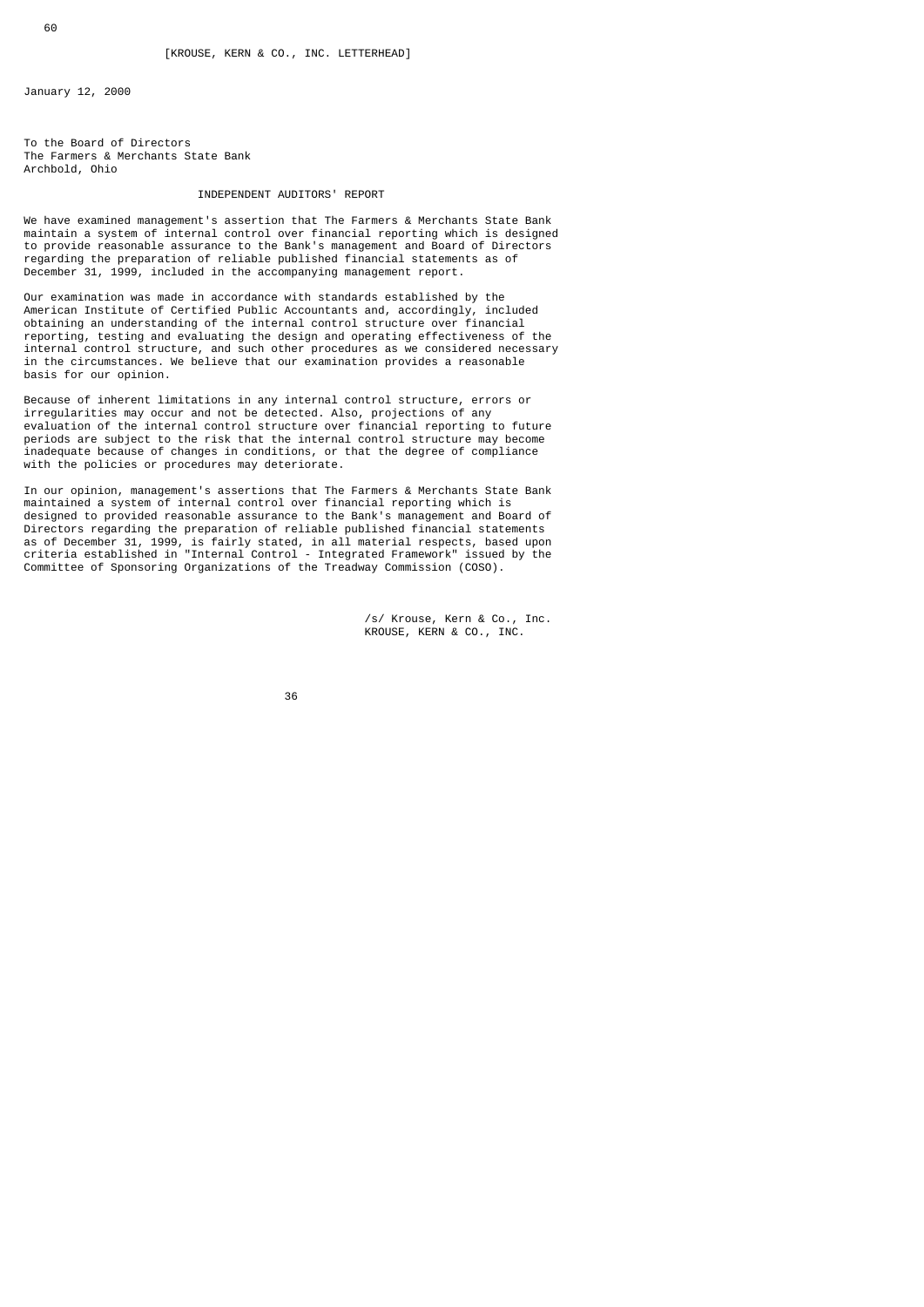[KROUSE, KERN & CO., INC. LETTERHEAD]

January 12, 2000

To the Board of Directors
The Farmers & Merchants State Bank
Archbold, Ohio

## INDEPENDENT AUDITORS' REPORT

We have examined management's assertion that The Farmers & Merchants State Bank maintain a system of internal control over financial reporting which is designed to provide reasonable assurance to the Bank's management and Board of Directors regarding the preparation of reliable published financial statements as of December 31, 1999, included in the accompanying management report.

Our examination was made in accordance with standards established by the American Institute of Certified Public Accountants and, accordingly, included obtaining an understanding of the internal control structure over financial reporting, testing and evaluating the design and operating effectiveness of the internal control structure, and such other procedures as we considered necessary in the circumstances. We believe that our examination provides a reasonable basis for our opinion.

Because of inherent limitations in any internal control structure, errors or irregularities may occur and not be detected. Also, projections of any evaluation of the internal control structure over financial reporting to future periods are subject to the risk that the internal control structure may become inadequate because of changes in conditions, or that the degree of compliance with the policies or procedures may deteriorate.

In our opinion, management's assertions that The Farmers & Merchants State Bank maintained a system of internal control over financial reporting which is designed to provided reasonable assurance to the Bank's management and Board of Directors regarding the preparation of reliable published financial statements as of December 31, 1999, is fairly stated, in all material respects, based upon criteria established in "Internal Control - Integrated Framework" issued by the Committee of Sponsoring Organizations of the Treadway Commission (COSO).

/s/ Krouse, Kern & Co., Inc.
KROUSE, KERN & CO., INC.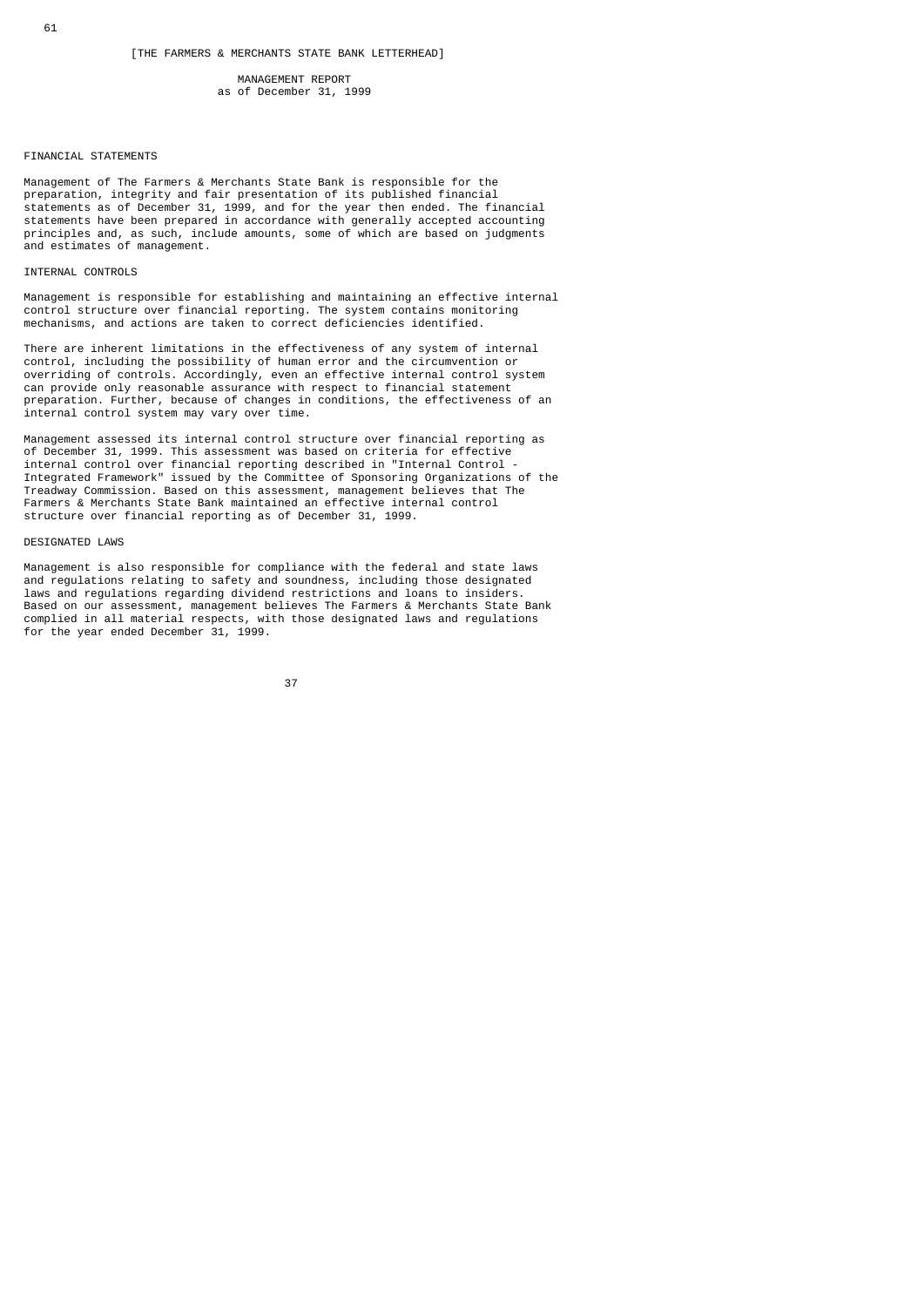[THE FARMERS & MERCHANTS STATE BANK LETTERHEAD]

# MANAGEMENT REPORT
as of December 31, 1999

## FINANCIAL STATEMENTS

Management of The Farmers & Merchants State Bank is responsible for the preparation, integrity and fair presentation of its published financial statements as of December 31, 1999, and for the year then ended. The financial statements have been prepared in accordance with generally accepted accounting principles and, as such, include amounts, some of which are based on judgments and estimates of management.

## INTERNAL CONTROLS

Management is responsible for establishing and maintaining an effective internal control structure over financial reporting. The system contains monitoring mechanisms, and actions are taken to correct deficiencies identified.

There are inherent limitations in the effectiveness of any system of internal control, including the possibility of human error and the circumvention or overriding of controls. Accordingly, even an effective internal control system can provide only reasonable assurance with respect to financial statement preparation. Further, because of changes in conditions, the effectiveness of an internal control system may vary over time.

Management assessed its internal control structure over financial reporting as of December 31, 1999. This assessment was based on criteria for effective internal control over financial reporting described in "Internal Control - Integrated Framework" issued by the Committee of Sponsoring Organizations of the Treadway Commission. Based on this assessment, management believes that The Farmers & Merchants State Bank maintained an effective internal control structure over financial reporting as of December 31, 1999.

## DESIGNATED LAWS

Management is also responsible for compliance with the federal and state laws and regulations relating to safety and soundness, including those designated laws and regulations regarding dividend restrictions and loans to insiders. Based on our assessment, management believes The Farmers & Merchants State Bank complied in all material respects, with those designated laws and regulations for the year ended December 31, 1999.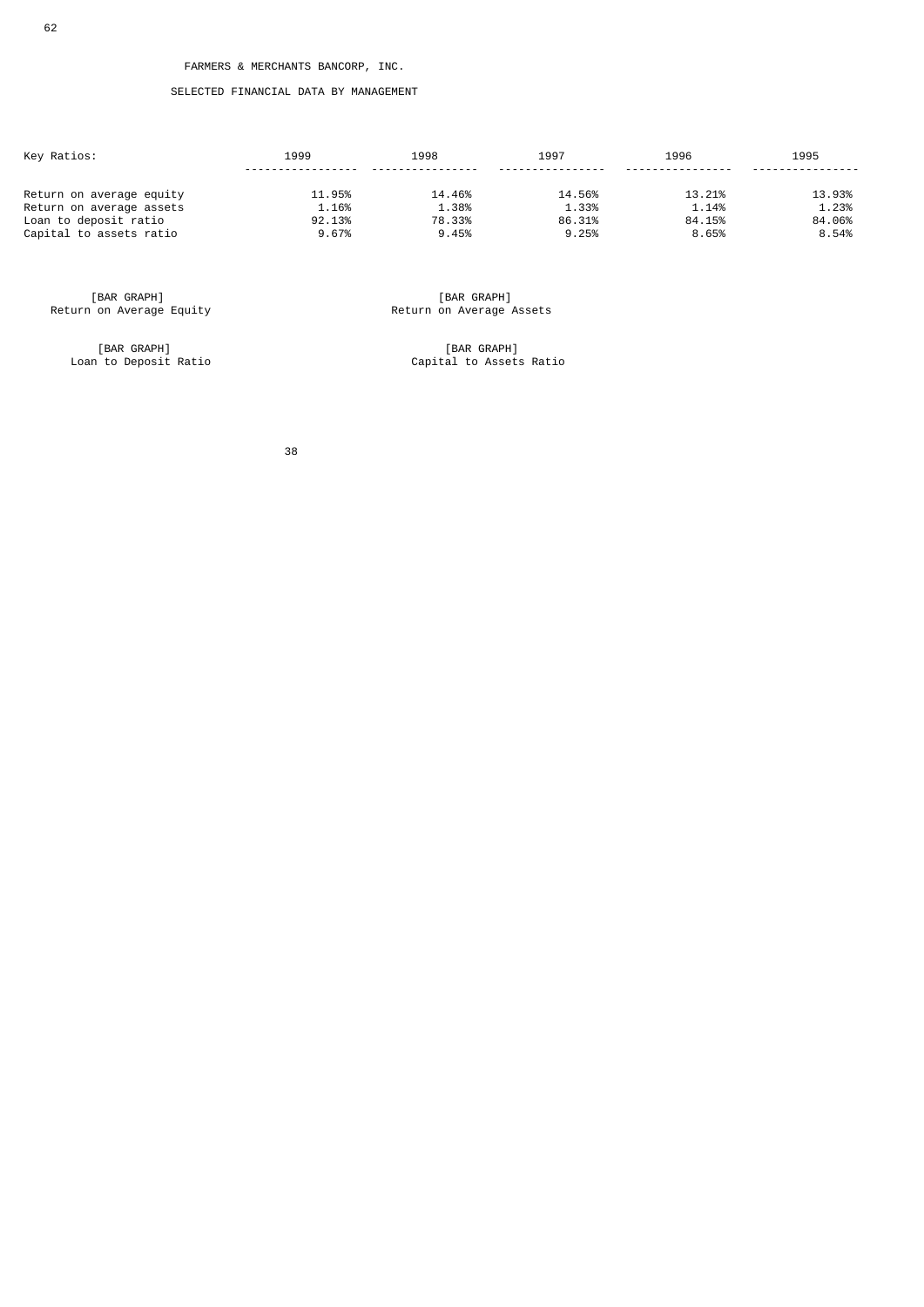FARMERS & MERCHANTS BANCORP, INC.

SELECTED FINANCIAL DATA BY MANAGEMENT

| Key Ratios: | 1999 | 1998 | 1997 | 1996 | 1995 |
|---|---|---|---|---|---|
| Return on average equity | 11.95% | 14.46% | 14.56% | 13.21% | 13.93% |
| Return on average assets | 1.16% | 1.38% | 1.33% | 1.14% | 1.23% |
| Loan to deposit ratio | 92.13% | 78.33% | 86.31% | 84.15% | 84.06% |
| Capital to assets ratio | 9.67% | 9.45% | 9.25% | 8.65% | 8.54% |

[BAR GRAPH]
Return on Average Equity

[BAR GRAPH]
Return on Average Assets

[BAR GRAPH]
Loan to Deposit Ratio

[BAR GRAPH]
Capital to Assets Ratio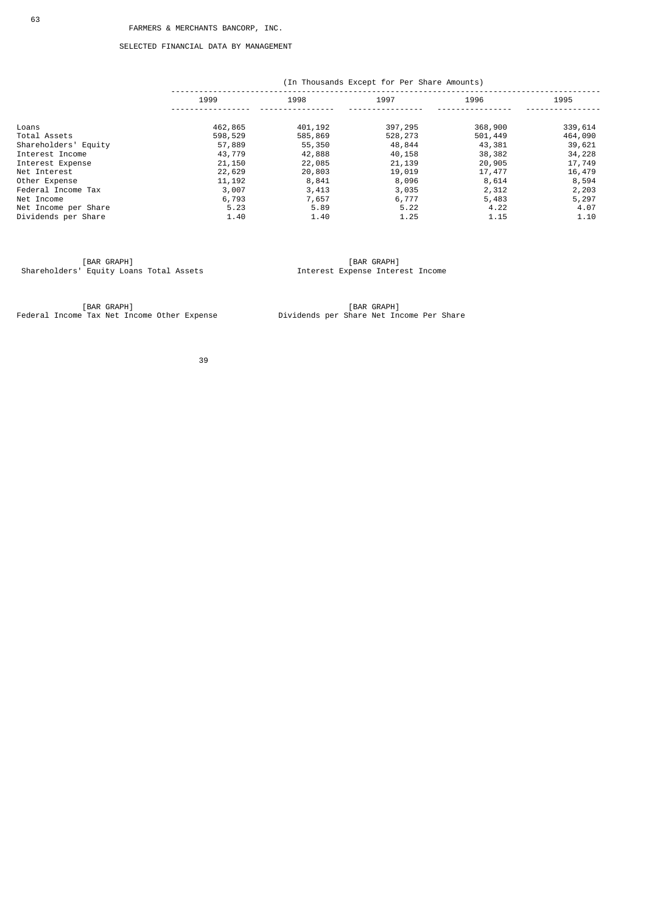FARMERS & MERCHANTS BANCORP, INC.

SELECTED FINANCIAL DATA BY MANAGEMENT

| | (In Thousands Except for Per Share Amounts) | | | | |
|---|---|---|---|---|---|
| | 1999 | 1998 | 1997 | 1996 | 1995 |
| Loans | 462,865 | 401,192 | 397,295 | 368,900 | 339,614 |
| Total Assets | 598,529 | 585,869 | 528,273 | 501,449 | 464,090 |
| Shareholders' Equity | 57,889 | 55,350 | 48,844 | 43,381 | 39,621 |
| Interest Income | 43,779 | 42,888 | 40,158 | 38,382 | 34,228 |
| Interest Expense | 21,150 | 22,085 | 21,139 | 20,905 | 17,749 |
| Net Interest | 22,629 | 20,803 | 19,019 | 17,477 | 16,479 |
| Other Expense | 11,192 | 8,841 | 8,096 | 8,614 | 8,594 |
| Federal Income Tax | 3,007 | 3,413 | 3,035 | 2,312 | 2,203 |
| Net Income | 6,793 | 7,657 | 6,777 | 5,483 | 5,297 |
| Net Income per Share | 5.23 | 5.89 | 5.22 | 4.22 | 4.07 |
| Dividends per Share | 1.40 | 1.40 | 1.25 | 1.15 | 1.10 |

[BAR GRAPH]
Shareholders' Equity Loans Total Assets

[BAR GRAPH]
Interest Expense Interest Income

[BAR GRAPH]
Federal Income Tax Net Income Other Expense

[BAR GRAPH]
Dividends per Share Net Income Per Share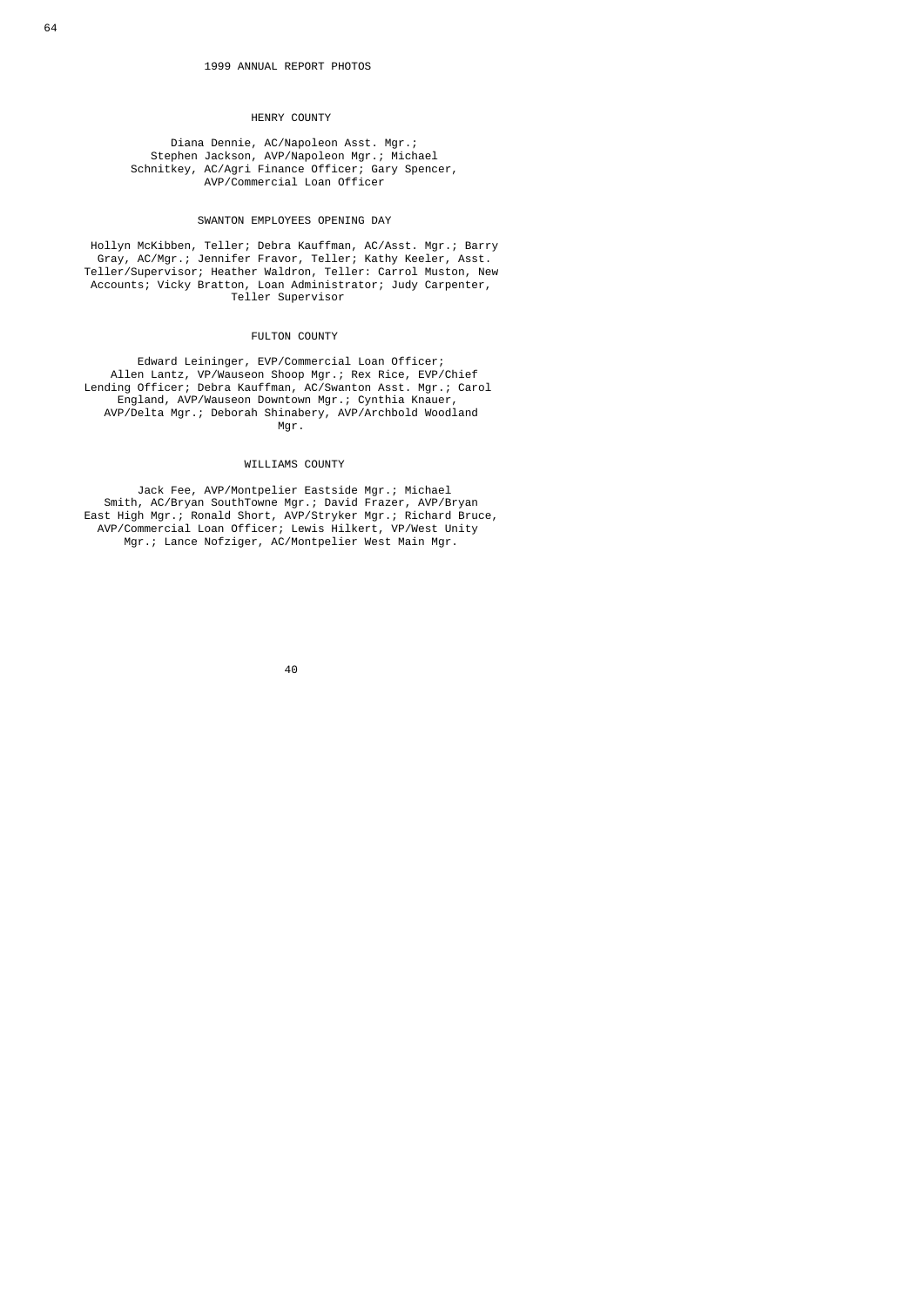# 1999 ANNUAL REPORT PHOTOS

## HENRY COUNTY

Diana Dennie, AC/Napoleon Asst. Mgr.; Stephen Jackson, AVP/Napoleon Mgr.; Michael Schnitkey, AC/Agri Finance Officer; Gary Spencer, AVP/Commercial Loan Officer

## SWANTON EMPLOYEES OPENING DAY

Hollyn McKibben, Teller; Debra Kauffman, AC/Asst. Mgr.; Barry Gray, AC/Mgr.; Jennifer Fravor, Teller; Kathy Keeler, Asst. Teller/Supervisor; Heather Waldron, Teller: Carrol Muston, New Accounts; Vicky Bratton, Loan Administrator; Judy Carpenter, Teller Supervisor

## FULTON COUNTY

Edward Leininger, EVP/Commercial Loan Officer; Allen Lantz, VP/Wauseon Shoop Mgr.; Rex Rice, EVP/Chief Lending Officer; Debra Kauffman, AC/Swanton Asst. Mgr.; Carol England, AVP/Wauseon Downtown Mgr.; Cynthia Knauer, AVP/Delta Mgr.; Deborah Shinabery, AVP/Archbold Woodland Mgr.

## WILLIAMS COUNTY

Jack Fee, AVP/Montpelier Eastside Mgr.; Michael Smith, AC/Bryan SouthTowne Mgr.; David Frazer, AVP/Bryan East High Mgr.; Ronald Short, AVP/Stryker Mgr.; Richard Bruce, AVP/Commercial Loan Officer; Lewis Hilkert, VP/West Unity Mgr.; Lance Nofziger, AC/Montpelier West Main Mgr.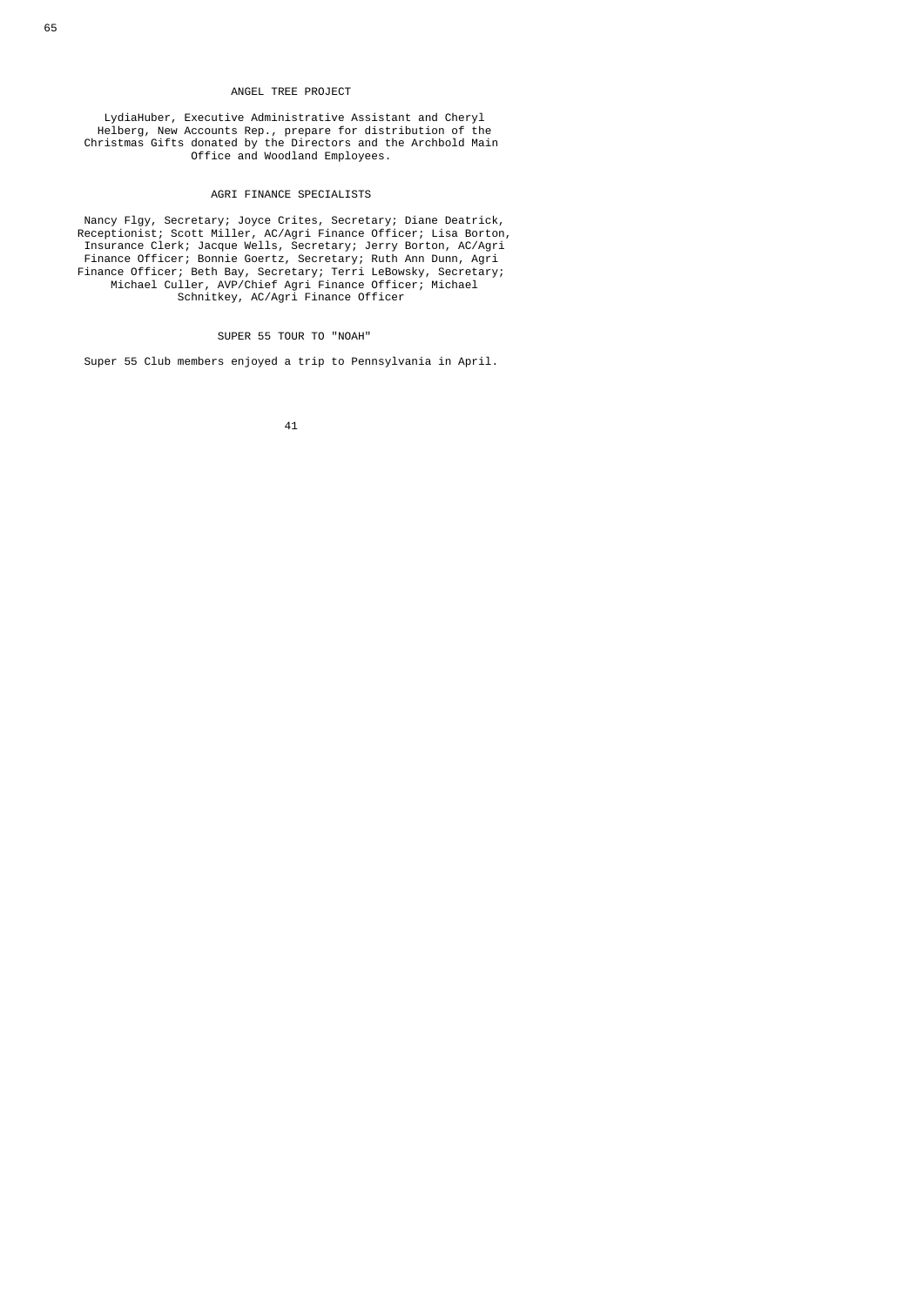## ANGEL TREE PROJECT

LydiaHuber, Executive Administrative Assistant and Cheryl Helberg, New Accounts Rep., prepare for distribution of the Christmas Gifts donated by the Directors and the Archbold Main Office and Woodland Employees.

## AGRI FINANCE SPECIALISTS

Nancy Flgy, Secretary; Joyce Crites, Secretary; Diane Deatrick, Receptionist; Scott Miller, AC/Agri Finance Officer; Lisa Borton, Insurance Clerk; Jacque Wells, Secretary; Jerry Borton, AC/Agri Finance Officer; Bonnie Goertz, Secretary; Ruth Ann Dunn, Agri Finance Officer; Beth Bay, Secretary; Terri LeBowsky, Secretary; Michael Culler, AVP/Chief Agri Finance Officer; Michael Schnitkey, AC/Agri Finance Officer

## SUPER 55 TOUR TO "NOAH"

Super 55 Club members enjoyed a trip to Pennsylvania in April.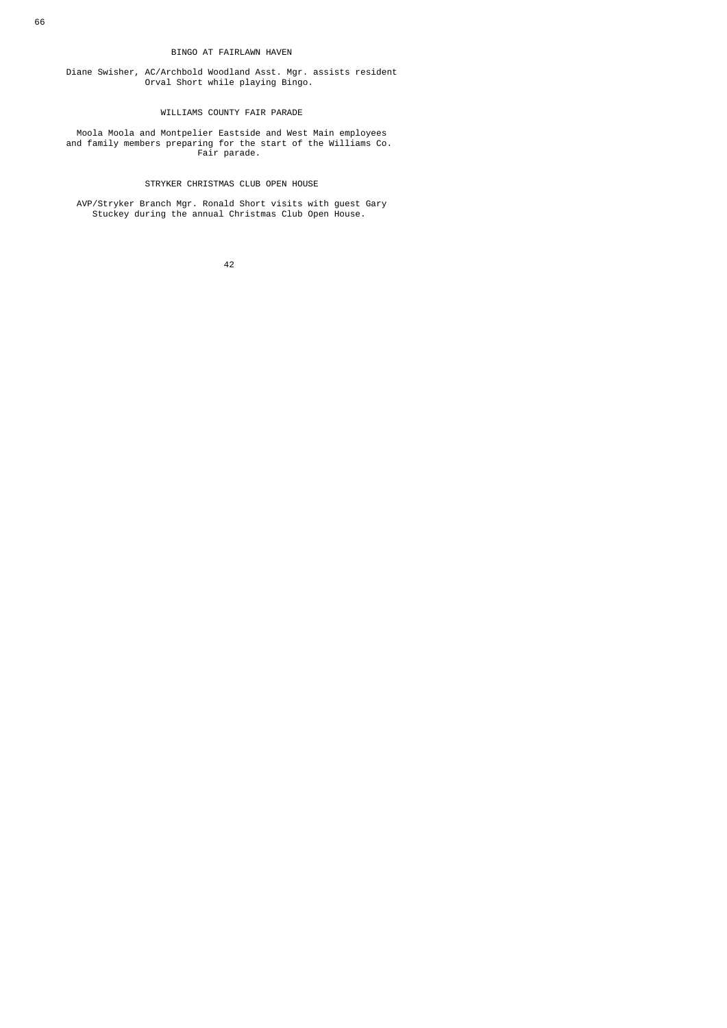BINGO AT FAIRLAWN HAVEN

Diane Swisher, AC/Archbold Woodland Asst. Mgr. assists resident Orval Short while playing Bingo.

WILLIAMS COUNTY FAIR PARADE

Moola Moola and Montpelier Eastside and West Main employees and family members preparing for the start of the Williams Co. Fair parade.

STRYKER CHRISTMAS CLUB OPEN HOUSE

AVP/Stryker Branch Mgr. Ronald Short visits with guest Gary Stuckey during the annual Christmas Club Open House.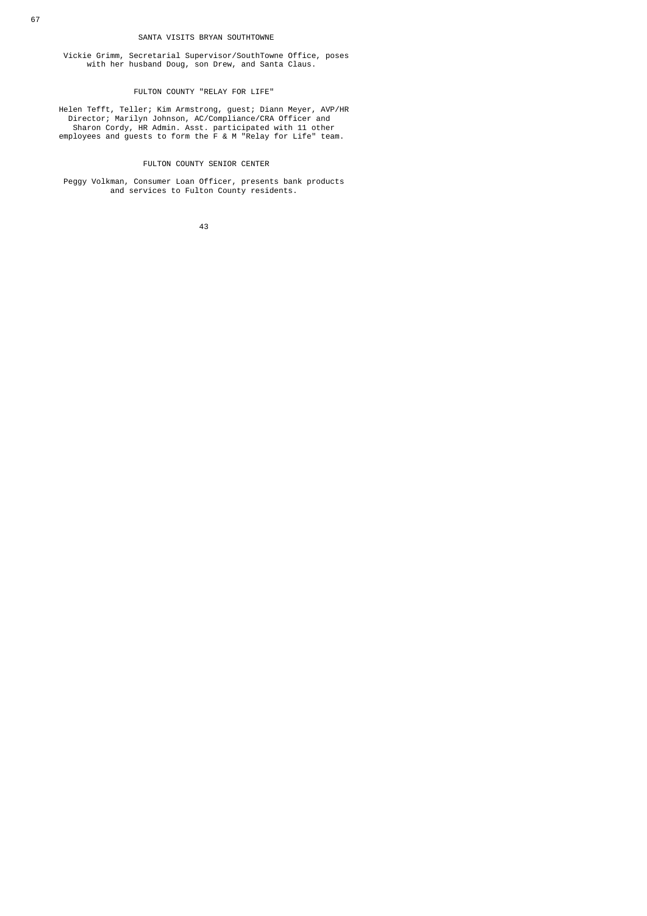SANTA VISITS BRYAN SOUTHTOWNE

Vickie Grimm, Secretarial Supervisor/SouthTowne Office, poses with her husband Doug, son Drew, and Santa Claus.

FULTON COUNTY "RELAY FOR LIFE"

Helen Tefft, Teller; Kim Armstrong, guest; Diann Meyer, AVP/HR Director; Marilyn Johnson, AC/Compliance/CRA Officer and Sharon Cordy, HR Admin. Asst. participated with 11 other employees and guests to form the F & M "Relay for Life" team.

FULTON COUNTY SENIOR CENTER

Peggy Volkman, Consumer Loan Officer, presents bank products and services to Fulton County residents.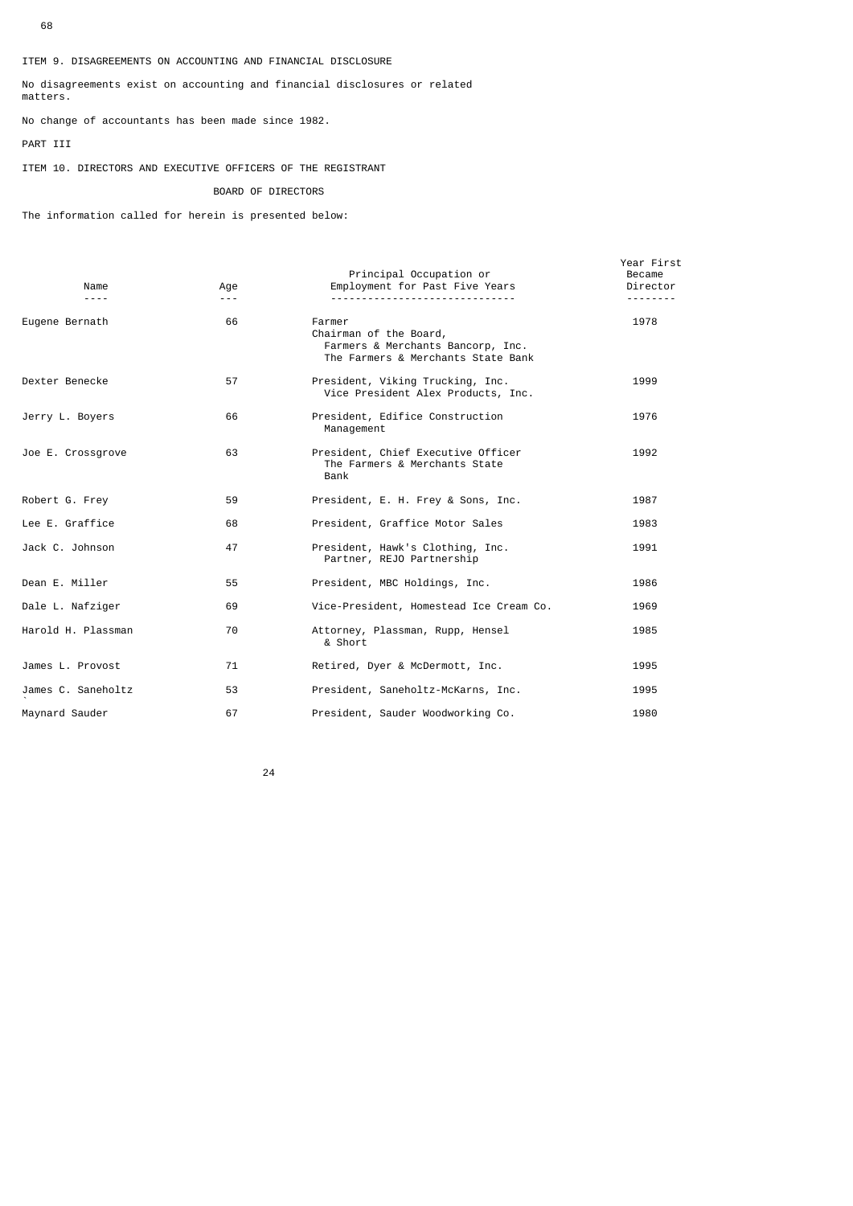ITEM 9. DISAGREEMENTS ON ACCOUNTING AND FINANCIAL DISCLOSURE

No disagreements exist on accounting and financial disclosures or related matters.

No change of accountants has been made since 1982.

PART III

ITEM 10. DIRECTORS AND EXECUTIVE OFFICERS OF THE REGISTRANT

BOARD OF DIRECTORS

The information called for herein is presented below:

| Name | Age | Principal Occupation or Employment for Past Five Years | Year First Became Director |
|---|---|---|---|
| Eugene Bernath | 66 | Farmer<br>Chairman of the Board,<br>Farmers & Merchants Bancorp, Inc.<br>The Farmers & Merchants State Bank | 1978 |
| Dexter Benecke | 57 | President, Viking Trucking, Inc.<br>Vice President Alex Products, Inc. | 1999 |
| Jerry L. Boyers | 66 | President, Edifice Construction Management | 1976 |
| Joe E. Crossgrove | 63 | President, Chief Executive Officer The Farmers & Merchants State Bank | 1992 |
| Robert G. Frey | 59 | President, E. H. Frey & Sons, Inc. | 1987 |
| Lee E. Graffice | 68 | President, Graffice Motor Sales | 1983 |
| Jack C. Johnson | 47 | President, Hawk's Clothing, Inc.<br>Partner, REJO Partnership | 1991 |
| Dean E. Miller | 55 | President, MBC Holdings, Inc. | 1986 |
| Dale L. Nafziger | 69 | Vice-President, Homestead Ice Cream Co. | 1969 |
| Harold H. Plassman | 70 | Attorney, Plassman, Rupp, Hensel & Short | 1985 |
| James L. Provost | 71 | Retired, Dyer & McDermott, Inc. | 1995 |
| James C. Saneholtz | 53 | President, Saneholtz-McKarns, Inc. | 1995 |
| Maynard Sauder | 67 | President, Sauder Woodworking Co. | 1980 |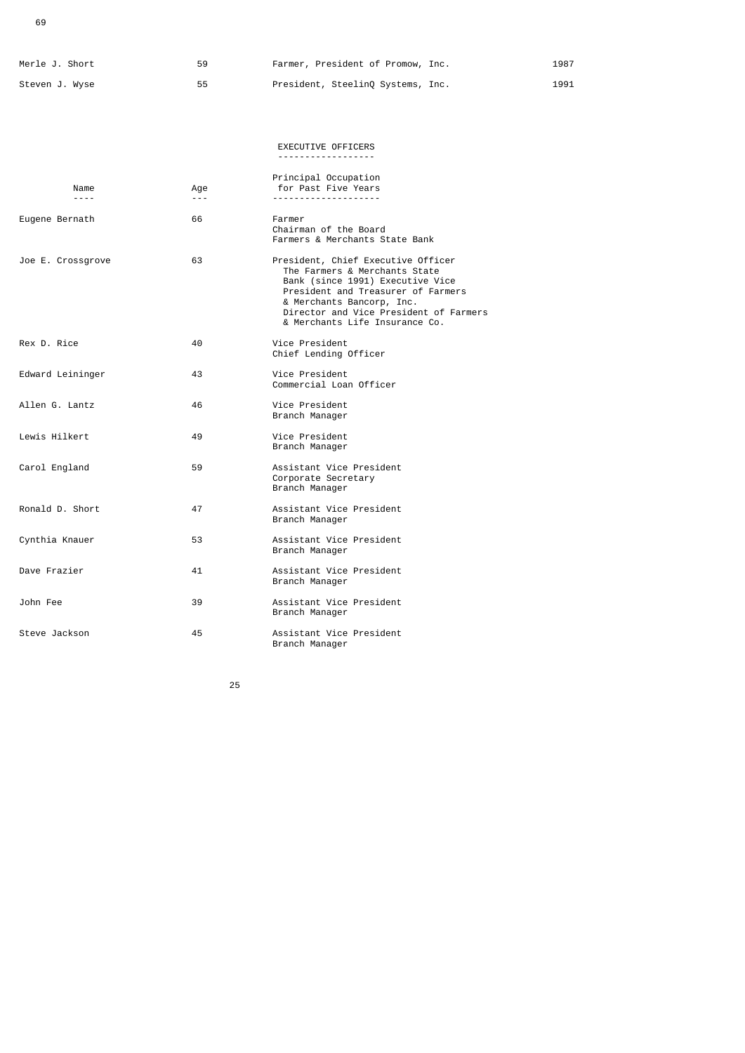| | | | |
|---|---|---|---|
| Merle J. Short | 59 | Farmer, President of Promow, Inc. | 1987 |
| Steven J. Wyse | 55 | President, SteelinQ Systems, Inc. | 1991 |

## EXECUTIVE OFFICERS

| Name | Age | Principal Occupation for Past Five Years |
|---|---|---|
| Eugene Bernath | 66 | Farmer<br>Chairman of the Board<br>Farmers & Merchants State Bank |
| Joe E. Crossgrove | 63 | President, Chief Executive Officer The Farmers & Merchants State Bank (since 1991) Executive Vice President and Treasurer of Farmers & Merchants Bancorp, Inc. Director and Vice President of Farmers & Merchants Life Insurance Co. |
| Rex D. Rice | 40 | Vice President<br>Chief Lending Officer |
| Edward Leininger | 43 | Vice President<br>Commercial Loan Officer |
| Allen G. Lantz | 46 | Vice President<br>Branch Manager |
| Lewis Hilkert | 49 | Vice President<br>Branch Manager |
| Carol England | 59 | Assistant Vice President<br>Corporate Secretary<br>Branch Manager |
| Ronald D. Short | 47 | Assistant Vice President<br>Branch Manager |
| Cynthia Knauer | 53 | Assistant Vice President<br>Branch Manager |
| Dave Frazier | 41 | Assistant Vice President<br>Branch Manager |
| John Fee | 39 | Assistant Vice President<br>Branch Manager |
| Steve Jackson | 45 | Assistant Vice President<br>Branch Manager |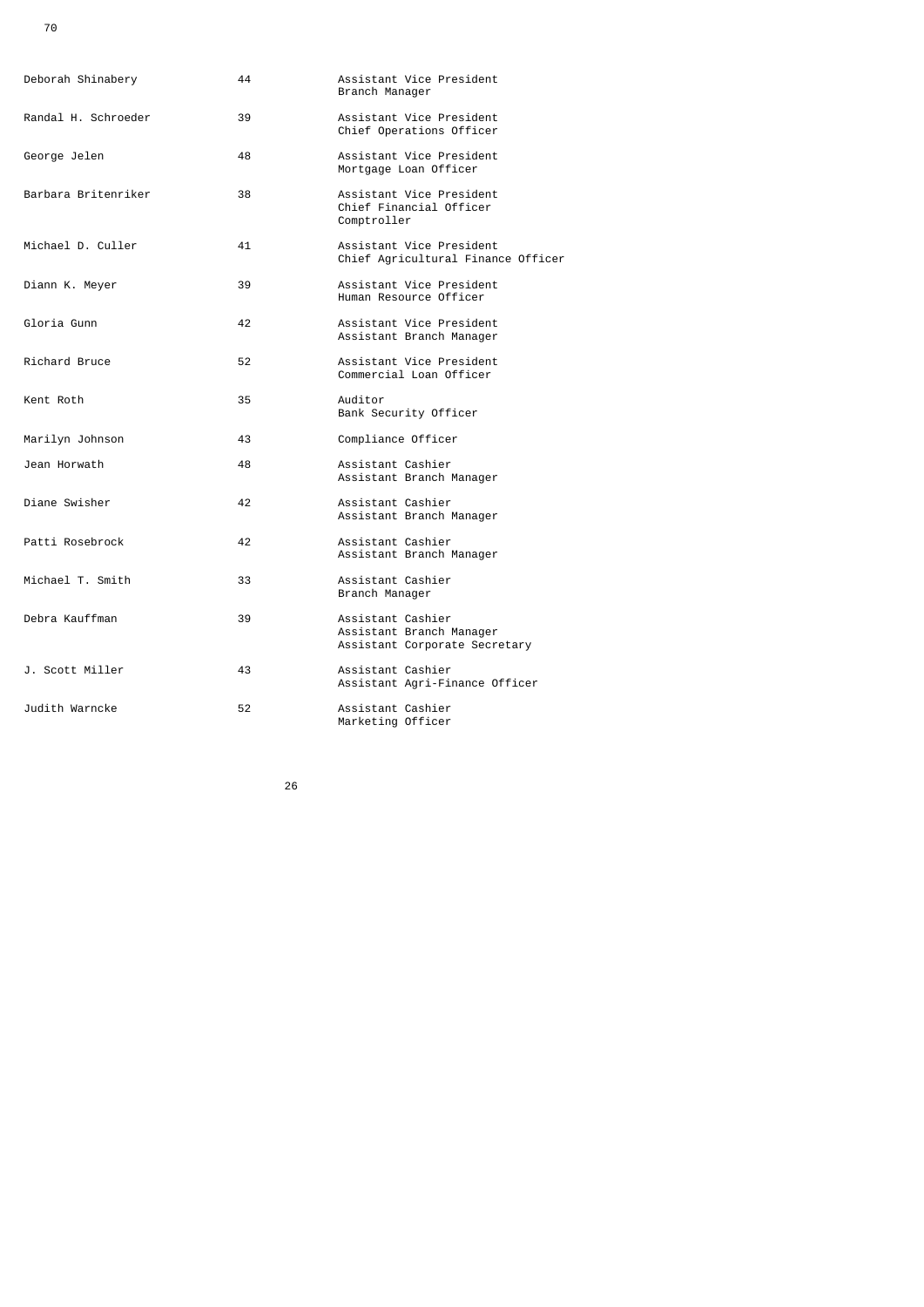| | | |
|---|---|---|
| Deborah Shinabery | 44 | Assistant Vice President<br>Branch Manager |
| Randal H. Schroeder | 39 | Assistant Vice President<br>Chief Operations Officer |
| George Jelen | 48 | Assistant Vice President<br>Mortgage Loan Officer |
| Barbara Britenriker | 38 | Assistant Vice President<br>Chief Financial Officer<br>Comptroller |
| Michael D. Culler | 41 | Assistant Vice President<br>Chief Agricultural Finance Officer |
| Diann K. Meyer | 39 | Assistant Vice President<br>Human Resource Officer |
| Gloria Gunn | 42 | Assistant Vice President<br>Assistant Branch Manager |
| Richard Bruce | 52 | Assistant Vice President<br>Commercial Loan Officer |
| Kent Roth | 35 | Auditor<br>Bank Security Officer |
| Marilyn Johnson | 43 | Compliance Officer |
| Jean Horwath | 48 | Assistant Cashier<br>Assistant Branch Manager |
| Diane Swisher | 42 | Assistant Cashier<br>Assistant Branch Manager |
| Patti Rosebrock | 42 | Assistant Cashier<br>Assistant Branch Manager |
| Michael T. Smith | 33 | Assistant Cashier<br>Branch Manager |
| Debra Kauffman | 39 | Assistant Cashier<br>Assistant Branch Manager<br>Assistant Corporate Secretary |
| J. Scott Miller | 43 | Assistant Cashier<br>Assistant Agri-Finance Officer |
| Judith Warncke | 52 | Assistant Cashier<br>Marketing Officer |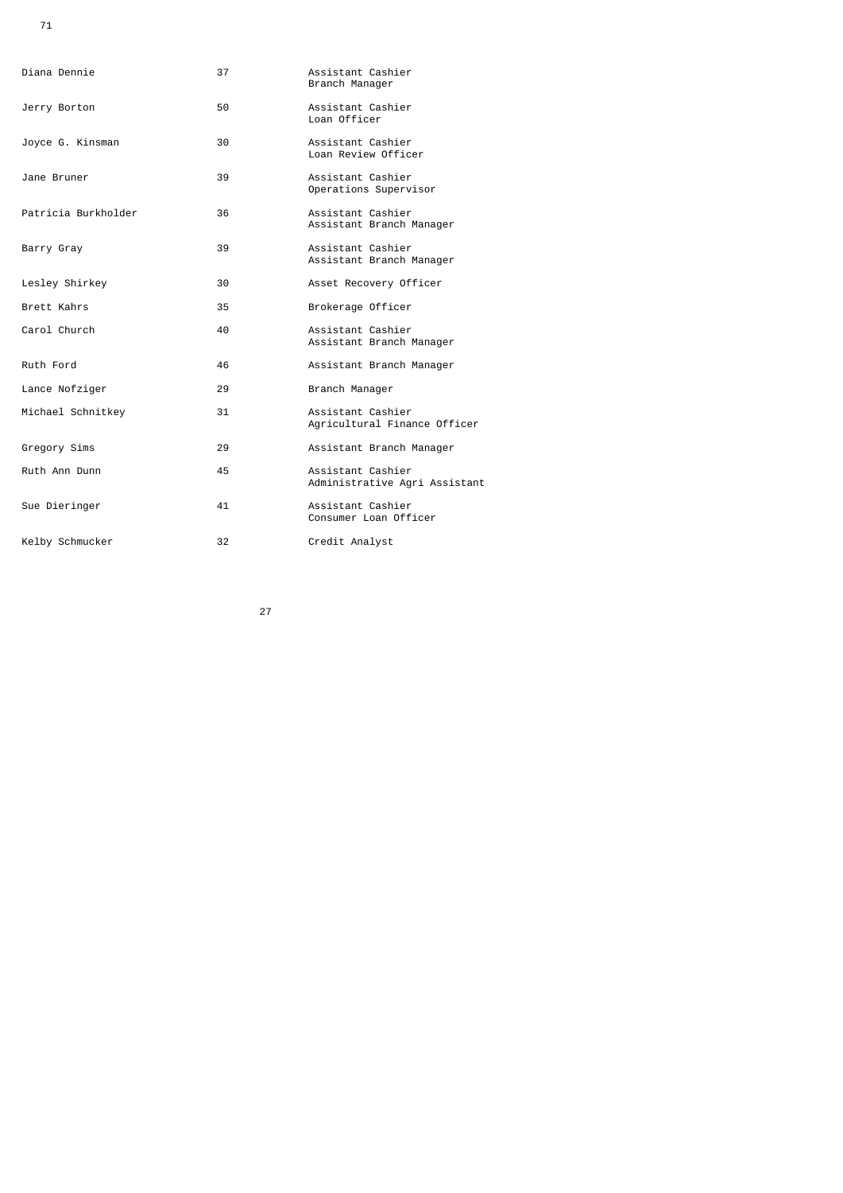| | | |
|---|---|---|
| Diana Dennie | 37 | Assistant Cashier<br>Branch Manager |
| Jerry Borton | 50 | Assistant Cashier<br>Loan Officer |
| Joyce G. Kinsman | 30 | Assistant Cashier<br>Loan Review Officer |
| Jane Bruner | 39 | Assistant Cashier<br>Operations Supervisor |
| Patricia Burkholder | 36 | Assistant Cashier<br>Assistant Branch Manager |
| Barry Gray | 39 | Assistant Cashier<br>Assistant Branch Manager |
| Lesley Shirkey | 30 | Asset Recovery Officer |
| Brett Kahrs | 35 | Brokerage Officer |
| Carol Church | 40 | Assistant Cashier<br>Assistant Branch Manager |
| Ruth Ford | 46 | Assistant Branch Manager |
| Lance Nofziger | 29 | Branch Manager |
| Michael Schnitkey | 31 | Assistant Cashier<br>Agricultural Finance Officer |
| Gregory Sims | 29 | Assistant Branch Manager |
| Ruth Ann Dunn | 45 | Assistant Cashier<br>Administrative Agri Assistant |
| Sue Dieringer | 41 | Assistant Cashier<br>Consumer Loan Officer |
| Kelby Schmucker | 32 | Credit Analyst |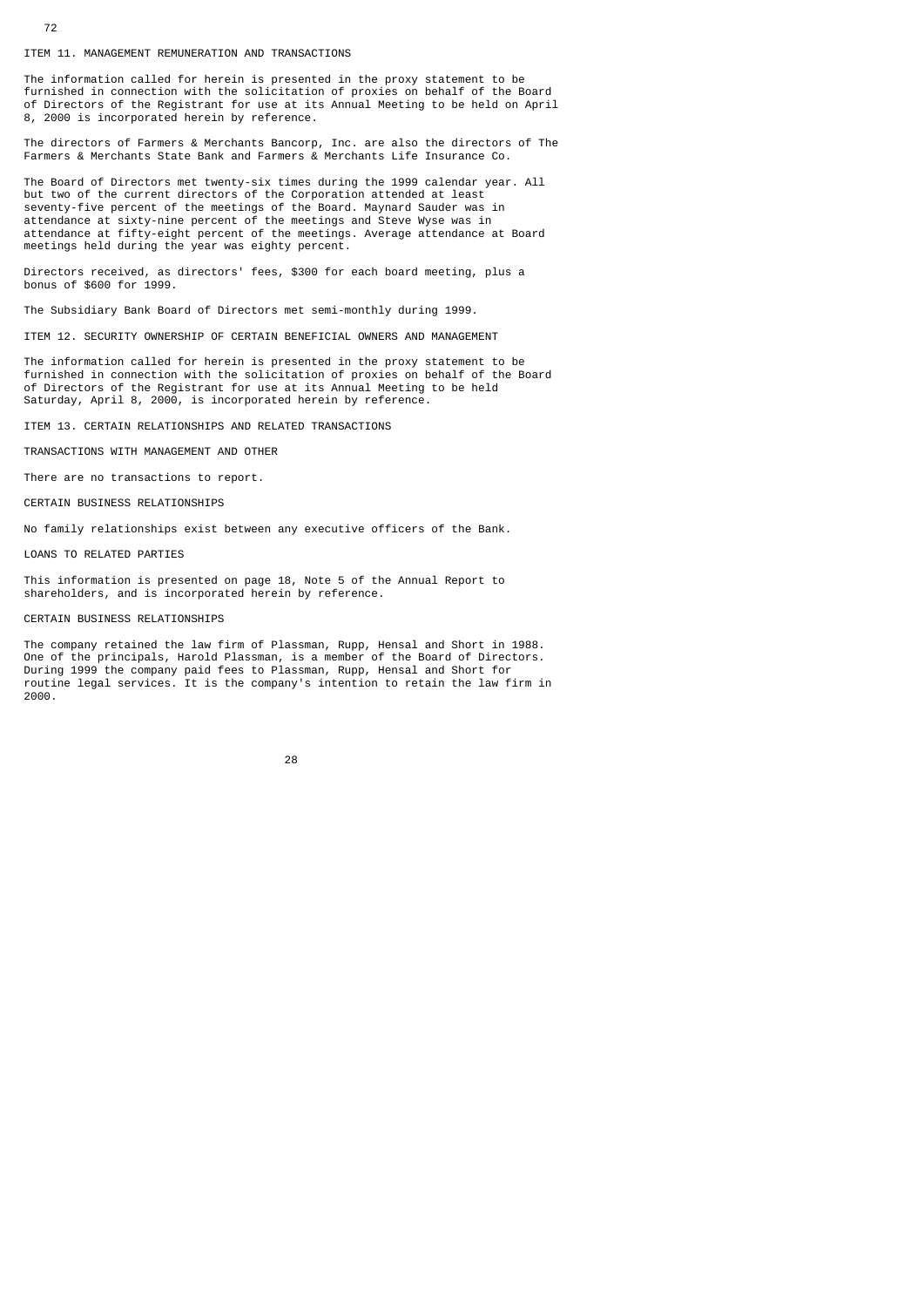## ITEM 11. MANAGEMENT REMUNERATION AND TRANSACTIONS

The information called for herein is presented in the proxy statement to be furnished in connection with the solicitation of proxies on behalf of the Board of Directors of the Registrant for use at its Annual Meeting to be held on April 8, 2000 is incorporated herein by reference.

The directors of Farmers & Merchants Bancorp, Inc. are also the directors of The Farmers & Merchants State Bank and Farmers & Merchants Life Insurance Co.

The Board of Directors met twenty-six times during the 1999 calendar year. All but two of the current directors of the Corporation attended at least seventy-five percent of the meetings of the Board. Maynard Sauder was in attendance at sixty-nine percent of the meetings and Steve Wyse was in attendance at fifty-eight percent of the meetings. Average attendance at Board meetings held during the year was eighty percent.

Directors received, as directors' fees, $300 for each board meeting, plus a bonus of $600 for 1999.

The Subsidiary Bank Board of Directors met semi-monthly during 1999.

## ITEM 12. SECURITY OWNERSHIP OF CERTAIN BENEFICIAL OWNERS AND MANAGEMENT

The information called for herein is presented in the proxy statement to be furnished in connection with the solicitation of proxies on behalf of the Board of Directors of the Registrant for use at its Annual Meeting to be held Saturday, April 8, 2000, is incorporated herein by reference.

## ITEM 13. CERTAIN RELATIONSHIPS AND RELATED TRANSACTIONS

### TRANSACTIONS WITH MANAGEMENT AND OTHER

There are no transactions to report.

### CERTAIN BUSINESS RELATIONSHIPS

No family relationships exist between any executive officers of the Bank.

### LOANS TO RELATED PARTIES

This information is presented on page 18, Note 5 of the Annual Report to shareholders, and is incorporated herein by reference.

### CERTAIN BUSINESS RELATIONSHIPS

The company retained the law firm of Plassman, Rupp, Hensal and Short in 1988. One of the principals, Harold Plassman, is a member of the Board of Directors. During 1999 the company paid fees to Plassman, Rupp, Hensal and Short for routine legal services. It is the company's intention to retain the law firm in 2000.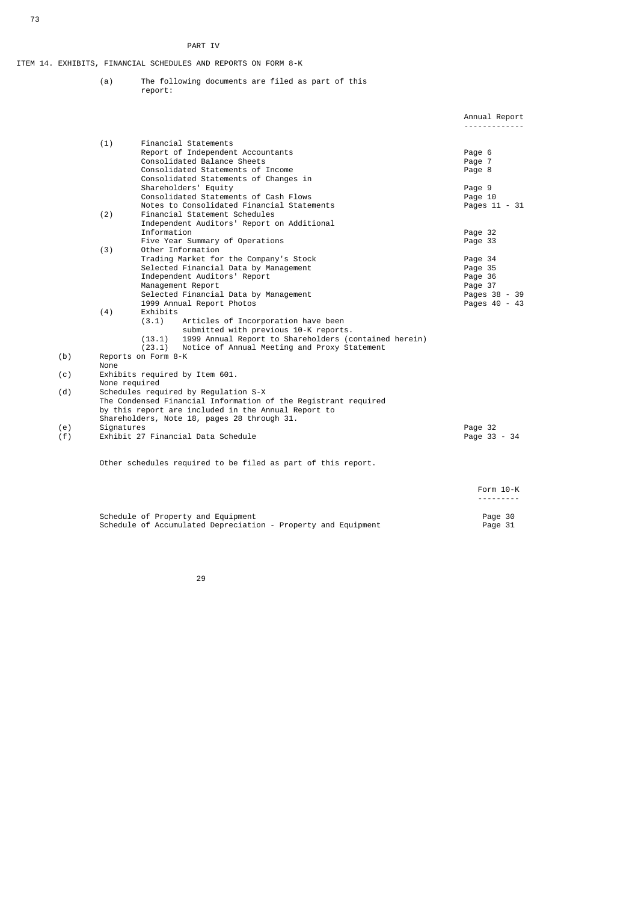PART IV

ITEM 14. EXHIBITS, FINANCIAL SCHEDULES AND REPORTS ON FORM 8-K

(a) The following documents are filed as part of this report:

| | | Annual Report |
|---|---|---|
| (1) | Financial Statements | |
| | Report of Independent Accountants | Page 6 |
| | Consolidated Balance Sheets | Page 7 |
| | Consolidated Statements of Income | Page 8 |
| | Consolidated Statements of Changes in Shareholders' Equity | Page 9 |
| | Consolidated Statements of Cash Flows | Page 10 |
| | Notes to Consolidated Financial Statements | Pages 11 - 31 |
| (2) | Financial Statement Schedules | |
| | Independent Auditors' Report on Additional Information | Page 32 |
| | Five Year Summary of Operations | Page 33 |
| (3) | Other Information | |
| | Trading Market for the Company's Stock | Page 34 |
| | Selected Financial Data by Management | Page 35 |
| | Independent Auditors' Report | Page 36 |
| | Management Report | Page 37 |
| | Selected Financial Data by Management | Pages 38 - 39 |
| | 1999 Annual Report Photos | Pages 40 - 43 |
| (4) | Exhibits | |
| | (3.1) Articles of Incorporation have been submitted with previous 10-K reports. | |
| | (13.1) 1999 Annual Report to Shareholders (contained herein) | |
| | (23.1) Notice of Annual Meeting and Proxy Statement | |

(b) Reports on Form 8-K
None

(c) Exhibits required by Item 601.
None required

(d) Schedules required by Regulation S-X
The Condensed Financial Information of the Registrant required by this report are included in the Annual Report to Shareholders, Note 18, pages 28 through 31.

(e) Signatures — Page 32

(f) Exhibit 27 Financial Data Schedule — Page 33 - 34

Other schedules required to be filed as part of this report.

| | Form 10-K |
|---|---|
| Schedule of Property and Equipment | Page 30 |
| Schedule of Accumulated Depreciation - Property and Equipment | Page 31 |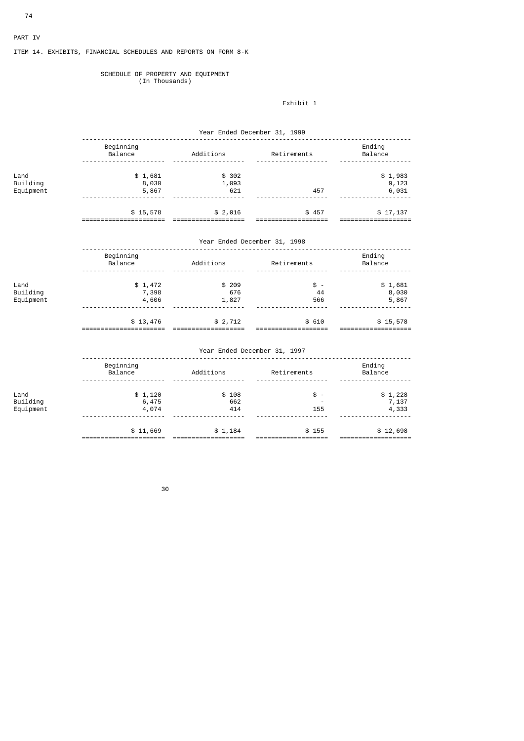PART IV

ITEM 14. EXHIBITS, FINANCIAL SCHEDULES AND REPORTS ON FORM 8-K

SCHEDULE OF PROPERTY AND EQUIPMENT
(In Thousands)

Exhibit 1

| Year Ended December 31, 1999 | Beginning Balance | Additions | Retirements | Ending Balance |
|---|---|---|---|---|
| Land | $ 1,681 | $ 302 | | $ 1,983 |
| Building | 8,030 | 1,093 | | 9,123 |
| Equipment | 5,867 | 621 | 457 | 6,031 |
| | $ 15,578 | $ 2,016 | $ 457 | $ 17,137 |

| Year Ended December 31, 1998 | Beginning Balance | Additions | Retirements | Ending Balance |
|---|---|---|---|---|
| Land | $ 1,472 | $ 209 | $ - | $ 1,681 |
| Building | 7,398 | 676 | 44 | 8,030 |
| Equipment | 4,606 | 1,827 | 566 | 5,867 |
| | $ 13,476 | $ 2,712 | $ 610 | $ 15,578 |

| Year Ended December 31, 1997 | Beginning Balance | Additions | Retirements | Ending Balance |
|---|---|---|---|---|
| Land | $ 1,120 | $ 108 | $ - | $ 1,228 |
| Building | 6,475 | 662 | - | 7,137 |
| Equipment | 4,074 | 414 | 155 | 4,333 |
| | $ 11,669 | $ 1,184 | $ 155 | $ 12,698 |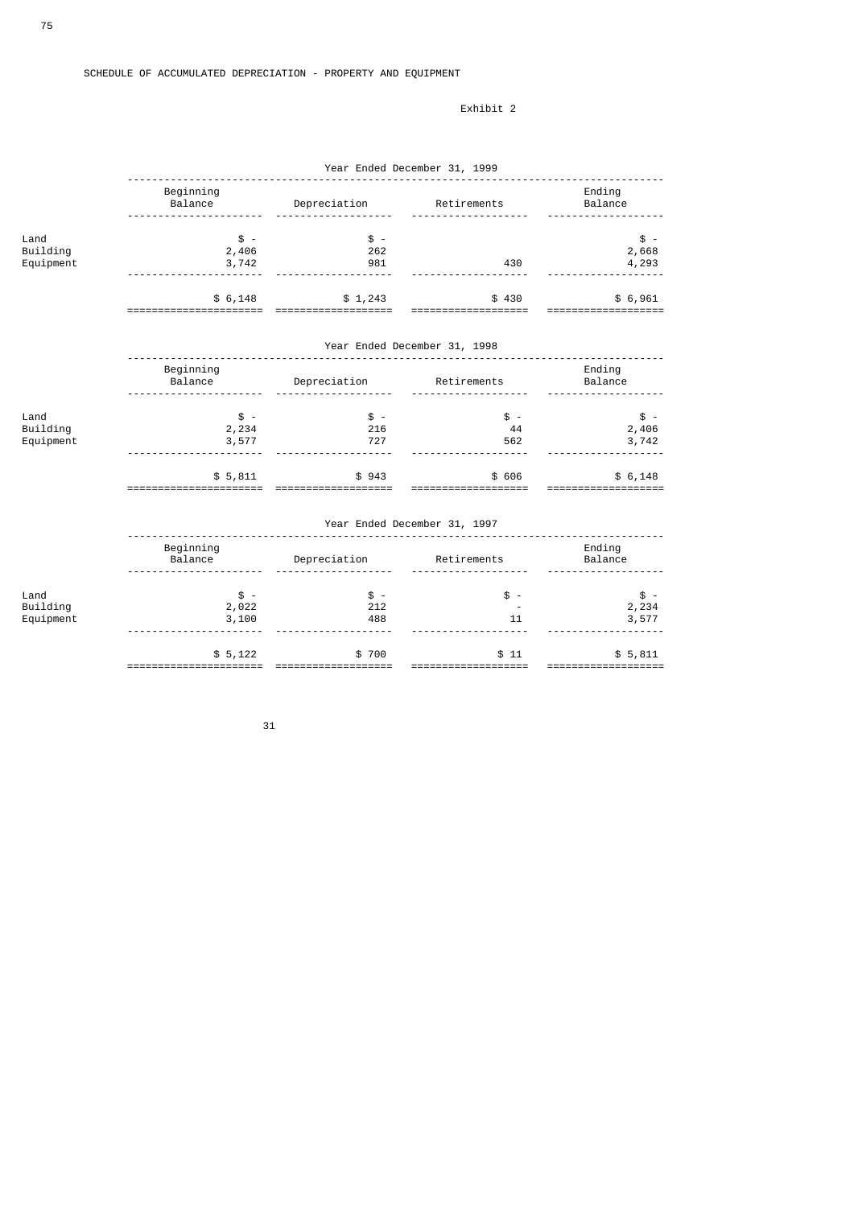SCHEDULE OF ACCUMULATED DEPRECIATION - PROPERTY AND EQUIPMENT

Exhibit 2

| Year Ended December 31, 1999 | | | | |
|---|---|---|---|---|
| | Beginning Balance | Depreciation | Retirements | Ending Balance |
| Land | $ - | $ - | | $ - |
| Building | 2,406 | 262 | | 2,668 |
| Equipment | 3,742 | 981 | 430 | 4,293 |
| | $ 6,148 | $ 1,243 | $ 430 | $ 6,961 |

| Year Ended December 31, 1998 | | | | |
|---|---|---|---|---|
| | Beginning Balance | Depreciation | Retirements | Ending Balance |
| Land | $ - | $ - | $ - | $ - |
| Building | 2,234 | 216 | 44 | 2,406 |
| Equipment | 3,577 | 727 | 562 | 3,742 |
| | $ 5,811 | $ 943 | $ 606 | $ 6,148 |

| Year Ended December 31, 1997 | | | | |
|---|---|---|---|---|
| | Beginning Balance | Depreciation | Retirements | Ending Balance |
| Land | $ - | $ - | $ - | $ - |
| Building | 2,022 | 212 | - | 2,234 |
| Equipment | 3,100 | 488 | 11 | 3,577 |
| | $ 5,122 | $ 700 | $ 11 | $ 5,811 |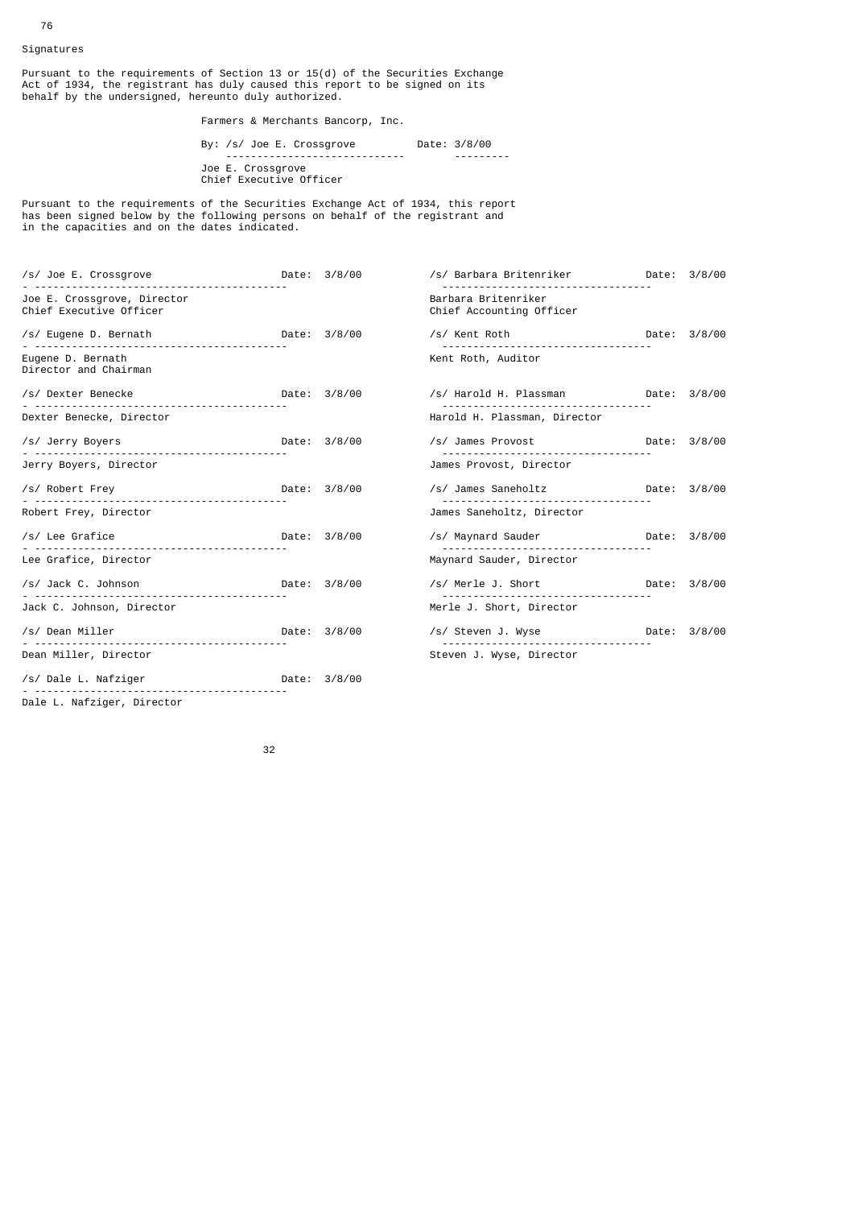Signatures

Pursuant to the requirements of Section 13 or 15(d) of the Securities Exchange Act of 1934, the registrant has duly caused this report to be signed on its behalf by the undersigned, hereunto duly authorized.

Farmers & Merchants Bancorp, Inc.

By: /s/ Joe E. Crossgrove Date: 3/8/00

Joe E. Crossgrove
Chief Executive Officer

Pursuant to the requirements of the Securities Exchange Act of 1934, this report has been signed below by the following persons on behalf of the registrant and in the capacities and on the dates indicated.

| Signature | Date | Signature | Date |
|---|---|---|---|
| /s/ Joe E. Crossgrove<br>Joe E. Crossgrove, Director<br>Chief Executive Officer | Date: 3/8/00 | /s/ Barbara Britenriker<br>Barbara Britenriker<br>Chief Accounting Officer | Date: 3/8/00 |
| /s/ Eugene D. Bernath<br>Eugene D. Bernath<br>Director and Chairman | Date: 3/8/00 | /s/ Kent Roth<br>Kent Roth, Auditor | Date: 3/8/00 |
| /s/ Dexter Benecke<br>Dexter Benecke, Director | Date: 3/8/00 | /s/ Harold H. Plassman<br>Harold H. Plassman, Director | Date: 3/8/00 |
| /s/ Jerry Boyers<br>Jerry Boyers, Director | Date: 3/8/00 | /s/ James Provost<br>James Provost, Director | Date: 3/8/00 |
| /s/ Robert Frey<br>Robert Frey, Director | Date: 3/8/00 | /s/ James Saneholtz<br>James Saneholtz, Director | Date: 3/8/00 |
| /s/ Lee Grafice<br>Lee Grafice, Director | Date: 3/8/00 | /s/ Maynard Sauder<br>Maynard Sauder, Director | Date: 3/8/00 |
| /s/ Jack C. Johnson<br>Jack C. Johnson, Director | Date: 3/8/00 | /s/ Merle J. Short<br>Merle J. Short, Director | Date: 3/8/00 |
| /s/ Dean Miller<br>Dean Miller, Director | Date: 3/8/00 | /s/ Steven J. Wyse<br>Steven J. Wyse, Director | Date: 3/8/00 |
| /s/ Dale L. Nafziger<br>Dale L. Nafziger, Director | Date: 3/8/00 | | |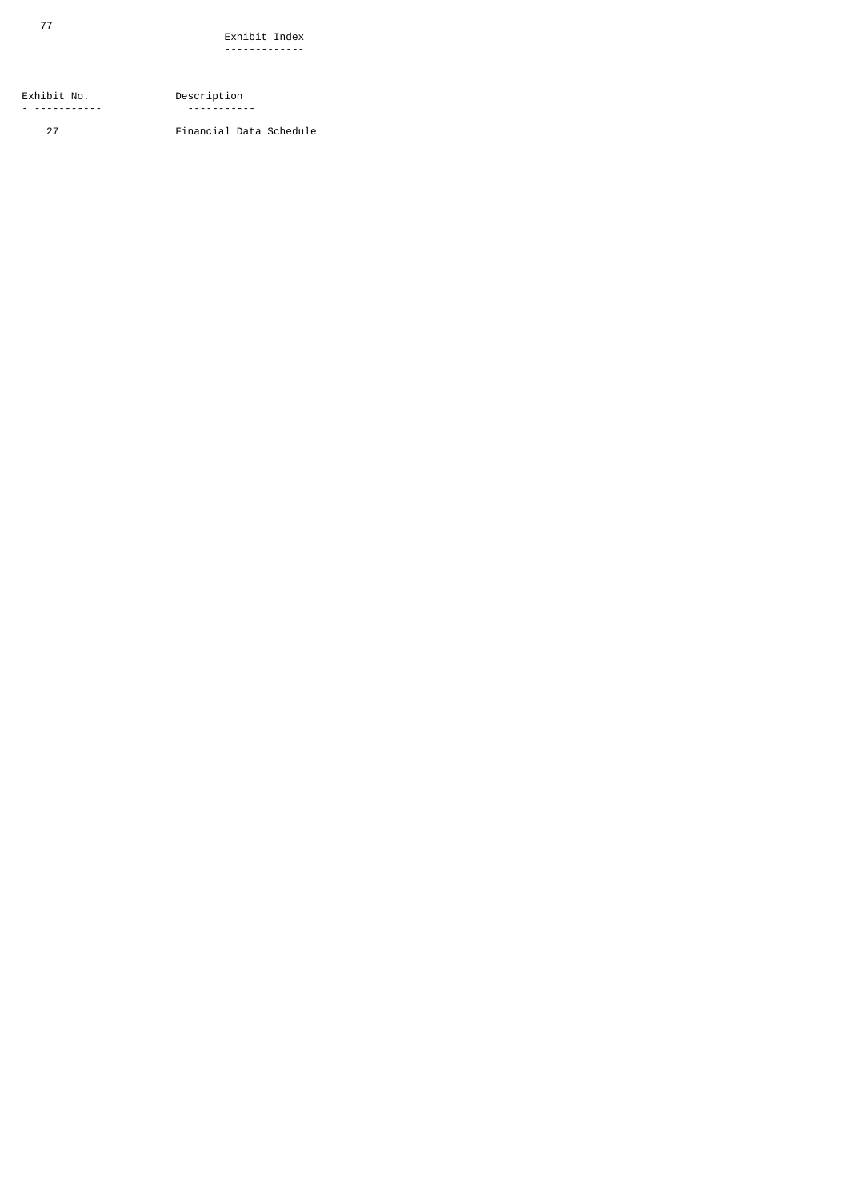# Exhibit Index

| Exhibit No. | Description |
| --- | --- |
| 27 | Financial Data Schedule |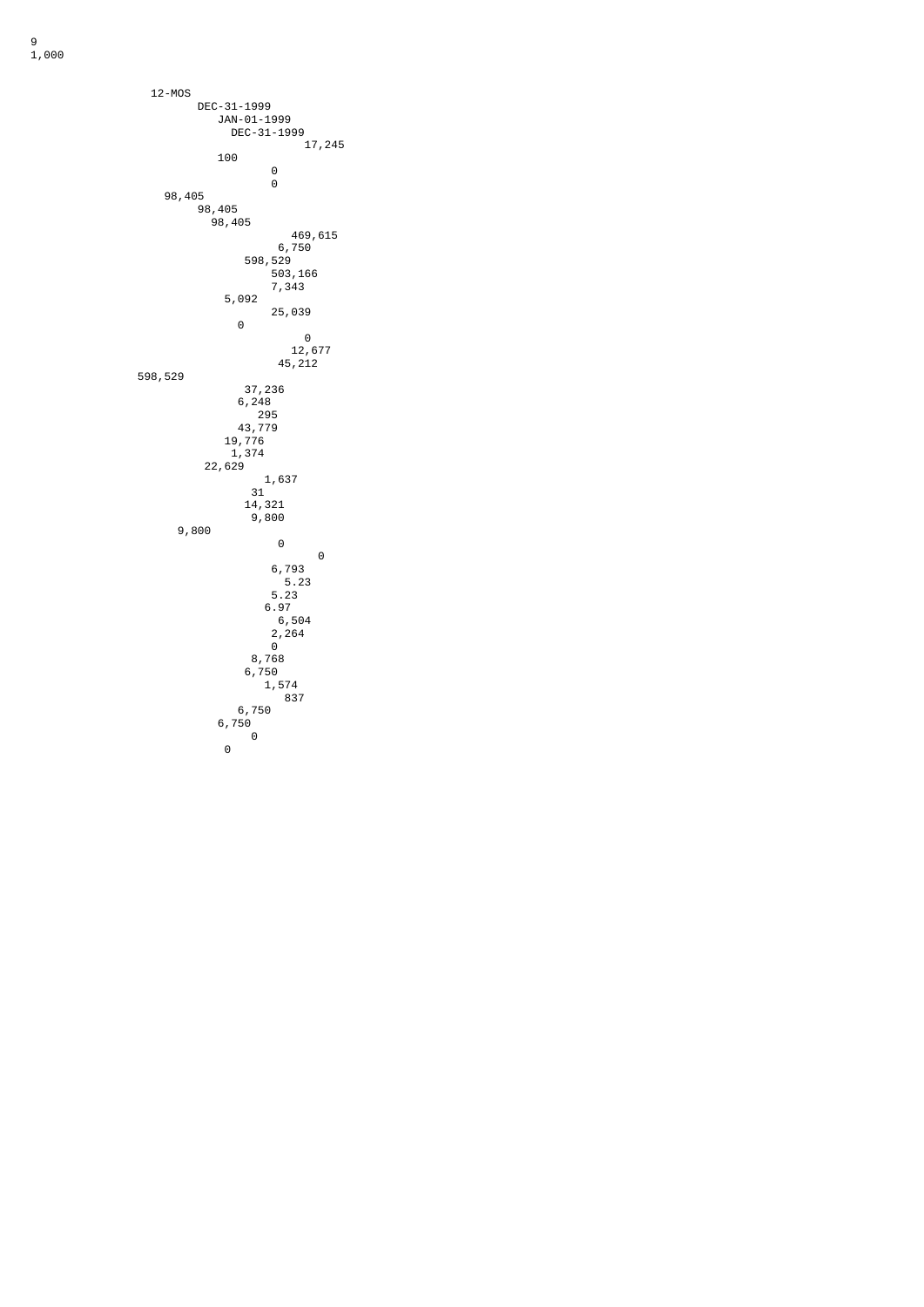9
1,000

12-MOS
DEC-31-1999
JAN-01-1999
DEC-31-1999
17,245
100
0
0
98,405
98,405
98,405
469,615
6,750
598,529
503,166
7,343
5,092
25,039
0
0
12,677
45,212
598,529
37,236
6,248
295
43,779
19,776
1,374
22,629
1,637
31
14,321
9,800
9,800
0
0
6,793
5.23
5.23
6.97
6,504
2,264
0
8,768
6,750
1,574
837
6,750
6,750
0
0